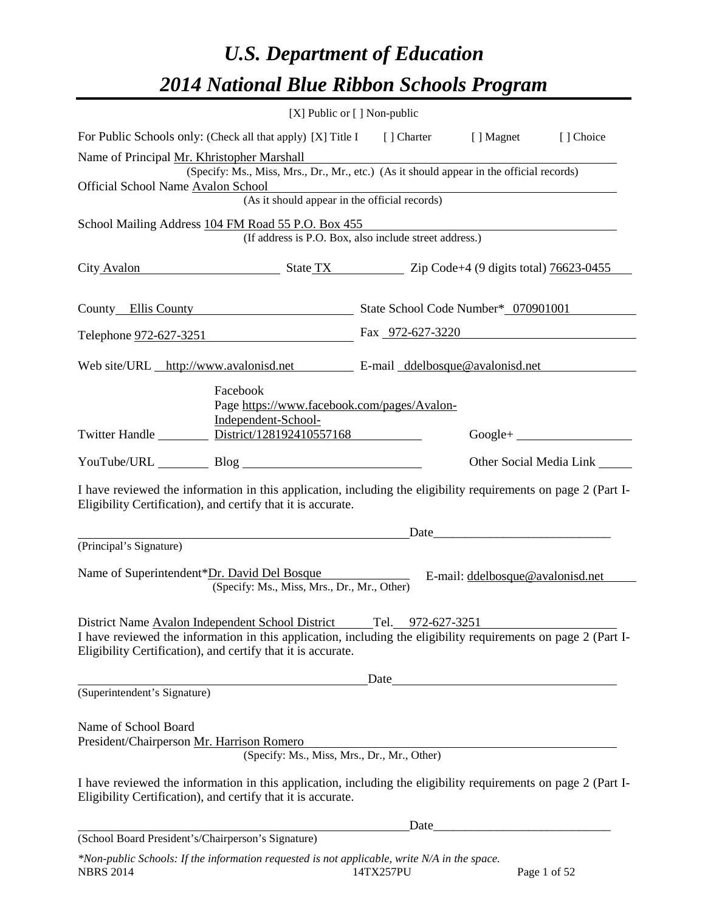# U.S. Department of Education

# 2014 National Blue Ribbon Schools Program

[X] Public or [ ] Non-public

For Public Schools only: (Check all that apply) [X] Title I [ ] Charter [ ] Magnet [ ] Choice

Name of Principal Mr. Khristopher Marshall
(Specify: Ms., Miss, Mrs., Dr., Mr., etc.) (As it should appear in the official records)

Official School Name Avalon School
(As it should appear in the official records)

School Mailing Address 104 FM Road 55 P.O. Box 455
(If address is P.O. Box, also include street address.)

City Avalon State TX Zip Code+4 (9 digits total) 76623-0455

County Ellis County State School Code Number* 070901001

Telephone 972-627-3251 Fax 972-627-3220

Web site/URL http://www.avalonisd.net E-mail ddelbosque@avalonisd.net

Twitter Handle ________ Facebook Page https://www.facebook.com/pages/Avalon-Independent-School-District/128192410557168 Google+ ________

YouTube/URL ________ Blog ________ Other Social Media Link ________

I have reviewed the information in this application, including the eligibility requirements on page 2 (Part I-Eligibility Certification), and certify that it is accurate.

_______________________________________ Date_______________________
(Principal's Signature)

Name of Superintendent*Dr. David Del Bosque E-mail: ddelbosque@avalonisd.net
(Specify: Ms., Miss, Mrs., Dr., Mr., Other)

District Name Avalon Independent School District Tel. 972-627-3251

I have reviewed the information in this application, including the eligibility requirements on page 2 (Part I-Eligibility Certification), and certify that it is accurate.

_______________________________________ Date_______________________
(Superintendent's Signature)

Name of School Board
President/Chairperson Mr. Harrison Romero
(Specify: Ms., Miss, Mrs., Dr., Mr., Other)

I have reviewed the information in this application, including the eligibility requirements on page 2 (Part I-Eligibility Certification), and certify that it is accurate.

_______________________________________ Date_______________________
(School Board President's/Chairperson's Signature)

*Non-public Schools: If the information requested is not applicable, write N/A in the space.*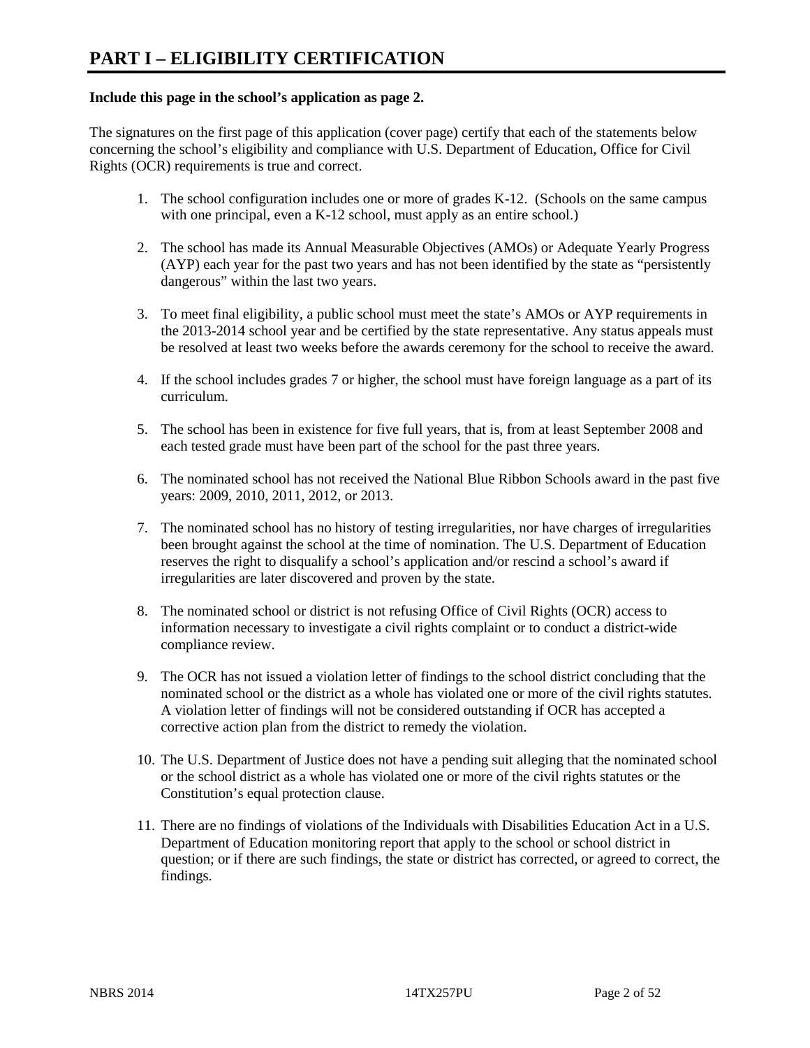# PART I – ELIGIBILITY CERTIFICATION

**Include this page in the school's application as page 2.**

The signatures on the first page of this application (cover page) certify that each of the statements below concerning the school's eligibility and compliance with U.S. Department of Education, Office for Civil Rights (OCR) requirements is true and correct.

1. The school configuration includes one or more of grades K-12. (Schools on the same campus with one principal, even a K-12 school, must apply as an entire school.)

2. The school has made its Annual Measurable Objectives (AMOs) or Adequate Yearly Progress (AYP) each year for the past two years and has not been identified by the state as "persistently dangerous" within the last two years.

3. To meet final eligibility, a public school must meet the state's AMOs or AYP requirements in the 2013-2014 school year and be certified by the state representative. Any status appeals must be resolved at least two weeks before the awards ceremony for the school to receive the award.

4. If the school includes grades 7 or higher, the school must have foreign language as a part of its curriculum.

5. The school has been in existence for five full years, that is, from at least September 2008 and each tested grade must have been part of the school for the past three years.

6. The nominated school has not received the National Blue Ribbon Schools award in the past five years: 2009, 2010, 2011, 2012, or 2013.

7. The nominated school has no history of testing irregularities, nor have charges of irregularities been brought against the school at the time of nomination. The U.S. Department of Education reserves the right to disqualify a school's application and/or rescind a school's award if irregularities are later discovered and proven by the state.

8. The nominated school or district is not refusing Office of Civil Rights (OCR) access to information necessary to investigate a civil rights complaint or to conduct a district-wide compliance review.

9. The OCR has not issued a violation letter of findings to the school district concluding that the nominated school or the district as a whole has violated one or more of the civil rights statutes. A violation letter of findings will not be considered outstanding if OCR has accepted a corrective action plan from the district to remedy the violation.

10. The U.S. Department of Justice does not have a pending suit alleging that the nominated school or the school district as a whole has violated one or more of the civil rights statutes or the Constitution's equal protection clause.

11. There are no findings of violations of the Individuals with Disabilities Education Act in a U.S. Department of Education monitoring report that apply to the school or school district in question; or if there are such findings, the state or district has corrected, or agreed to correct, the findings.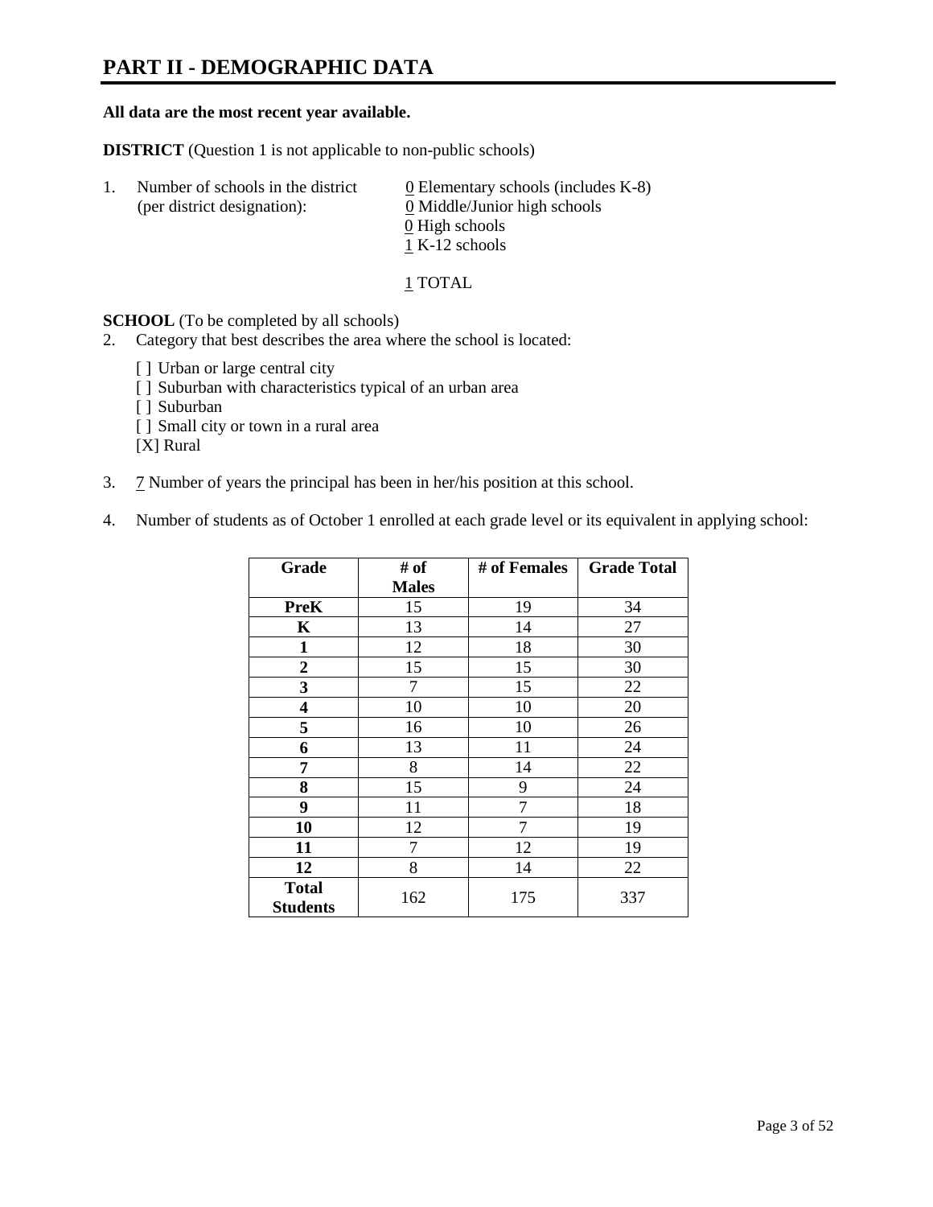# PART II - DEMOGRAPHIC DATA

**All data are the most recent year available.**

**DISTRICT** (Question 1 is not applicable to non-public schools)

1. Number of schools in the district (per district designation):
   - 0 Elementary schools (includes K-8)
   - 0 Middle/Junior high schools
   - 0 High schools
   - 1 K-12 schools

   1 TOTAL

**SCHOOL** (To be completed by all schools)

2. Category that best describes the area where the school is located:

   [ ] Urban or large central city
   [ ] Suburban with characteristics typical of an urban area
   [ ] Suburban
   [ ] Small city or town in a rural area
   [X] Rural

3. 7 Number of years the principal has been in her/his position at this school.

4. Number of students as of October 1 enrolled at each grade level or its equivalent in applying school:

| Grade | # of Males | # of Females | Grade Total |
|---|---|---|---|
| **PreK** | 15 | 19 | 34 |
| **K** | 13 | 14 | 27 |
| **1** | 12 | 18 | 30 |
| **2** | 15 | 15 | 30 |
| **3** | 7 | 15 | 22 |
| **4** | 10 | 10 | 20 |
| **5** | 16 | 10 | 26 |
| **6** | 13 | 11 | 24 |
| **7** | 8 | 14 | 22 |
| **8** | 15 | 9 | 24 |
| **9** | 11 | 7 | 18 |
| **10** | 12 | 7 | 19 |
| **11** | 7 | 12 | 19 |
| **12** | 8 | 14 | 22 |
| **Total Students** | 162 | 175 | 337 |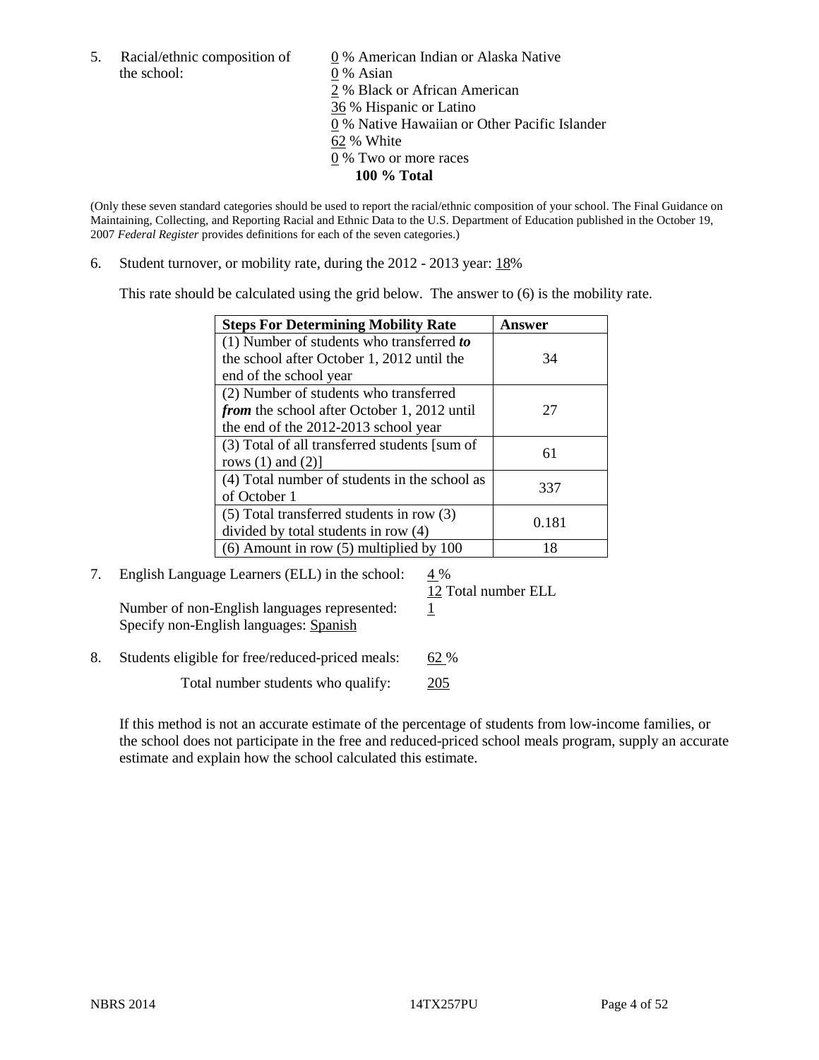5. Racial/ethnic composition of the school:

0 % American Indian or Alaska Native
0 % Asian
2 % Black or African American
36 % Hispanic or Latino
0 % Native Hawaiian or Other Pacific Islander
62 % White
0 % Two or more races
**100 % Total**

(Only these seven standard categories should be used to report the racial/ethnic composition of your school. The Final Guidance on Maintaining, Collecting, and Reporting Racial and Ethnic Data to the U.S. Department of Education published in the October 19, 2007 *Federal Register* provides definitions for each of the seven categories.)

6. Student turnover, or mobility rate, during the 2012 - 2013 year: 18%

This rate should be calculated using the grid below. The answer to (6) is the mobility rate.

| **Steps For Determining Mobility Rate** | **Answer** |
|---|---|
| (1) Number of students who transferred ***to*** the school after October 1, 2012 until the end of the school year | 34 |
| (2) Number of students who transferred ***from*** the school after October 1, 2012 until the end of the 2012-2013 school year | 27 |
| (3) Total of all transferred students [sum of rows (1) and (2)] | 61 |
| (4) Total number of students in the school as of October 1 | 337 |
| (5) Total transferred students in row (3) divided by total students in row (4) | 0.181 |
| (6) Amount in row (5) multiplied by 100 | 18 |

7. English Language Learners (ELL) in the school: 4 %
12 Total number ELL
Number of non-English languages represented: 1
Specify non-English languages: Spanish

8. Students eligible for free/reduced-priced meals: 62 %
Total number students who qualify: 205

If this method is not an accurate estimate of the percentage of students from low-income families, or the school does not participate in the free and reduced-priced school meals program, supply an accurate estimate and explain how the school calculated this estimate.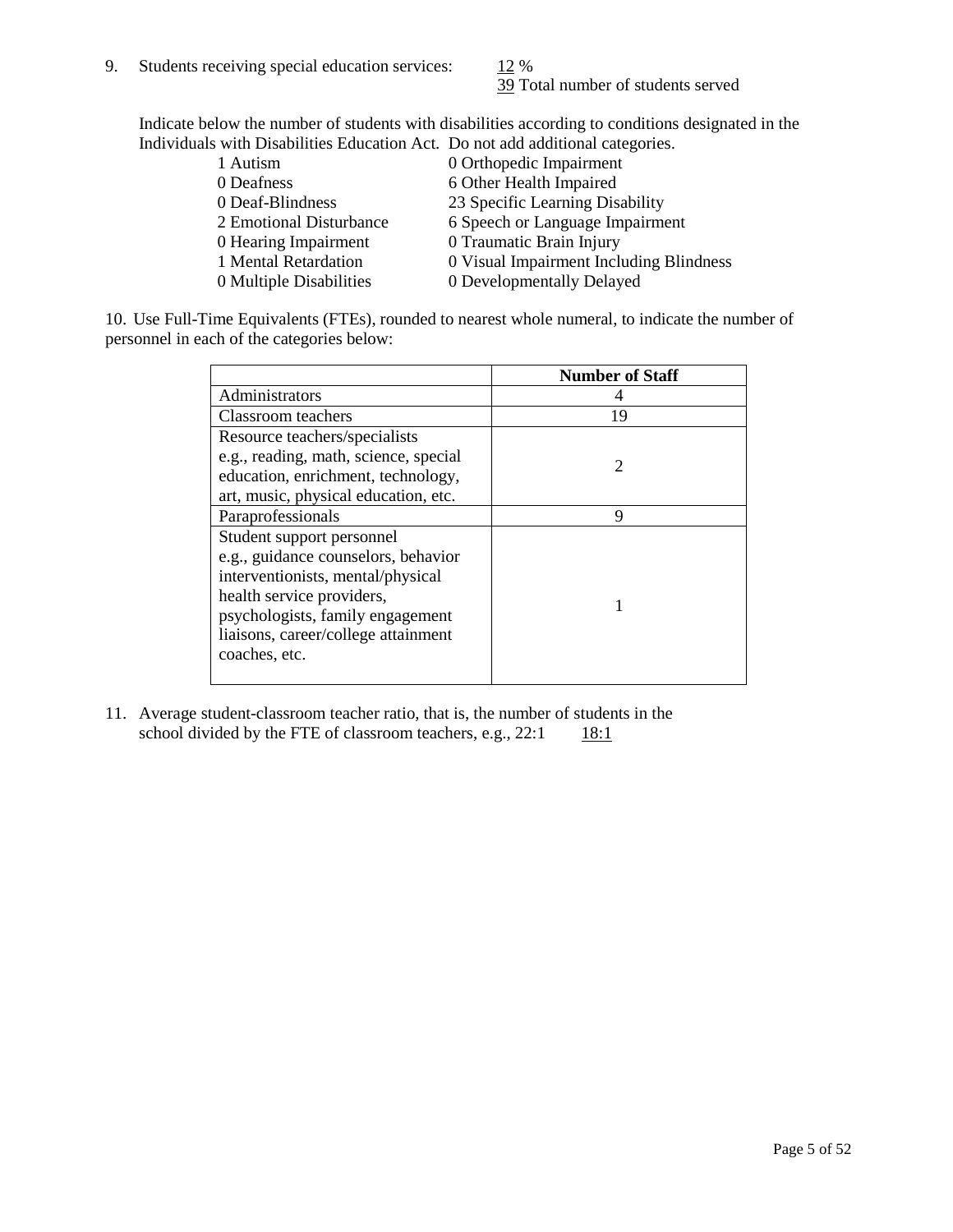9. Students receiving special education services: 12 %
39 Total number of students served

Indicate below the number of students with disabilities according to conditions designated in the Individuals with Disabilities Education Act. Do not add additional categories.

| | |
|---|---|
| 1 Autism | 0 Orthopedic Impairment |
| 0 Deafness | 6 Other Health Impaired |
| 0 Deaf-Blindness | 23 Specific Learning Disability |
| 2 Emotional Disturbance | 6 Speech or Language Impairment |
| 0 Hearing Impairment | 0 Traumatic Brain Injury |
| 1 Mental Retardation | 0 Visual Impairment Including Blindness |
| 0 Multiple Disabilities | 0 Developmentally Delayed |

10. Use Full-Time Equivalents (FTEs), rounded to nearest whole numeral, to indicate the number of personnel in each of the categories below:

| | **Number of Staff** |
|---|---|
| Administrators | 4 |
| Classroom teachers | 19 |
| Resource teachers/specialists e.g., reading, math, science, special education, enrichment, technology, art, music, physical education, etc. | 2 |
| Paraprofessionals | 9 |
| Student support personnel e.g., guidance counselors, behavior interventionists, mental/physical health service providers, psychologists, family engagement liaisons, career/college attainment coaches, etc. | 1 |

11. Average student-classroom teacher ratio, that is, the number of students in the school divided by the FTE of classroom teachers, e.g., 22:1 18:1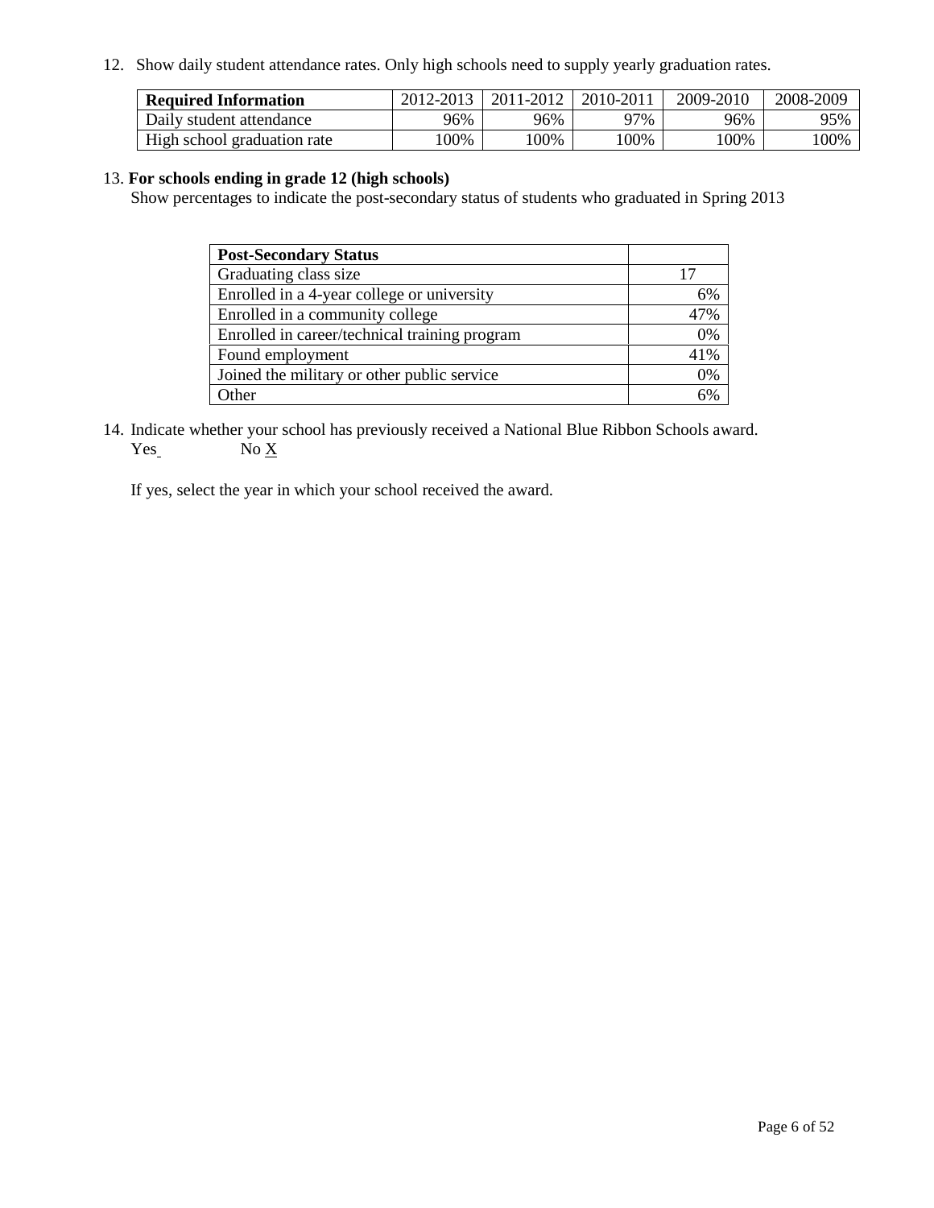12. Show daily student attendance rates. Only high schools need to supply yearly graduation rates.

| **Required Information** | 2012-2013 | 2011-2012 | 2010-2011 | 2009-2010 | 2008-2009 |
|---|---|---|---|---|---|
| Daily student attendance | 96% | 96% | 97% | 96% | 95% |
| High school graduation rate | 100% | 100% | 100% | 100% | 100% |

13. **For schools ending in grade 12 (high schools)**

Show percentages to indicate the post-secondary status of students who graduated in Spring 2013

| **Post-Secondary Status** | |
|---|---|
| Graduating class size | 17 |
| Enrolled in a 4-year college or university | 6% |
| Enrolled in a community college | 47% |
| Enrolled in career/technical training program | 0% |
| Found employment | 41% |
| Joined the military or other public service | 0% |
| Other | 6% |

14. Indicate whether your school has previously received a National Blue Ribbon Schools award.

Yes No X

If yes, select the year in which your school received the award.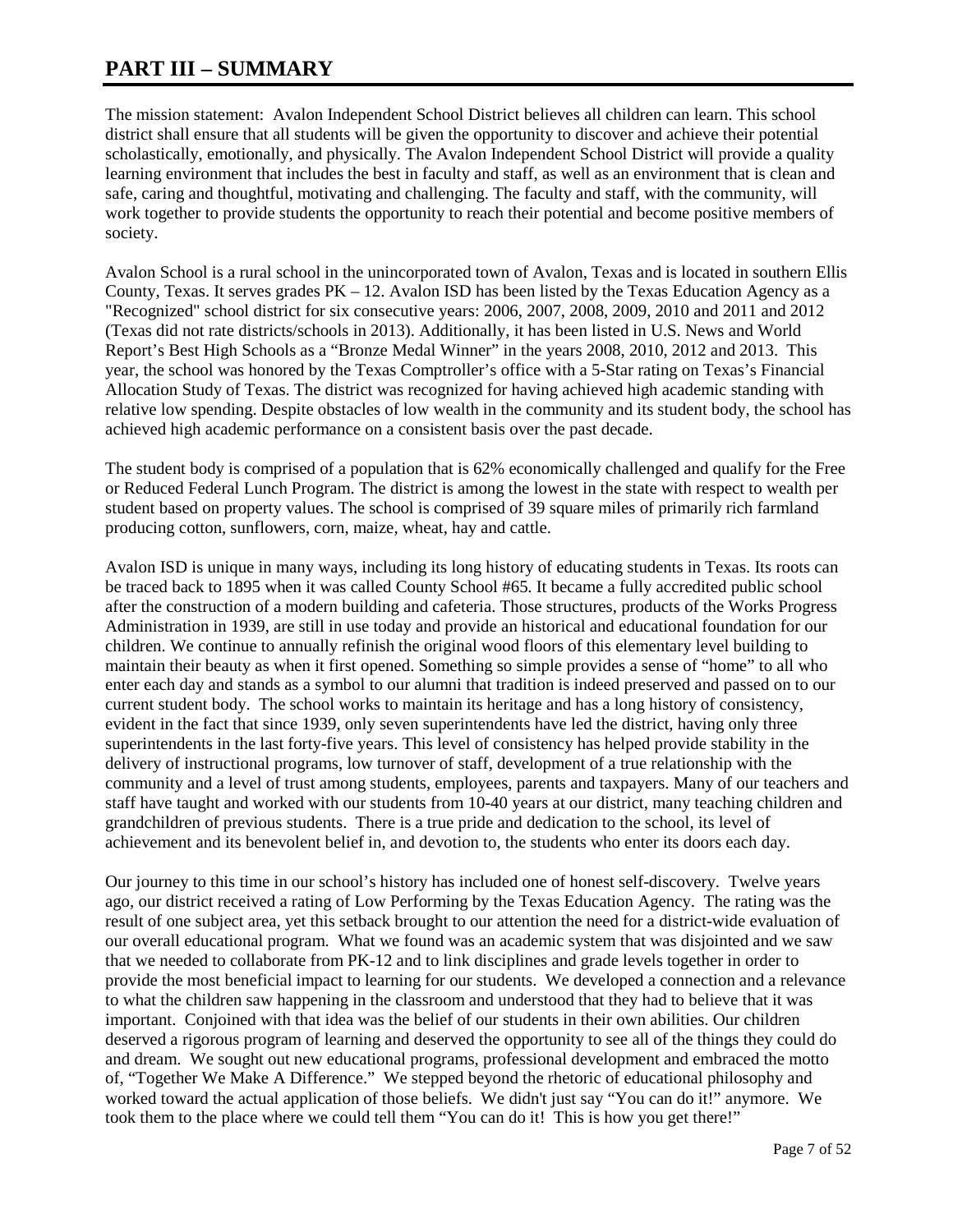# PART III – SUMMARY

The mission statement: Avalon Independent School District believes all children can learn. This school district shall ensure that all students will be given the opportunity to discover and achieve their potential scholastically, emotionally, and physically. The Avalon Independent School District will provide a quality learning environment that includes the best in faculty and staff, as well as an environment that is clean and safe, caring and thoughtful, motivating and challenging. The faculty and staff, with the community, will work together to provide students the opportunity to reach their potential and become positive members of society.

Avalon School is a rural school in the unincorporated town of Avalon, Texas and is located in southern Ellis County, Texas. It serves grades PK – 12. Avalon ISD has been listed by the Texas Education Agency as a "Recognized" school district for six consecutive years: 2006, 2007, 2008, 2009, 2010 and 2011 and 2012 (Texas did not rate districts/schools in 2013). Additionally, it has been listed in U.S. News and World Report's Best High Schools as a "Bronze Medal Winner" in the years 2008, 2010, 2012 and 2013. This year, the school was honored by the Texas Comptroller's office with a 5-Star rating on Texas's Financial Allocation Study of Texas. The district was recognized for having achieved high academic standing with relative low spending. Despite obstacles of low wealth in the community and its student body, the school has achieved high academic performance on a consistent basis over the past decade.

The student body is comprised of a population that is 62% economically challenged and qualify for the Free or Reduced Federal Lunch Program. The district is among the lowest in the state with respect to wealth per student based on property values. The school is comprised of 39 square miles of primarily rich farmland producing cotton, sunflowers, corn, maize, wheat, hay and cattle.

Avalon ISD is unique in many ways, including its long history of educating students in Texas. Its roots can be traced back to 1895 when it was called County School #65. It became a fully accredited public school after the construction of a modern building and cafeteria. Those structures, products of the Works Progress Administration in 1939, are still in use today and provide an historical and educational foundation for our children. We continue to annually refinish the original wood floors of this elementary level building to maintain their beauty as when it first opened. Something so simple provides a sense of "home" to all who enter each day and stands as a symbol to our alumni that tradition is indeed preserved and passed on to our current student body. The school works to maintain its heritage and has a long history of consistency, evident in the fact that since 1939, only seven superintendents have led the district, having only three superintendents in the last forty-five years. This level of consistency has helped provide stability in the delivery of instructional programs, low turnover of staff, development of a true relationship with the community and a level of trust among students, employees, parents and taxpayers. Many of our teachers and staff have taught and worked with our students from 10-40 years at our district, many teaching children and grandchildren of previous students. There is a true pride and dedication to the school, its level of achievement and its benevolent belief in, and devotion to, the students who enter its doors each day.

Our journey to this time in our school's history has included one of honest self-discovery. Twelve years ago, our district received a rating of Low Performing by the Texas Education Agency. The rating was the result of one subject area, yet this setback brought to our attention the need for a district-wide evaluation of our overall educational program. What we found was an academic system that was disjointed and we saw that we needed to collaborate from PK-12 and to link disciplines and grade levels together in order to provide the most beneficial impact to learning for our students. We developed a connection and a relevance to what the children saw happening in the classroom and understood that they had to believe that it was important. Conjoined with that idea was the belief of our students in their own abilities. Our children deserved a rigorous program of learning and deserved the opportunity to see all of the things they could do and dream. We sought out new educational programs, professional development and embraced the motto of, "Together We Make A Difference." We stepped beyond the rhetoric of educational philosophy and worked toward the actual application of those beliefs. We didn't just say "You can do it!" anymore. We took them to the place where we could tell them "You can do it! This is how you get there!"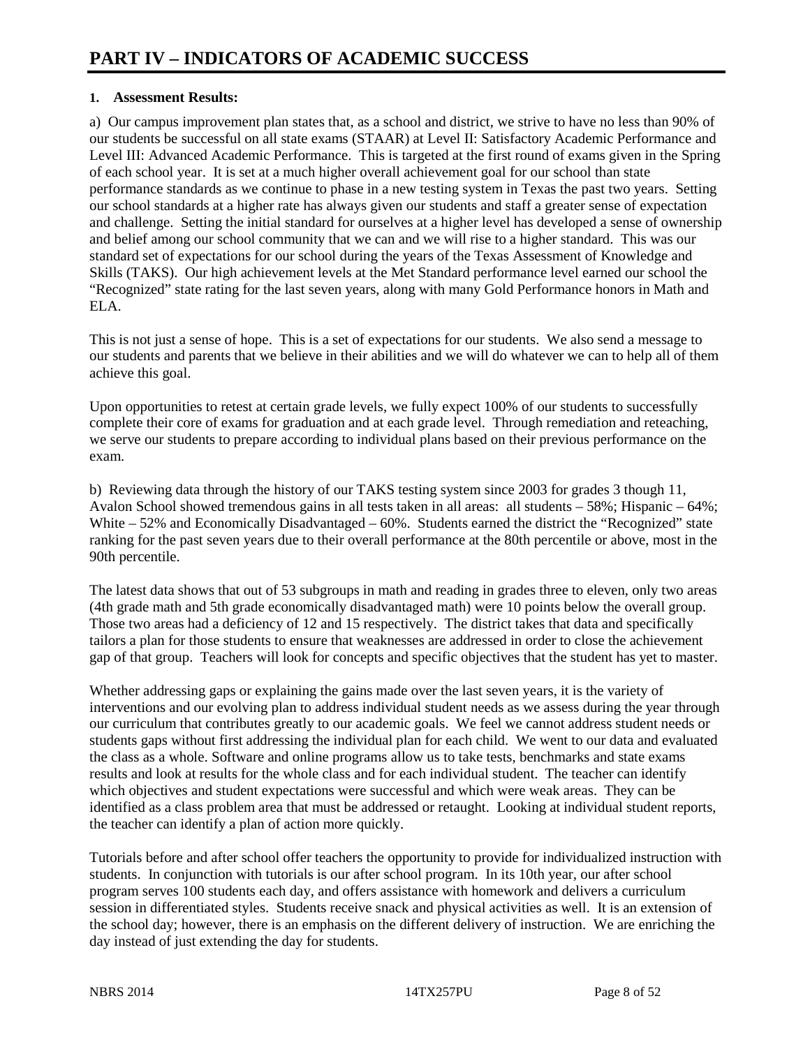# PART IV – INDICATORS OF ACADEMIC SUCCESS

**1. Assessment Results:**

a) Our campus improvement plan states that, as a school and district, we strive to have no less than 90% of our students be successful on all state exams (STAAR) at Level II: Satisfactory Academic Performance and Level III: Advanced Academic Performance. This is targeted at the first round of exams given in the Spring of each school year. It is set at a much higher overall achievement goal for our school than state performance standards as we continue to phase in a new testing system in Texas the past two years. Setting our school standards at a higher rate has always given our students and staff a greater sense of expectation and challenge. Setting the initial standard for ourselves at a higher level has developed a sense of ownership and belief among our school community that we can and we will rise to a higher standard. This was our standard set of expectations for our school during the years of the Texas Assessment of Knowledge and Skills (TAKS). Our high achievement levels at the Met Standard performance level earned our school the "Recognized" state rating for the last seven years, along with many Gold Performance honors in Math and ELA.

This is not just a sense of hope. This is a set of expectations for our students. We also send a message to our students and parents that we believe in their abilities and we will do whatever we can to help all of them achieve this goal.

Upon opportunities to retest at certain grade levels, we fully expect 100% of our students to successfully complete their core of exams for graduation and at each grade level. Through remediation and reteaching, we serve our students to prepare according to individual plans based on their previous performance on the exam.

b) Reviewing data through the history of our TAKS testing system since 2003 for grades 3 though 11, Avalon School showed tremendous gains in all tests taken in all areas: all students – 58%; Hispanic – 64%; White – 52% and Economically Disadvantaged – 60%. Students earned the district the "Recognized" state ranking for the past seven years due to their overall performance at the 80th percentile or above, most in the 90th percentile.

The latest data shows that out of 53 subgroups in math and reading in grades three to eleven, only two areas (4th grade math and 5th grade economically disadvantaged math) were 10 points below the overall group. Those two areas had a deficiency of 12 and 15 respectively. The district takes that data and specifically tailors a plan for those students to ensure that weaknesses are addressed in order to close the achievement gap of that group. Teachers will look for concepts and specific objectives that the student has yet to master.

Whether addressing gaps or explaining the gains made over the last seven years, it is the variety of interventions and our evolving plan to address individual student needs as we assess during the year through our curriculum that contributes greatly to our academic goals. We feel we cannot address student needs or students gaps without first addressing the individual plan for each child. We went to our data and evaluated the class as a whole. Software and online programs allow us to take tests, benchmarks and state exams results and look at results for the whole class and for each individual student. The teacher can identify which objectives and student expectations were successful and which were weak areas. They can be identified as a class problem area that must be addressed or retaught. Looking at individual student reports, the teacher can identify a plan of action more quickly.

Tutorials before and after school offer teachers the opportunity to provide for individualized instruction with students. In conjunction with tutorials is our after school program. In its 10th year, our after school program serves 100 students each day, and offers assistance with homework and delivers a curriculum session in differentiated styles. Students receive snack and physical activities as well. It is an extension of the school day; however, there is an emphasis on the different delivery of instruction. We are enriching the day instead of just extending the day for students.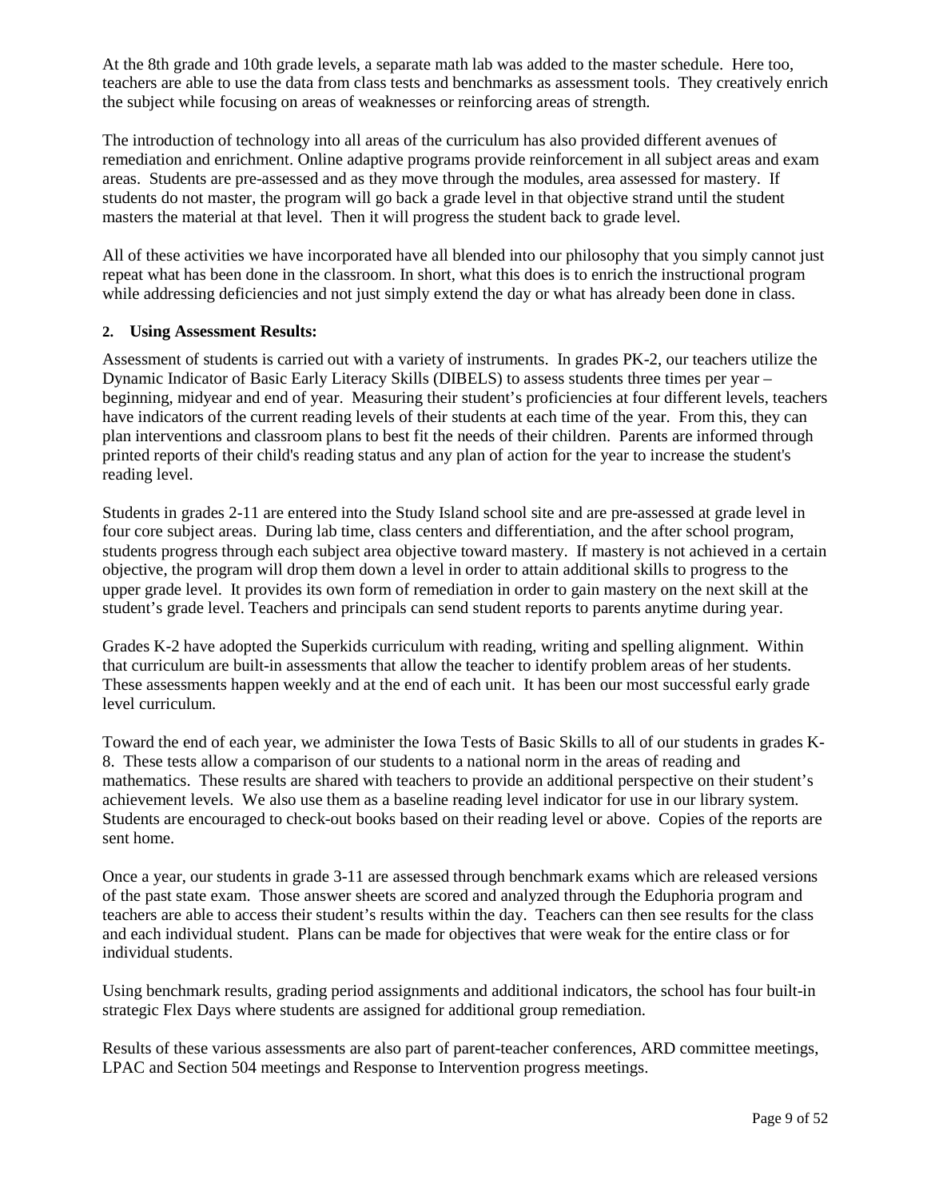At the 8th grade and 10th grade levels, a separate math lab was added to the master schedule. Here too, teachers are able to use the data from class tests and benchmarks as assessment tools. They creatively enrich the subject while focusing on areas of weaknesses or reinforcing areas of strength.

The introduction of technology into all areas of the curriculum has also provided different avenues of remediation and enrichment. Online adaptive programs provide reinforcement in all subject areas and exam areas. Students are pre-assessed and as they move through the modules, area assessed for mastery. If students do not master, the program will go back a grade level in that objective strand until the student masters the material at that level. Then it will progress the student back to grade level.

All of these activities we have incorporated have all blended into our philosophy that you simply cannot just repeat what has been done in the classroom. In short, what this does is to enrich the instructional program while addressing deficiencies and not just simply extend the day or what has already been done in class.

**2. Using Assessment Results:**

Assessment of students is carried out with a variety of instruments. In grades PK-2, our teachers utilize the Dynamic Indicator of Basic Early Literacy Skills (DIBELS) to assess students three times per year – beginning, midyear and end of year. Measuring their student's proficiencies at four different levels, teachers have indicators of the current reading levels of their students at each time of the year. From this, they can plan interventions and classroom plans to best fit the needs of their children. Parents are informed through printed reports of their child's reading status and any plan of action for the year to increase the student's reading level.

Students in grades 2-11 are entered into the Study Island school site and are pre-assessed at grade level in four core subject areas. During lab time, class centers and differentiation, and the after school program, students progress through each subject area objective toward mastery. If mastery is not achieved in a certain objective, the program will drop them down a level in order to attain additional skills to progress to the upper grade level. It provides its own form of remediation in order to gain mastery on the next skill at the student's grade level. Teachers and principals can send student reports to parents anytime during year.

Grades K-2 have adopted the Superkids curriculum with reading, writing and spelling alignment. Within that curriculum are built-in assessments that allow the teacher to identify problem areas of her students. These assessments happen weekly and at the end of each unit. It has been our most successful early grade level curriculum.

Toward the end of each year, we administer the Iowa Tests of Basic Skills to all of our students in grades K-8. These tests allow a comparison of our students to a national norm in the areas of reading and mathematics. These results are shared with teachers to provide an additional perspective on their student's achievement levels. We also use them as a baseline reading level indicator for use in our library system. Students are encouraged to check-out books based on their reading level or above. Copies of the reports are sent home.

Once a year, our students in grade 3-11 are assessed through benchmark exams which are released versions of the past state exam. Those answer sheets are scored and analyzed through the Eduphoria program and teachers are able to access their student's results within the day. Teachers can then see results for the class and each individual student. Plans can be made for objectives that were weak for the entire class or for individual students.

Using benchmark results, grading period assignments and additional indicators, the school has four built-in strategic Flex Days where students are assigned for additional group remediation.

Results of these various assessments are also part of parent-teacher conferences, ARD committee meetings, LPAC and Section 504 meetings and Response to Intervention progress meetings.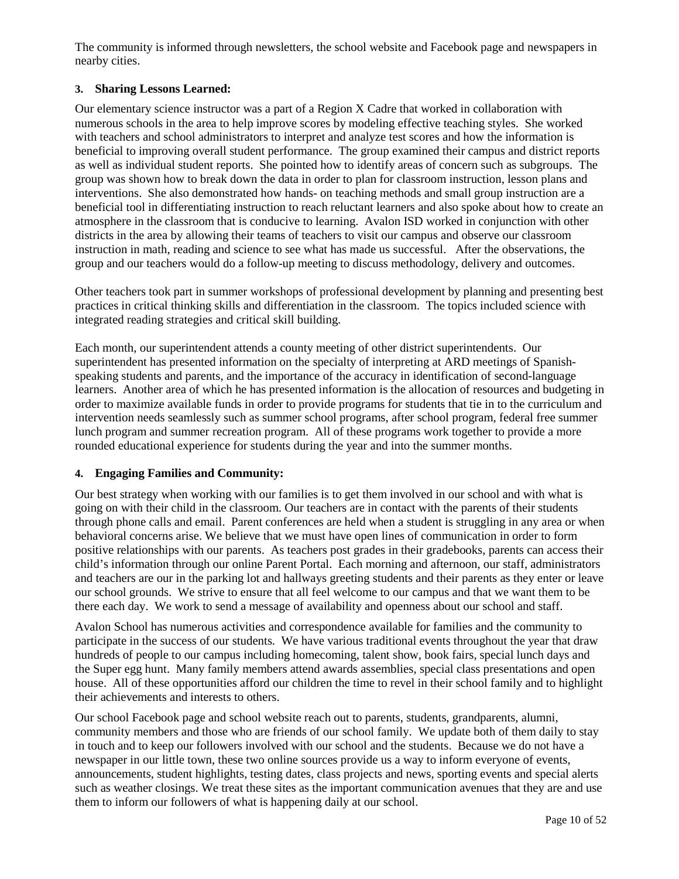The community is informed through newsletters, the school website and Facebook page and newspapers in nearby cities.

**3. Sharing Lessons Learned:**

Our elementary science instructor was a part of a Region X Cadre that worked in collaboration with numerous schools in the area to help improve scores by modeling effective teaching styles. She worked with teachers and school administrators to interpret and analyze test scores and how the information is beneficial to improving overall student performance. The group examined their campus and district reports as well as individual student reports. She pointed how to identify areas of concern such as subgroups. The group was shown how to break down the data in order to plan for classroom instruction, lesson plans and interventions. She also demonstrated how hands- on teaching methods and small group instruction are a beneficial tool in differentiating instruction to reach reluctant learners and also spoke about how to create an atmosphere in the classroom that is conducive to learning. Avalon ISD worked in conjunction with other districts in the area by allowing their teams of teachers to visit our campus and observe our classroom instruction in math, reading and science to see what has made us successful. After the observations, the group and our teachers would do a follow-up meeting to discuss methodology, delivery and outcomes.

Other teachers took part in summer workshops of professional development by planning and presenting best practices in critical thinking skills and differentiation in the classroom. The topics included science with integrated reading strategies and critical skill building.

Each month, our superintendent attends a county meeting of other district superintendents. Our superintendent has presented information on the specialty of interpreting at ARD meetings of Spanish-speaking students and parents, and the importance of the accuracy in identification of second-language learners. Another area of which he has presented information is the allocation of resources and budgeting in order to maximize available funds in order to provide programs for students that tie in to the curriculum and intervention needs seamlessly such as summer school programs, after school program, federal free summer lunch program and summer recreation program. All of these programs work together to provide a more rounded educational experience for students during the year and into the summer months.

**4. Engaging Families and Community:**

Our best strategy when working with our families is to get them involved in our school and with what is going on with their child in the classroom. Our teachers are in contact with the parents of their students through phone calls and email. Parent conferences are held when a student is struggling in any area or when behavioral concerns arise. We believe that we must have open lines of communication in order to form positive relationships with our parents. As teachers post grades in their gradebooks, parents can access their child's information through our online Parent Portal. Each morning and afternoon, our staff, administrators and teachers are our in the parking lot and hallways greeting students and their parents as they enter or leave our school grounds. We strive to ensure that all feel welcome to our campus and that we want them to be there each day. We work to send a message of availability and openness about our school and staff.

Avalon School has numerous activities and correspondence available for families and the community to participate in the success of our students. We have various traditional events throughout the year that draw hundreds of people to our campus including homecoming, talent show, book fairs, special lunch days and the Super egg hunt. Many family members attend awards assemblies, special class presentations and open house. All of these opportunities afford our children the time to revel in their school family and to highlight their achievements and interests to others.

Our school Facebook page and school website reach out to parents, students, grandparents, alumni, community members and those who are friends of our school family. We update both of them daily to stay in touch and to keep our followers involved with our school and the students. Because we do not have a newspaper in our little town, these two online sources provide us a way to inform everyone of events, announcements, student highlights, testing dates, class projects and news, sporting events and special alerts such as weather closings. We treat these sites as the important communication avenues that they are and use them to inform our followers of what is happening daily at our school.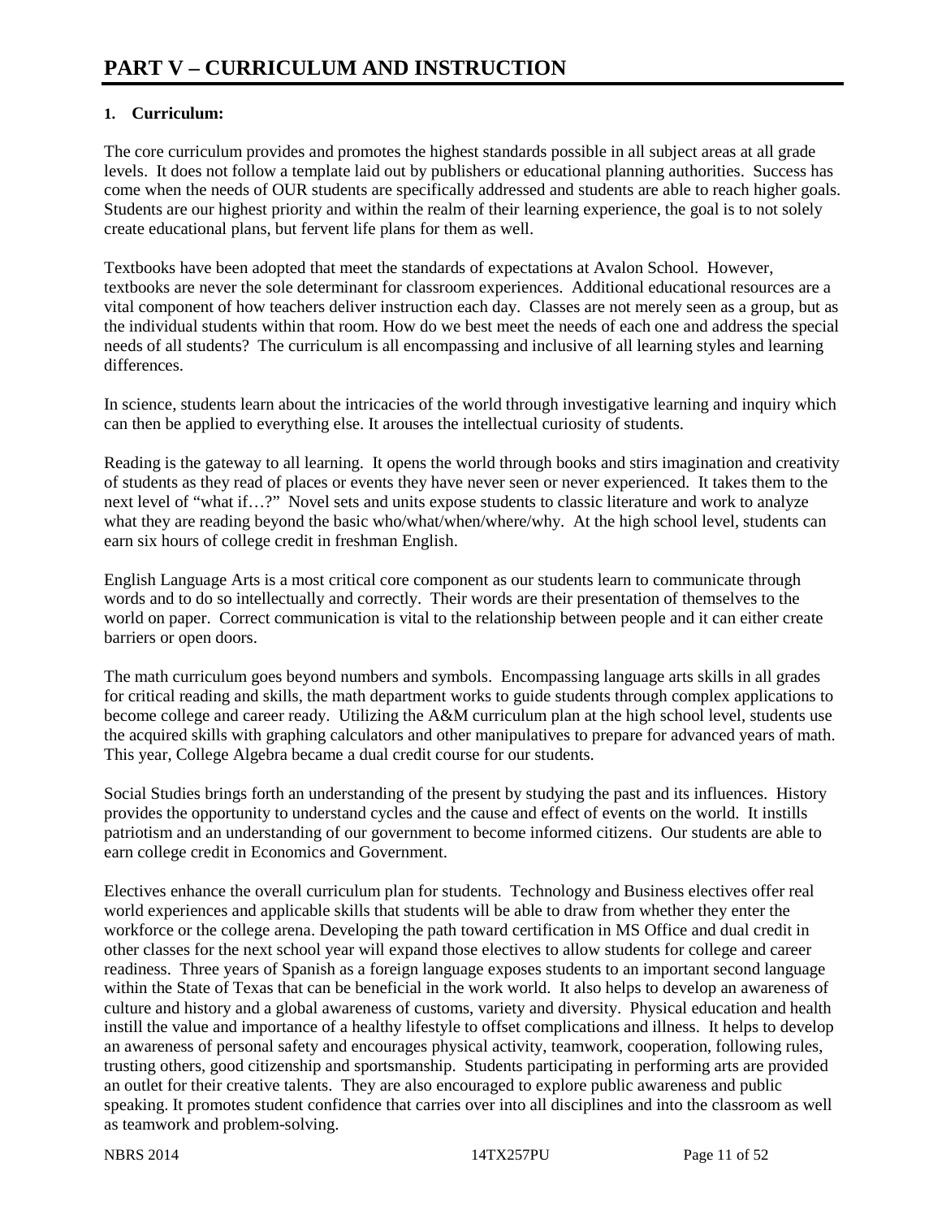# PART V – CURRICULUM AND INSTRUCTION

**1. Curriculum:**

The core curriculum provides and promotes the highest standards possible in all subject areas at all grade levels. It does not follow a template laid out by publishers or educational planning authorities. Success has come when the needs of OUR students are specifically addressed and students are able to reach higher goals. Students are our highest priority and within the realm of their learning experience, the goal is to not solely create educational plans, but fervent life plans for them as well.

Textbooks have been adopted that meet the standards of expectations at Avalon School. However, textbooks are never the sole determinant for classroom experiences. Additional educational resources are a vital component of how teachers deliver instruction each day. Classes are not merely seen as a group, but as the individual students within that room. How do we best meet the needs of each one and address the special needs of all students? The curriculum is all encompassing and inclusive of all learning styles and learning differences.

In science, students learn about the intricacies of the world through investigative learning and inquiry which can then be applied to everything else. It arouses the intellectual curiosity of students.

Reading is the gateway to all learning. It opens the world through books and stirs imagination and creativity of students as they read of places or events they have never seen or never experienced. It takes them to the next level of "what if…?" Novel sets and units expose students to classic literature and work to analyze what they are reading beyond the basic who/what/when/where/why. At the high school level, students can earn six hours of college credit in freshman English.

English Language Arts is a most critical core component as our students learn to communicate through words and to do so intellectually and correctly. Their words are their presentation of themselves to the world on paper. Correct communication is vital to the relationship between people and it can either create barriers or open doors.

The math curriculum goes beyond numbers and symbols. Encompassing language arts skills in all grades for critical reading and skills, the math department works to guide students through complex applications to become college and career ready. Utilizing the A&M curriculum plan at the high school level, students use the acquired skills with graphing calculators and other manipulatives to prepare for advanced years of math. This year, College Algebra became a dual credit course for our students.

Social Studies brings forth an understanding of the present by studying the past and its influences. History provides the opportunity to understand cycles and the cause and effect of events on the world. It instills patriotism and an understanding of our government to become informed citizens. Our students are able to earn college credit in Economics and Government.

Electives enhance the overall curriculum plan for students. Technology and Business electives offer real world experiences and applicable skills that students will be able to draw from whether they enter the workforce or the college arena. Developing the path toward certification in MS Office and dual credit in other classes for the next school year will expand those electives to allow students for college and career readiness. Three years of Spanish as a foreign language exposes students to an important second language within the State of Texas that can be beneficial in the work world. It also helps to develop an awareness of culture and history and a global awareness of customs, variety and diversity. Physical education and health instill the value and importance of a healthy lifestyle to offset complications and illness. It helps to develop an awareness of personal safety and encourages physical activity, teamwork, cooperation, following rules, trusting others, good citizenship and sportsmanship. Students participating in performing arts are provided an outlet for their creative talents. They are also encouraged to explore public awareness and public speaking. It promotes student confidence that carries over into all disciplines and into the classroom as well as teamwork and problem-solving.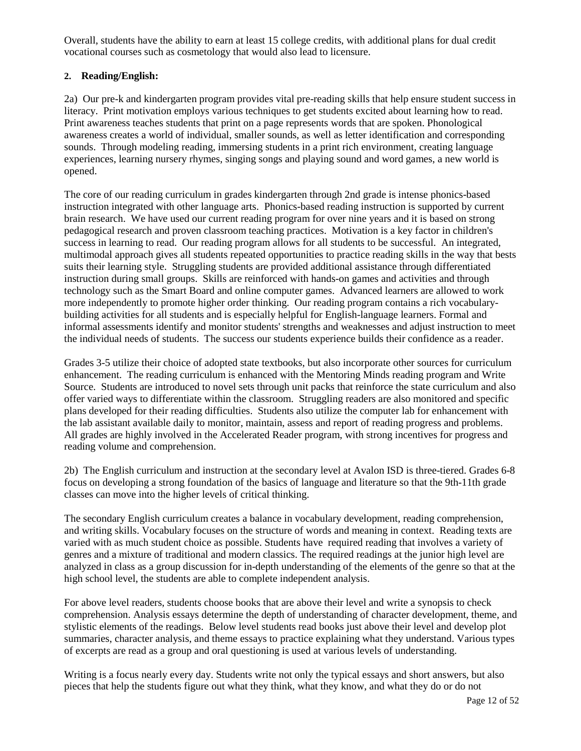Overall, students have the ability to earn at least 15 college credits, with additional plans for dual credit vocational courses such as cosmetology that would also lead to licensure.

**2. Reading/English:**

2a) Our pre-k and kindergarten program provides vital pre-reading skills that help ensure student success in literacy. Print motivation employs various techniques to get students excited about learning how to read. Print awareness teaches students that print on a page represents words that are spoken. Phonological awareness creates a world of individual, smaller sounds, as well as letter identification and corresponding sounds. Through modeling reading, immersing students in a print rich environment, creating language experiences, learning nursery rhymes, singing songs and playing sound and word games, a new world is opened.

The core of our reading curriculum in grades kindergarten through 2nd grade is intense phonics-based instruction integrated with other language arts. Phonics-based reading instruction is supported by current brain research. We have used our current reading program for over nine years and it is based on strong pedagogical research and proven classroom teaching practices. Motivation is a key factor in children's success in learning to read. Our reading program allows for all students to be successful. An integrated, multimodal approach gives all students repeated opportunities to practice reading skills in the way that bests suits their learning style. Struggling students are provided additional assistance through differentiated instruction during small groups. Skills are reinforced with hands-on games and activities and through technology such as the Smart Board and online computer games. Advanced learners are allowed to work more independently to promote higher order thinking. Our reading program contains a rich vocabulary-building activities for all students and is especially helpful for English-language learners. Formal and informal assessments identify and monitor students' strengths and weaknesses and adjust instruction to meet the individual needs of students. The success our students experience builds their confidence as a reader.

Grades 3-5 utilize their choice of adopted state textbooks, but also incorporate other sources for curriculum enhancement. The reading curriculum is enhanced with the Mentoring Minds reading program and Write Source. Students are introduced to novel sets through unit packs that reinforce the state curriculum and also offer varied ways to differentiate within the classroom. Struggling readers are also monitored and specific plans developed for their reading difficulties. Students also utilize the computer lab for enhancement with the lab assistant available daily to monitor, maintain, assess and report of reading progress and problems. All grades are highly involved in the Accelerated Reader program, with strong incentives for progress and reading volume and comprehension.

2b) The English curriculum and instruction at the secondary level at Avalon ISD is three-tiered. Grades 6-8 focus on developing a strong foundation of the basics of language and literature so that the 9th-11th grade classes can move into the higher levels of critical thinking.

The secondary English curriculum creates a balance in vocabulary development, reading comprehension, and writing skills. Vocabulary focuses on the structure of words and meaning in context. Reading texts are varied with as much student choice as possible. Students have required reading that involves a variety of genres and a mixture of traditional and modern classics. The required readings at the junior high level are analyzed in class as a group discussion for in-depth understanding of the elements of the genre so that at the high school level, the students are able to complete independent analysis.

For above level readers, students choose books that are above their level and write a synopsis to check comprehension. Analysis essays determine the depth of understanding of character development, theme, and stylistic elements of the readings. Below level students read books just above their level and develop plot summaries, character analysis, and theme essays to practice explaining what they understand. Various types of excerpts are read as a group and oral questioning is used at various levels of understanding.

Writing is a focus nearly every day. Students write not only the typical essays and short answers, but also pieces that help the students figure out what they think, what they know, and what they do or do not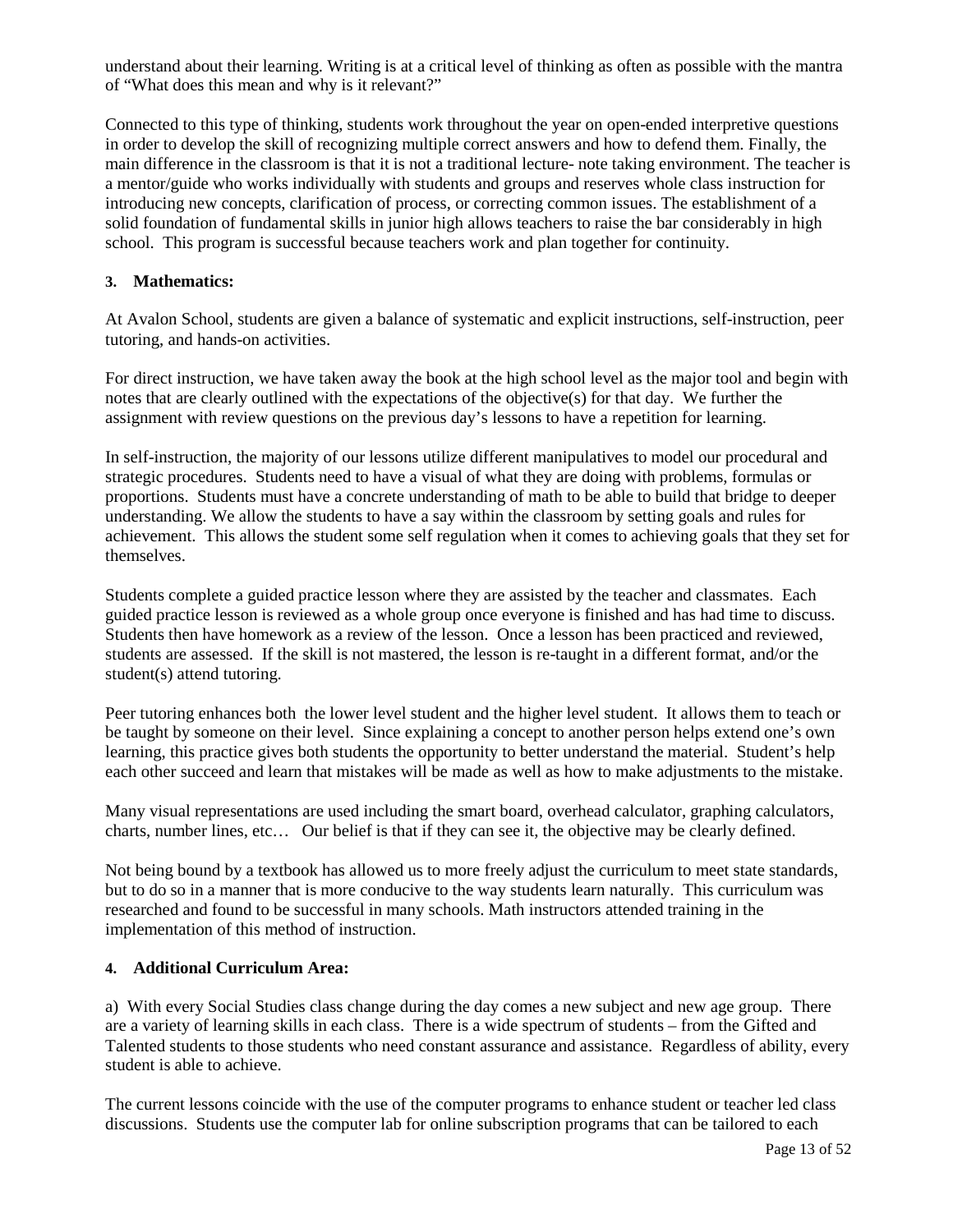understand about their learning. Writing is at a critical level of thinking as often as possible with the mantra of "What does this mean and why is it relevant?"

Connected to this type of thinking, students work throughout the year on open-ended interpretive questions in order to develop the skill of recognizing multiple correct answers and how to defend them. Finally, the main difference in the classroom is that it is not a traditional lecture- note taking environment. The teacher is a mentor/guide who works individually with students and groups and reserves whole class instruction for introducing new concepts, clarification of process, or correcting common issues. The establishment of a solid foundation of fundamental skills in junior high allows teachers to raise the bar considerably in high school. This program is successful because teachers work and plan together for continuity.

**3. Mathematics:**

At Avalon School, students are given a balance of systematic and explicit instructions, self-instruction, peer tutoring, and hands-on activities.

For direct instruction, we have taken away the book at the high school level as the major tool and begin with notes that are clearly outlined with the expectations of the objective(s) for that day. We further the assignment with review questions on the previous day's lessons to have a repetition for learning.

In self-instruction, the majority of our lessons utilize different manipulatives to model our procedural and strategic procedures. Students need to have a visual of what they are doing with problems, formulas or proportions. Students must have a concrete understanding of math to be able to build that bridge to deeper understanding. We allow the students to have a say within the classroom by setting goals and rules for achievement. This allows the student some self regulation when it comes to achieving goals that they set for themselves.

Students complete a guided practice lesson where they are assisted by the teacher and classmates. Each guided practice lesson is reviewed as a whole group once everyone is finished and has had time to discuss. Students then have homework as a review of the lesson. Once a lesson has been practiced and reviewed, students are assessed. If the skill is not mastered, the lesson is re-taught in a different format, and/or the student(s) attend tutoring.

Peer tutoring enhances both the lower level student and the higher level student. It allows them to teach or be taught by someone on their level. Since explaining a concept to another person helps extend one's own learning, this practice gives both students the opportunity to better understand the material. Student's help each other succeed and learn that mistakes will be made as well as how to make adjustments to the mistake.

Many visual representations are used including the smart board, overhead calculator, graphing calculators, charts, number lines, etc… Our belief is that if they can see it, the objective may be clearly defined.

Not being bound by a textbook has allowed us to more freely adjust the curriculum to meet state standards, but to do so in a manner that is more conducive to the way students learn naturally. This curriculum was researched and found to be successful in many schools. Math instructors attended training in the implementation of this method of instruction.

**4. Additional Curriculum Area:**

a) With every Social Studies class change during the day comes a new subject and new age group. There are a variety of learning skills in each class. There is a wide spectrum of students – from the Gifted and Talented students to those students who need constant assurance and assistance. Regardless of ability, every student is able to achieve.

The current lessons coincide with the use of the computer programs to enhance student or teacher led class discussions. Students use the computer lab for online subscription programs that can be tailored to each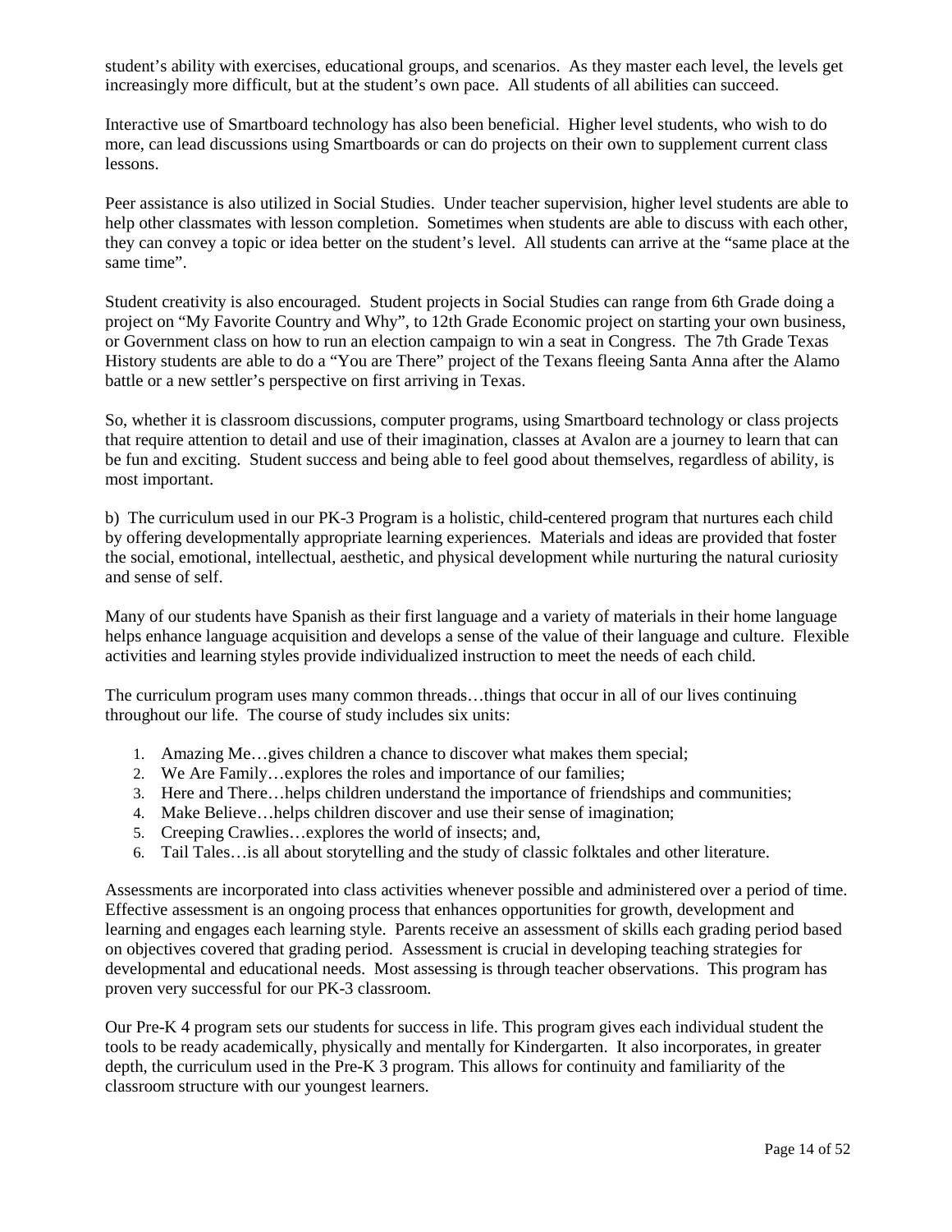student's ability with exercises, educational groups, and scenarios. As they master each level, the levels get increasingly more difficult, but at the student's own pace. All students of all abilities can succeed.

Interactive use of Smartboard technology has also been beneficial. Higher level students, who wish to do more, can lead discussions using Smartboards or can do projects on their own to supplement current class lessons.

Peer assistance is also utilized in Social Studies. Under teacher supervision, higher level students are able to help other classmates with lesson completion. Sometimes when students are able to discuss with each other, they can convey a topic or idea better on the student's level. All students can arrive at the "same place at the same time".

Student creativity is also encouraged. Student projects in Social Studies can range from 6th Grade doing a project on "My Favorite Country and Why", to 12th Grade Economic project on starting your own business, or Government class on how to run an election campaign to win a seat in Congress. The 7th Grade Texas History students are able to do a "You are There" project of the Texans fleeing Santa Anna after the Alamo battle or a new settler's perspective on first arriving in Texas.

So, whether it is classroom discussions, computer programs, using Smartboard technology or class projects that require attention to detail and use of their imagination, classes at Avalon are a journey to learn that can be fun and exciting. Student success and being able to feel good about themselves, regardless of ability, is most important.

b) The curriculum used in our PK-3 Program is a holistic, child-centered program that nurtures each child by offering developmentally appropriate learning experiences. Materials and ideas are provided that foster the social, emotional, intellectual, aesthetic, and physical development while nurturing the natural curiosity and sense of self.

Many of our students have Spanish as their first language and a variety of materials in their home language helps enhance language acquisition and develops a sense of the value of their language and culture. Flexible activities and learning styles provide individualized instruction to meet the needs of each child.

The curriculum program uses many common threads…things that occur in all of our lives continuing throughout our life. The course of study includes six units:

1. Amazing Me…gives children a chance to discover what makes them special;
2. We Are Family…explores the roles and importance of our families;
3. Here and There…helps children understand the importance of friendships and communities;
4. Make Believe…helps children discover and use their sense of imagination;
5. Creeping Crawlies…explores the world of insects; and,
6. Tail Tales…is all about storytelling and the study of classic folktales and other literature.

Assessments are incorporated into class activities whenever possible and administered over a period of time. Effective assessment is an ongoing process that enhances opportunities for growth, development and learning and engages each learning style. Parents receive an assessment of skills each grading period based on objectives covered that grading period. Assessment is crucial in developing teaching strategies for developmental and educational needs. Most assessing is through teacher observations. This program has proven very successful for our PK-3 classroom.

Our Pre-K 4 program sets our students for success in life. This program gives each individual student the tools to be ready academically, physically and mentally for Kindergarten. It also incorporates, in greater depth, the curriculum used in the Pre-K 3 program. This allows for continuity and familiarity of the classroom structure with our youngest learners.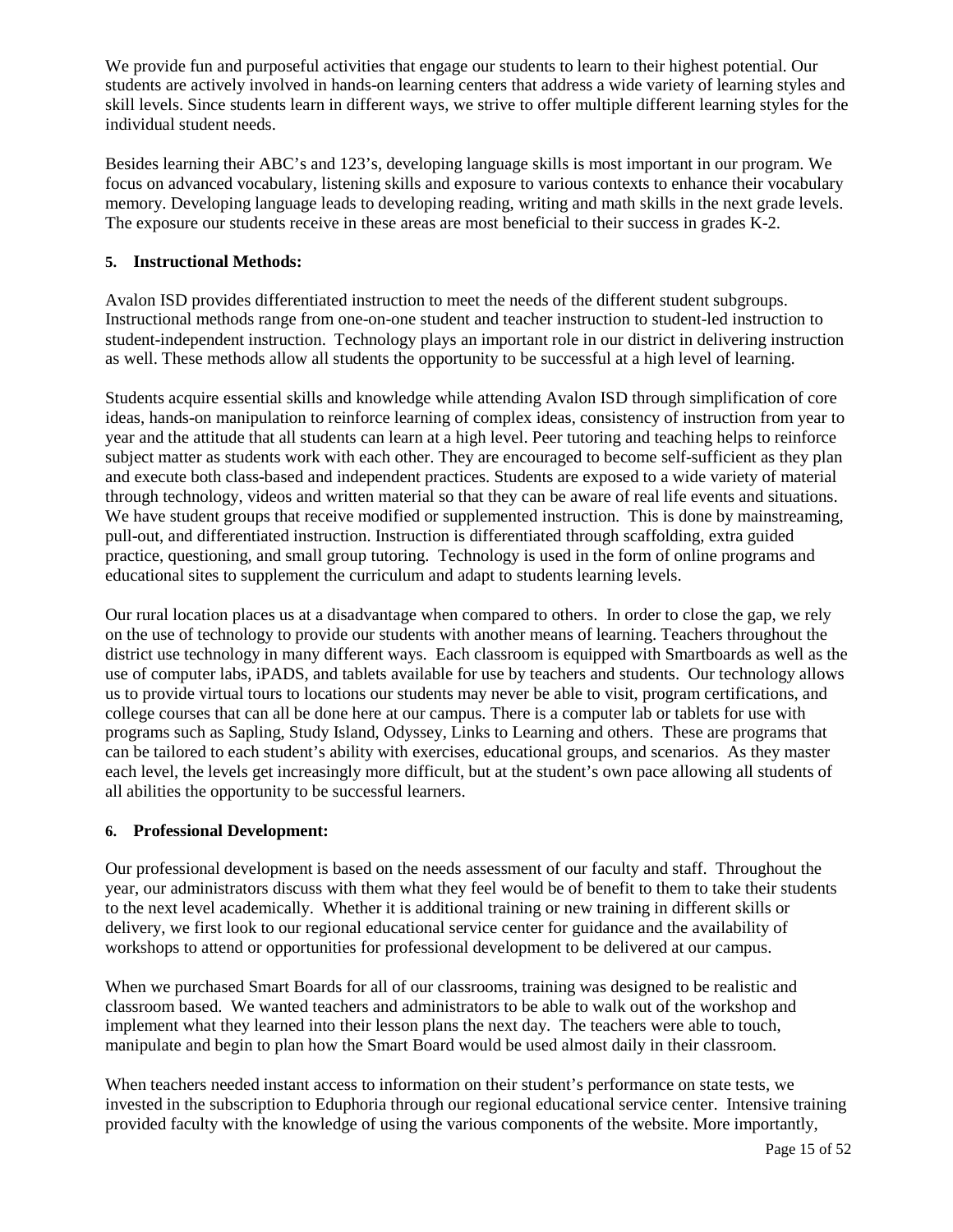We provide fun and purposeful activities that engage our students to learn to their highest potential. Our students are actively involved in hands-on learning centers that address a wide variety of learning styles and skill levels. Since students learn in different ways, we strive to offer multiple different learning styles for the individual student needs.

Besides learning their ABC's and 123's, developing language skills is most important in our program. We focus on advanced vocabulary, listening skills and exposure to various contexts to enhance their vocabulary memory. Developing language leads to developing reading, writing and math skills in the next grade levels. The exposure our students receive in these areas are most beneficial to their success in grades K-2.

**5. Instructional Methods:**

Avalon ISD provides differentiated instruction to meet the needs of the different student subgroups. Instructional methods range from one-on-one student and teacher instruction to student-led instruction to student-independent instruction. Technology plays an important role in our district in delivering instruction as well. These methods allow all students the opportunity to be successful at a high level of learning.

Students acquire essential skills and knowledge while attending Avalon ISD through simplification of core ideas, hands-on manipulation to reinforce learning of complex ideas, consistency of instruction from year to year and the attitude that all students can learn at a high level. Peer tutoring and teaching helps to reinforce subject matter as students work with each other. They are encouraged to become self-sufficient as they plan and execute both class-based and independent practices. Students are exposed to a wide variety of material through technology, videos and written material so that they can be aware of real life events and situations. We have student groups that receive modified or supplemented instruction. This is done by mainstreaming, pull-out, and differentiated instruction. Instruction is differentiated through scaffolding, extra guided practice, questioning, and small group tutoring. Technology is used in the form of online programs and educational sites to supplement the curriculum and adapt to students learning levels.

Our rural location places us at a disadvantage when compared to others. In order to close the gap, we rely on the use of technology to provide our students with another means of learning. Teachers throughout the district use technology in many different ways. Each classroom is equipped with Smartboards as well as the use of computer labs, iPADS, and tablets available for use by teachers and students. Our technology allows us to provide virtual tours to locations our students may never be able to visit, program certifications, and college courses that can all be done here at our campus. There is a computer lab or tablets for use with programs such as Sapling, Study Island, Odyssey, Links to Learning and others. These are programs that can be tailored to each student's ability with exercises, educational groups, and scenarios. As they master each level, the levels get increasingly more difficult, but at the student's own pace allowing all students of all abilities the opportunity to be successful learners.

**6. Professional Development:**

Our professional development is based on the needs assessment of our faculty and staff. Throughout the year, our administrators discuss with them what they feel would be of benefit to them to take their students to the next level academically. Whether it is additional training or new training in different skills or delivery, we first look to our regional educational service center for guidance and the availability of workshops to attend or opportunities for professional development to be delivered at our campus.

When we purchased Smart Boards for all of our classrooms, training was designed to be realistic and classroom based. We wanted teachers and administrators to be able to walk out of the workshop and implement what they learned into their lesson plans the next day. The teachers were able to touch, manipulate and begin to plan how the Smart Board would be used almost daily in their classroom.

When teachers needed instant access to information on their student's performance on state tests, we invested in the subscription to Eduphoria through our regional educational service center. Intensive training provided faculty with the knowledge of using the various components of the website. More importantly,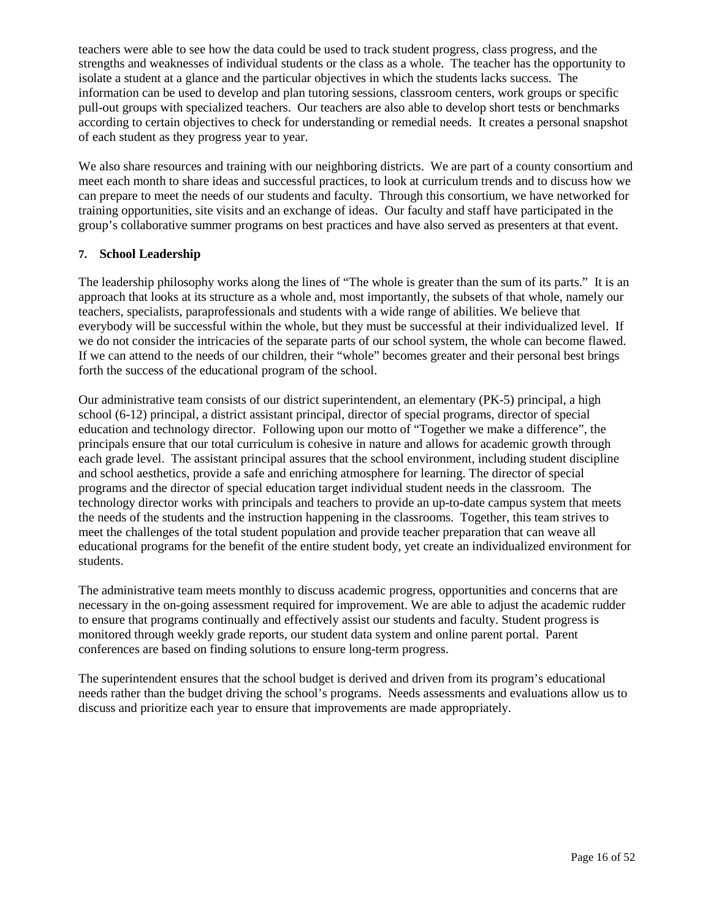teachers were able to see how the data could be used to track student progress, class progress, and the strengths and weaknesses of individual students or the class as a whole. The teacher has the opportunity to isolate a student at a glance and the particular objectives in which the students lacks success. The information can be used to develop and plan tutoring sessions, classroom centers, work groups or specific pull-out groups with specialized teachers. Our teachers are also able to develop short tests or benchmarks according to certain objectives to check for understanding or remedial needs. It creates a personal snapshot of each student as they progress year to year.

We also share resources and training with our neighboring districts. We are part of a county consortium and meet each month to share ideas and successful practices, to look at curriculum trends and to discuss how we can prepare to meet the needs of our students and faculty. Through this consortium, we have networked for training opportunities, site visits and an exchange of ideas. Our faculty and staff have participated in the group's collaborative summer programs on best practices and have also served as presenters at that event.

**7. School Leadership**

The leadership philosophy works along the lines of "The whole is greater than the sum of its parts." It is an approach that looks at its structure as a whole and, most importantly, the subsets of that whole, namely our teachers, specialists, paraprofessionals and students with a wide range of abilities. We believe that everybody will be successful within the whole, but they must be successful at their individualized level. If we do not consider the intricacies of the separate parts of our school system, the whole can become flawed. If we can attend to the needs of our children, their "whole" becomes greater and their personal best brings forth the success of the educational program of the school.

Our administrative team consists of our district superintendent, an elementary (PK-5) principal, a high school (6-12) principal, a district assistant principal, director of special programs, director of special education and technology director. Following upon our motto of "Together we make a difference", the principals ensure that our total curriculum is cohesive in nature and allows for academic growth through each grade level. The assistant principal assures that the school environment, including student discipline and school aesthetics, provide a safe and enriching atmosphere for learning. The director of special programs and the director of special education target individual student needs in the classroom. The technology director works with principals and teachers to provide an up-to-date campus system that meets the needs of the students and the instruction happening in the classrooms. Together, this team strives to meet the challenges of the total student population and provide teacher preparation that can weave all educational programs for the benefit of the entire student body, yet create an individualized environment for students.

The administrative team meets monthly to discuss academic progress, opportunities and concerns that are necessary in the on-going assessment required for improvement. We are able to adjust the academic rudder to ensure that programs continually and effectively assist our students and faculty. Student progress is monitored through weekly grade reports, our student data system and online parent portal. Parent conferences are based on finding solutions to ensure long-term progress.

The superintendent ensures that the school budget is derived and driven from its program's educational needs rather than the budget driving the school's programs. Needs assessments and evaluations allow us to discuss and prioritize each year to ensure that improvements are made appropriately.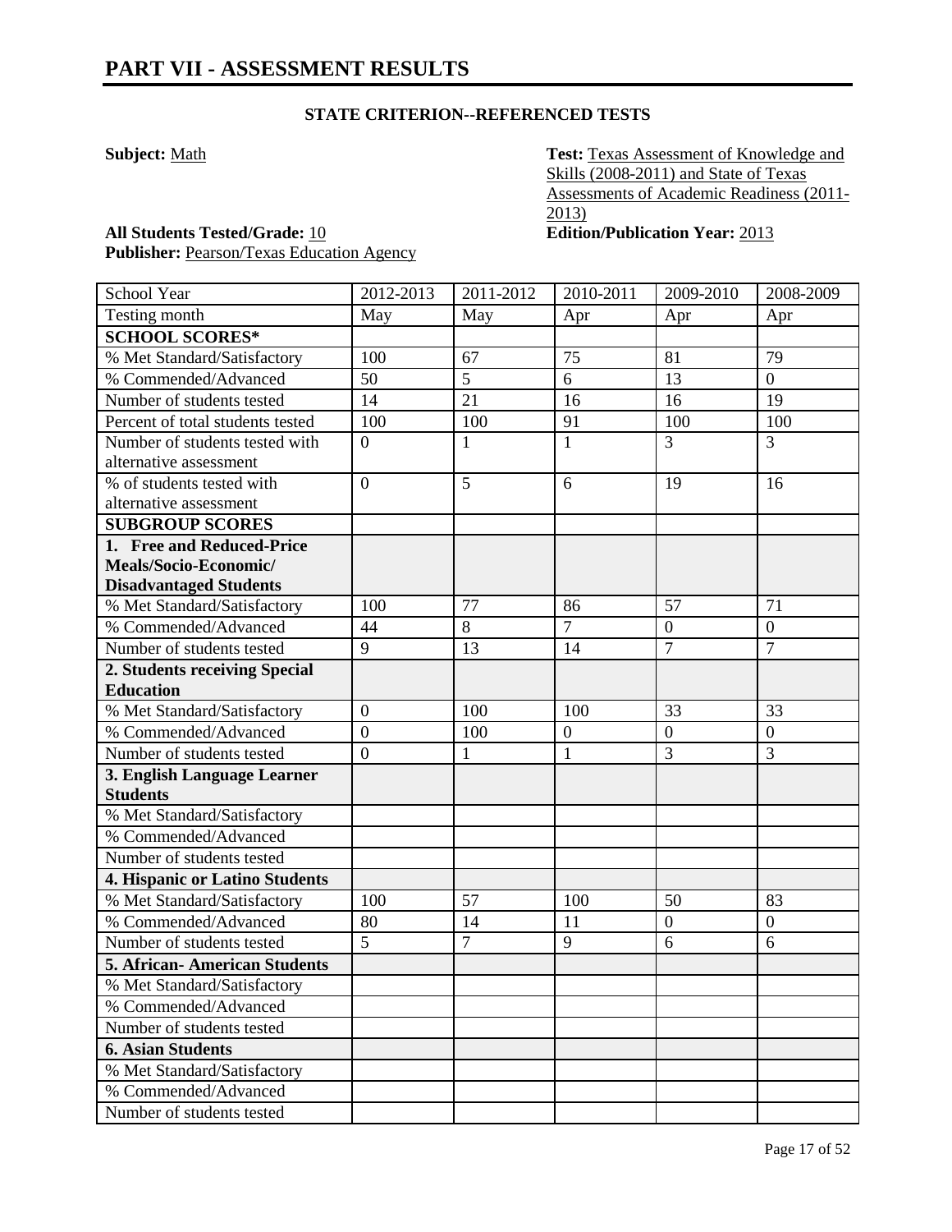## PART VII - ASSESSMENT RESULTS

### STATE CRITERION--REFERENCED TESTS

**Subject:** Math

**Test:** Texas Assessment of Knowledge and Skills (2008-2011) and State of Texas Assessments of Academic Readiness (2011-2013)

**All Students Tested/Grade:** 10

**Edition/Publication Year:** 2013

**Publisher:** Pearson/Texas Education Agency

| School Year | 2012-2013 | 2011-2012 | 2010-2011 | 2009-2010 | 2008-2009 |
|---|---|---|---|---|---|
| Testing month | May | May | Apr | Apr | Apr |
| **SCHOOL SCORES*** | | | | | |
| % Met Standard/Satisfactory | 100 | 67 | 75 | 81 | 79 |
| % Commended/Advanced | 50 | 5 | 6 | 13 | 0 |
| Number of students tested | 14 | 21 | 16 | 16 | 19 |
| Percent of total students tested | 100 | 100 | 91 | 100 | 100 |
| Number of students tested with alternative assessment | 0 | 1 | 1 | 3 | 3 |
| % of students tested with alternative assessment | 0 | 5 | 6 | 19 | 16 |
| **SUBGROUP SCORES** | | | | | |
| **1. Free and Reduced-Price Meals/Socio-Economic/ Disadvantaged Students** | | | | | |
| % Met Standard/Satisfactory | 100 | 77 | 86 | 57 | 71 |
| % Commended/Advanced | 44 | 8 | 7 | 0 | 0 |
| Number of students tested | 9 | 13 | 14 | 7 | 7 |
| **2. Students receiving Special Education** | | | | | |
| % Met Standard/Satisfactory | 0 | 100 | 100 | 33 | 33 |
| % Commended/Advanced | 0 | 100 | 0 | 0 | 0 |
| Number of students tested | 0 | 1 | 1 | 3 | 3 |
| **3. English Language Learner Students** | | | | | |
| % Met Standard/Satisfactory | | | | | |
| % Commended/Advanced | | | | | |
| Number of students tested | | | | | |
| **4. Hispanic or Latino Students** | | | | | |
| % Met Standard/Satisfactory | 100 | 57 | 100 | 50 | 83 |
| % Commended/Advanced | 80 | 14 | 11 | 0 | 0 |
| Number of students tested | 5 | 7 | 9 | 6 | 6 |
| **5. African- American Students** | | | | | |
| % Met Standard/Satisfactory | | | | | |
| % Commended/Advanced | | | | | |
| Number of students tested | | | | | |
| **6. Asian Students** | | | | | |
| % Met Standard/Satisfactory | | | | | |
| % Commended/Advanced | | | | | |
| Number of students tested | | | | | |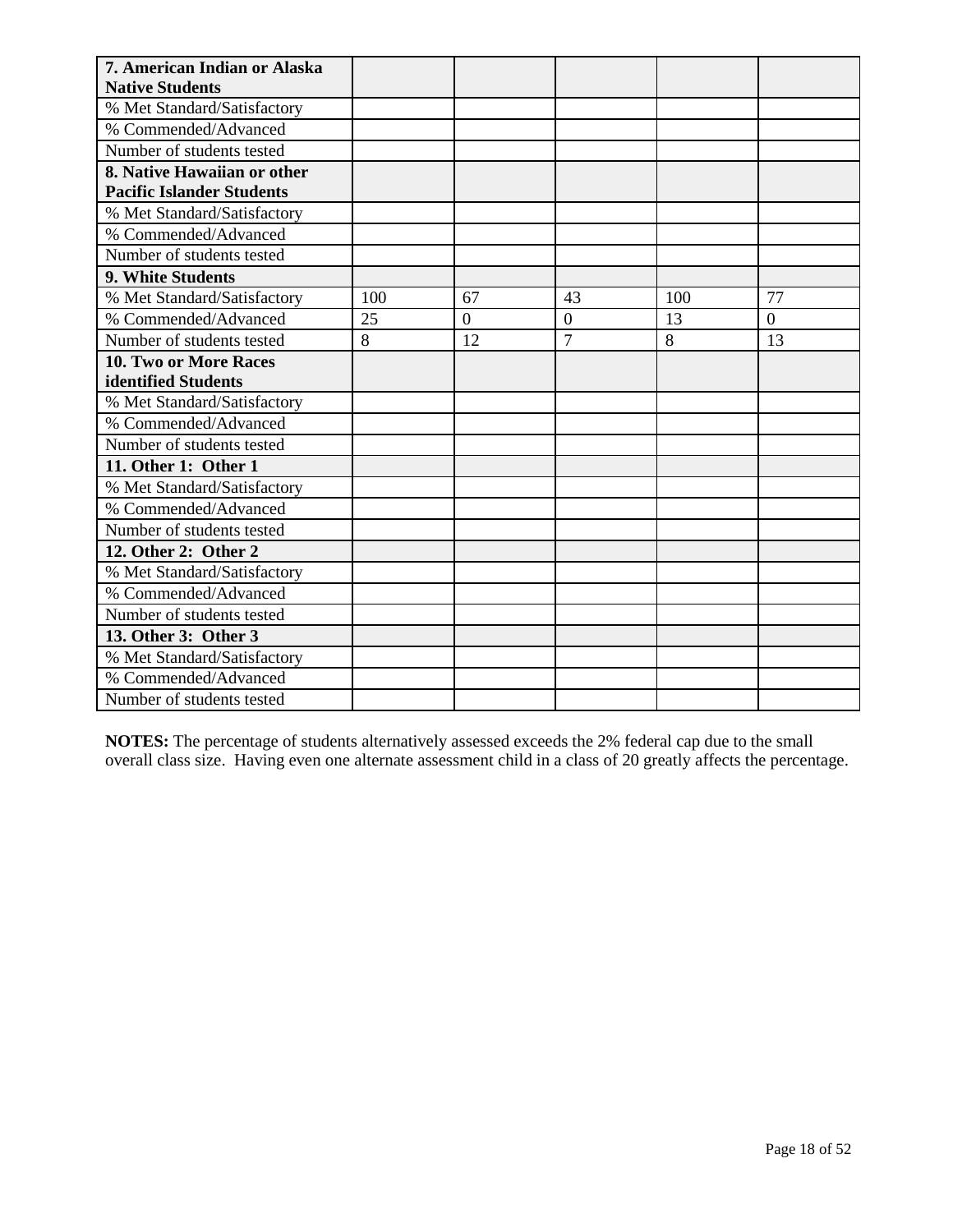| 7. American Indian or Alaska Native Students | | | | | |
| --- | --- | --- | --- | --- | --- |
| % Met Standard/Satisfactory | | | | | |
| % Commended/Advanced | | | | | |
| Number of students tested | | | | | |
| **8. Native Hawaiian or other Pacific Islander Students** | | | | | |
| % Met Standard/Satisfactory | | | | | |
| % Commended/Advanced | | | | | |
| Number of students tested | | | | | |
| **9. White Students** | | | | | |
| % Met Standard/Satisfactory | 100 | 67 | 43 | 100 | 77 |
| % Commended/Advanced | 25 | 0 | 0 | 13 | 0 |
| Number of students tested | 8 | 12 | 7 | 8 | 13 |
| **10. Two or More Races identified Students** | | | | | |
| % Met Standard/Satisfactory | | | | | |
| % Commended/Advanced | | | | | |
| Number of students tested | | | | | |
| **11. Other 1: Other 1** | | | | | |
| % Met Standard/Satisfactory | | | | | |
| % Commended/Advanced | | | | | |
| Number of students tested | | | | | |
| **12. Other 2: Other 2** | | | | | |
| % Met Standard/Satisfactory | | | | | |
| % Commended/Advanced | | | | | |
| Number of students tested | | | | | |
| **13. Other 3: Other 3** | | | | | |
| % Met Standard/Satisfactory | | | | | |
| % Commended/Advanced | | | | | |
| Number of students tested | | | | | |

**NOTES:** The percentage of students alternatively assessed exceeds the 2% federal cap due to the small overall class size. Having even one alternate assessment child in a class of 20 greatly affects the percentage.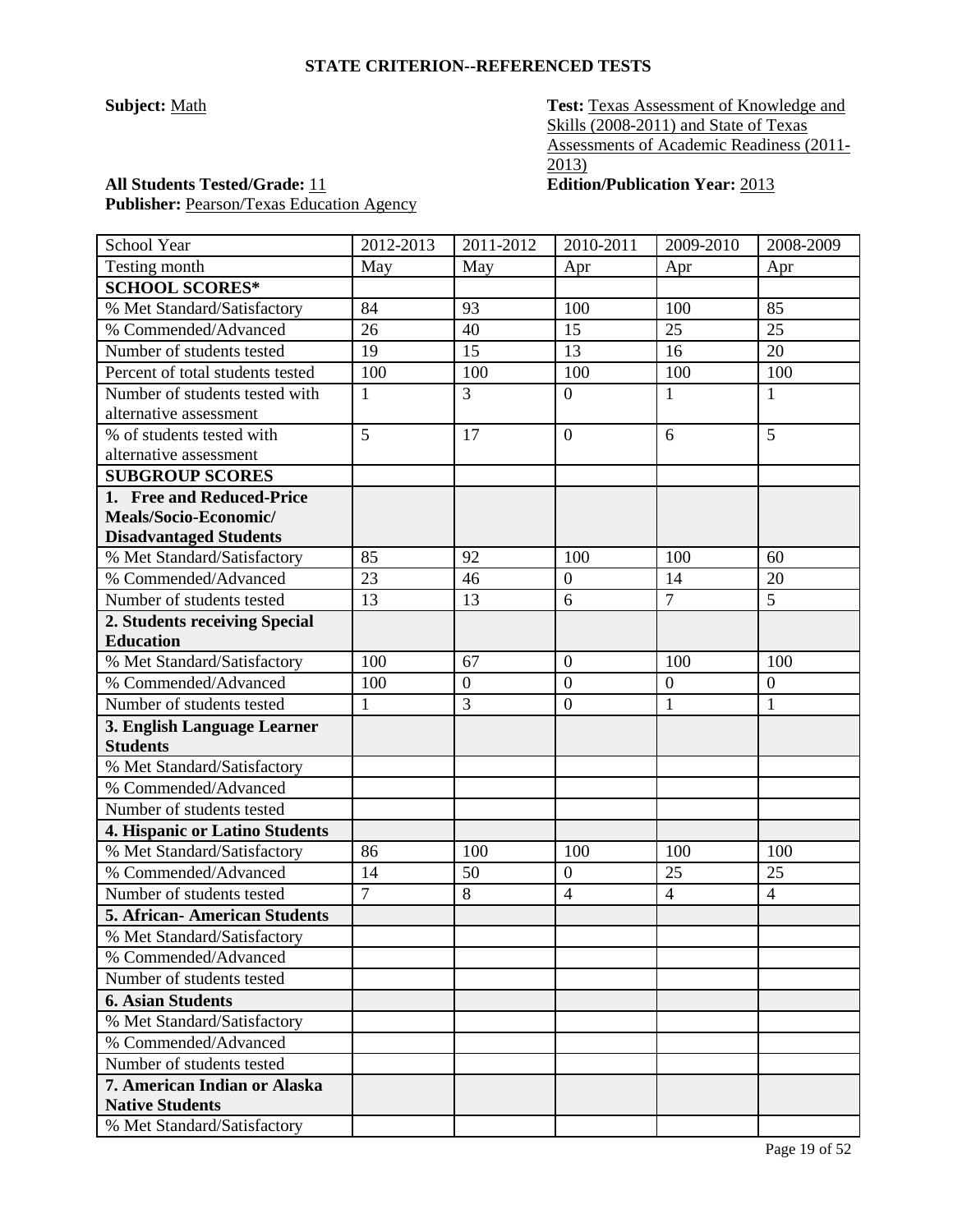### STATE CRITERION--REFERENCED TESTS

**Subject:** Math

**Test:** Texas Assessment of Knowledge and Skills (2008-2011) and State of Texas Assessments of Academic Readiness (2011-2013)

**All Students Tested/Grade:** 11

**Edition/Publication Year:** 2013

**Publisher:** Pearson/Texas Education Agency

| School Year | 2012-2013 | 2011-2012 | 2010-2011 | 2009-2010 | 2008-2009 |
|---|---|---|---|---|---|
| Testing month | May | May | Apr | Apr | Apr |
| **SCHOOL SCORES*** | | | | | |
| % Met Standard/Satisfactory | 84 | 93 | 100 | 100 | 85 |
| % Commended/Advanced | 26 | 40 | 15 | 25 | 25 |
| Number of students tested | 19 | 15 | 13 | 16 | 20 |
| Percent of total students tested | 100 | 100 | 100 | 100 | 100 |
| Number of students tested with alternative assessment | 1 | 3 | 0 | 1 | 1 |
| % of students tested with alternative assessment | 5 | 17 | 0 | 6 | 5 |
| **SUBGROUP SCORES** | | | | | |
| **1. Free and Reduced-Price Meals/Socio-Economic/ Disadvantaged Students** | | | | | |
| % Met Standard/Satisfactory | 85 | 92 | 100 | 100 | 60 |
| % Commended/Advanced | 23 | 46 | 0 | 14 | 20 |
| Number of students tested | 13 | 13 | 6 | 7 | 5 |
| **2. Students receiving Special Education** | | | | | |
| % Met Standard/Satisfactory | 100 | 67 | 0 | 100 | 100 |
| % Commended/Advanced | 100 | 0 | 0 | 0 | 0 |
| Number of students tested | 1 | 3 | 0 | 1 | 1 |
| **3. English Language Learner Students** | | | | | |
| % Met Standard/Satisfactory | | | | | |
| % Commended/Advanced | | | | | |
| Number of students tested | | | | | |
| **4. Hispanic or Latino Students** | | | | | |
| % Met Standard/Satisfactory | 86 | 100 | 100 | 100 | 100 |
| % Commended/Advanced | 14 | 50 | 0 | 25 | 25 |
| Number of students tested | 7 | 8 | 4 | 4 | 4 |
| **5. African- American Students** | | | | | |
| % Met Standard/Satisfactory | | | | | |
| % Commended/Advanced | | | | | |
| Number of students tested | | | | | |
| **6. Asian Students** | | | | | |
| % Met Standard/Satisfactory | | | | | |
| % Commended/Advanced | | | | | |
| Number of students tested | | | | | |
| **7. American Indian or Alaska Native Students** | | | | | |
| % Met Standard/Satisfactory | | | | | |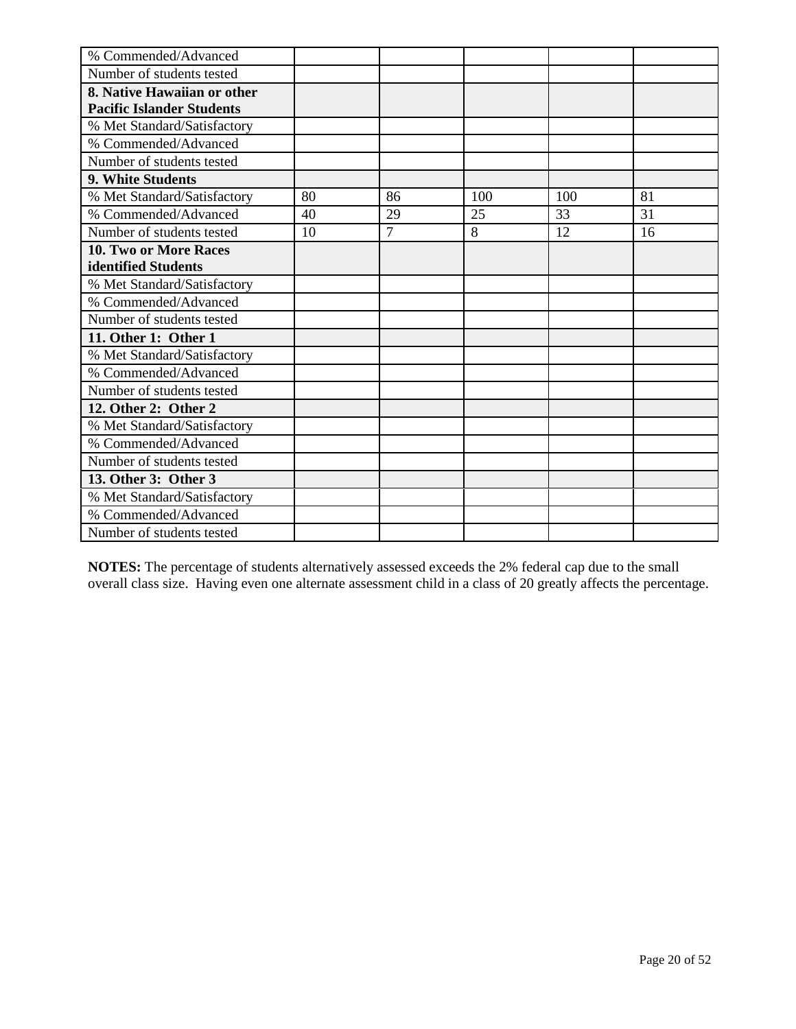| | | | | | |
|---|---|---|---|---|---|
| % Commended/Advanced | | | | | |
| Number of students tested | | | | | |
| **8. Native Hawaiian or other Pacific Islander Students** | | | | | |
| % Met Standard/Satisfactory | | | | | |
| % Commended/Advanced | | | | | |
| Number of students tested | | | | | |
| **9. White Students** | | | | | |
| % Met Standard/Satisfactory | 80 | 86 | 100 | 100 | 81 |
| % Commended/Advanced | 40 | 29 | 25 | 33 | 31 |
| Number of students tested | 10 | 7 | 8 | 12 | 16 |
| **10. Two or More Races identified Students** | | | | | |
| % Met Standard/Satisfactory | | | | | |
| % Commended/Advanced | | | | | |
| Number of students tested | | | | | |
| **11. Other 1: Other 1** | | | | | |
| % Met Standard/Satisfactory | | | | | |
| % Commended/Advanced | | | | | |
| Number of students tested | | | | | |
| **12. Other 2: Other 2** | | | | | |
| % Met Standard/Satisfactory | | | | | |
| % Commended/Advanced | | | | | |
| Number of students tested | | | | | |
| **13. Other 3: Other 3** | | | | | |
| % Met Standard/Satisfactory | | | | | |
| % Commended/Advanced | | | | | |
| Number of students tested | | | | | |

**NOTES:** The percentage of students alternatively assessed exceeds the 2% federal cap due to the small overall class size. Having even one alternate assessment child in a class of 20 greatly affects the percentage.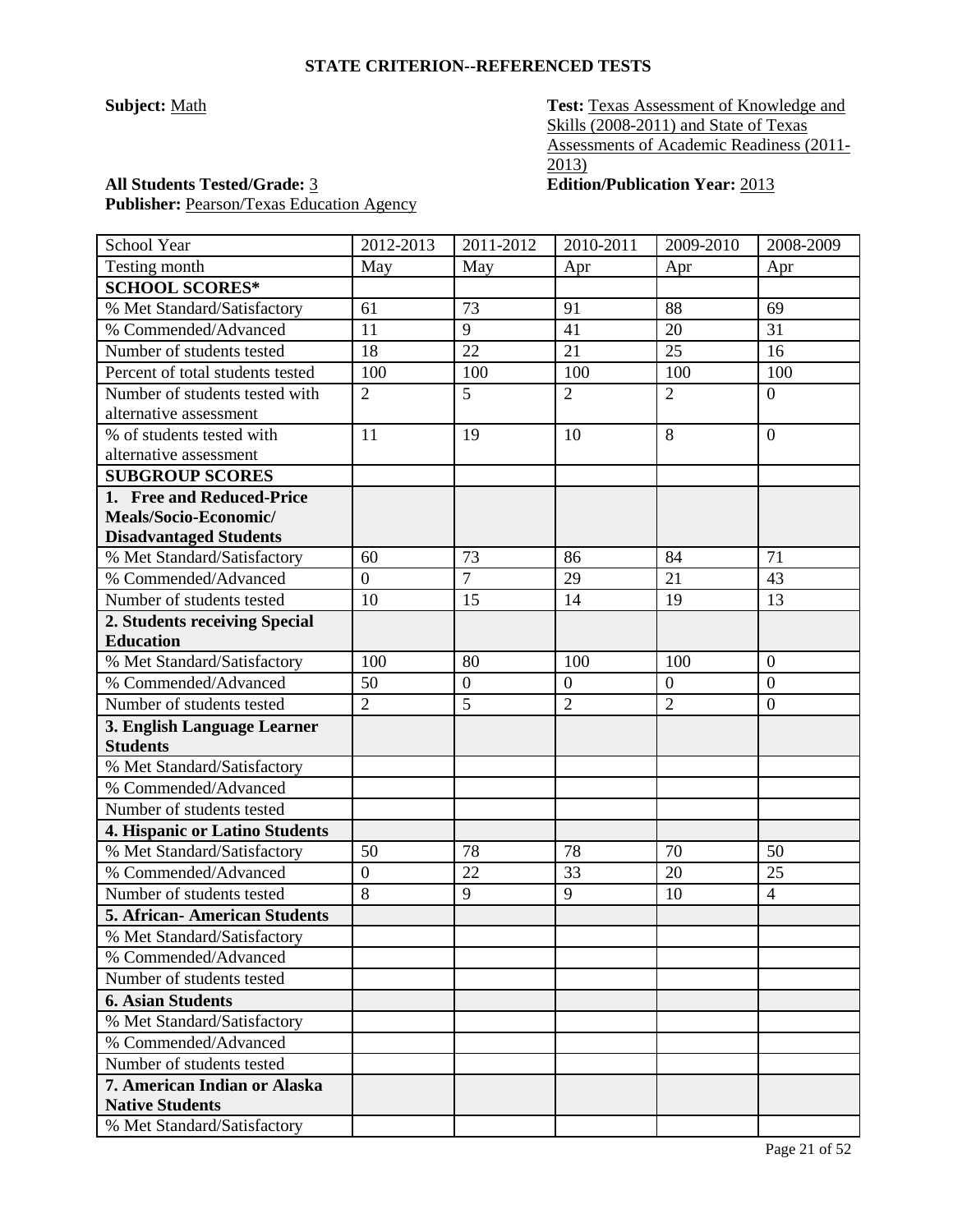## STATE CRITERION--REFERENCED TESTS

**Subject:** Math

**Test:** Texas Assessment of Knowledge and Skills (2008-2011) and State of Texas Assessments of Academic Readiness (2011-2013)

**All Students Tested/Grade:** 3

**Edition/Publication Year:** 2013

**Publisher:** Pearson/Texas Education Agency

| School Year | 2012-2013 | 2011-2012 | 2010-2011 | 2009-2010 | 2008-2009 |
|---|---|---|---|---|---|
| Testing month | May | May | Apr | Apr | Apr |
| **SCHOOL SCORES*** | | | | | |
| % Met Standard/Satisfactory | 61 | 73 | 91 | 88 | 69 |
| % Commended/Advanced | 11 | 9 | 41 | 20 | 31 |
| Number of students tested | 18 | 22 | 21 | 25 | 16 |
| Percent of total students tested | 100 | 100 | 100 | 100 | 100 |
| Number of students tested with alternative assessment | 2 | 5 | 2 | 2 | 0 |
| % of students tested with alternative assessment | 11 | 19 | 10 | 8 | 0 |
| **SUBGROUP SCORES** | | | | | |
| **1. Free and Reduced-Price Meals/Socio-Economic/ Disadvantaged Students** | | | | | |
| % Met Standard/Satisfactory | 60 | 73 | 86 | 84 | 71 |
| % Commended/Advanced | 0 | 7 | 29 | 21 | 43 |
| Number of students tested | 10 | 15 | 14 | 19 | 13 |
| **2. Students receiving Special Education** | | | | | |
| % Met Standard/Satisfactory | 100 | 80 | 100 | 100 | 0 |
| % Commended/Advanced | 50 | 0 | 0 | 0 | 0 |
| Number of students tested | 2 | 5 | 2 | 2 | 0 |
| **3. English Language Learner Students** | | | | | |
| % Met Standard/Satisfactory | | | | | |
| % Commended/Advanced | | | | | |
| Number of students tested | | | | | |
| **4. Hispanic or Latino Students** | | | | | |
| % Met Standard/Satisfactory | 50 | 78 | 78 | 70 | 50 |
| % Commended/Advanced | 0 | 22 | 33 | 20 | 25 |
| Number of students tested | 8 | 9 | 9 | 10 | 4 |
| **5. African- American Students** | | | | | |
| % Met Standard/Satisfactory | | | | | |
| % Commended/Advanced | | | | | |
| Number of students tested | | | | | |
| **6. Asian Students** | | | | | |
| % Met Standard/Satisfactory | | | | | |
| % Commended/Advanced | | | | | |
| Number of students tested | | | | | |
| **7. American Indian or Alaska Native Students** | | | | | |
| % Met Standard/Satisfactory | | | | | |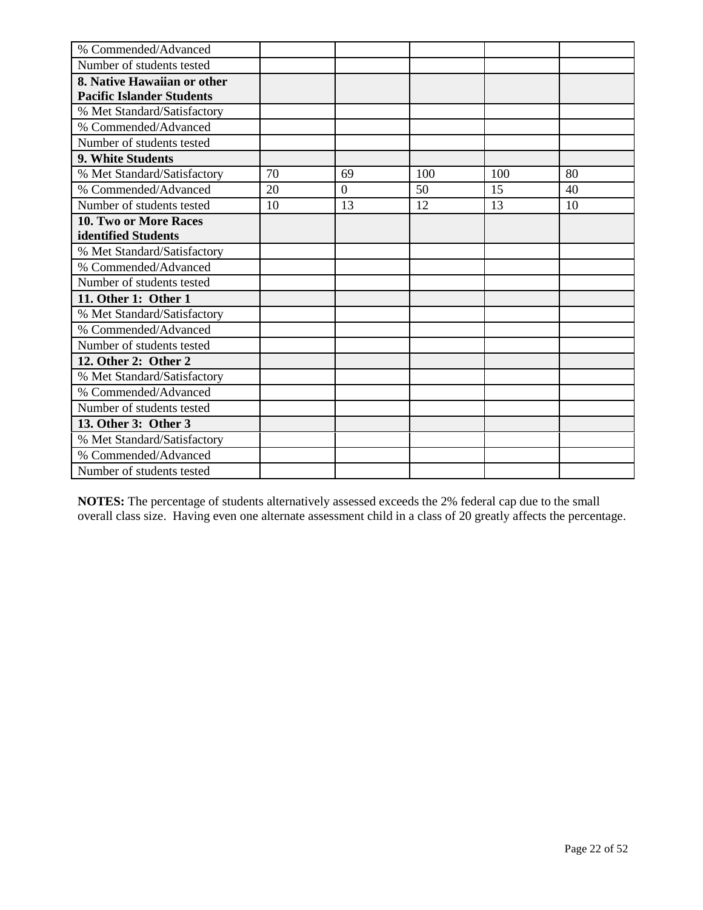| | | | | | |
|---|---|---|---|---|---|
| % Commended/Advanced | | | | | |
| Number of students tested | | | | | |
| **8. Native Hawaiian or other Pacific Islander Students** | | | | | |
| % Met Standard/Satisfactory | | | | | |
| % Commended/Advanced | | | | | |
| Number of students tested | | | | | |
| **9. White Students** | | | | | |
| % Met Standard/Satisfactory | 70 | 69 | 100 | 100 | 80 |
| % Commended/Advanced | 20 | 0 | 50 | 15 | 40 |
| Number of students tested | 10 | 13 | 12 | 13 | 10 |
| **10. Two or More Races identified Students** | | | | | |
| % Met Standard/Satisfactory | | | | | |
| % Commended/Advanced | | | | | |
| Number of students tested | | | | | |
| **11. Other 1: Other 1** | | | | | |
| % Met Standard/Satisfactory | | | | | |
| % Commended/Advanced | | | | | |
| Number of students tested | | | | | |
| **12. Other 2: Other 2** | | | | | |
| % Met Standard/Satisfactory | | | | | |
| % Commended/Advanced | | | | | |
| Number of students tested | | | | | |
| **13. Other 3: Other 3** | | | | | |
| % Met Standard/Satisfactory | | | | | |
| % Commended/Advanced | | | | | |
| Number of students tested | | | | | |

**NOTES:** The percentage of students alternatively assessed exceeds the 2% federal cap due to the small overall class size. Having even one alternate assessment child in a class of 20 greatly affects the percentage.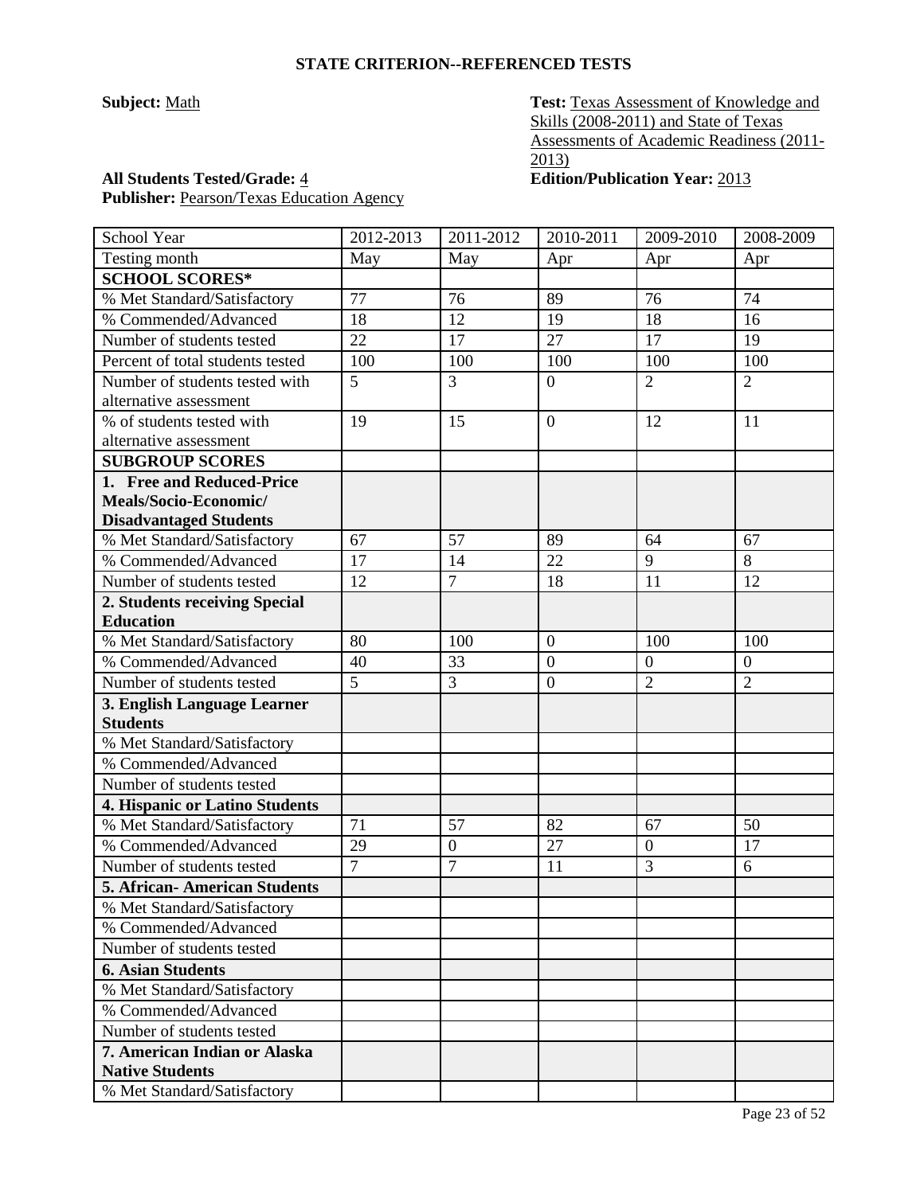**STATE CRITERION--REFERENCED TESTS**

**Subject:** Math

**Test:** Texas Assessment of Knowledge and Skills (2008-2011) and State of Texas Assessments of Academic Readiness (2011-2013)

**All Students Tested/Grade:** 4

**Edition/Publication Year:** 2013

**Publisher:** Pearson/Texas Education Agency

| School Year | 2012-2013 | 2011-2012 | 2010-2011 | 2009-2010 | 2008-2009 |
|---|---|---|---|---|---|
| Testing month | May | May | Apr | Apr | Apr |
| **SCHOOL SCORES*** | | | | | |
| % Met Standard/Satisfactory | 77 | 76 | 89 | 76 | 74 |
| % Commended/Advanced | 18 | 12 | 19 | 18 | 16 |
| Number of students tested | 22 | 17 | 27 | 17 | 19 |
| Percent of total students tested | 100 | 100 | 100 | 100 | 100 |
| Number of students tested with alternative assessment | 5 | 3 | 0 | 2 | 2 |
| % of students tested with alternative assessment | 19 | 15 | 0 | 12 | 11 |
| **SUBGROUP SCORES** | | | | | |
| **1. Free and Reduced-Price Meals/Socio-Economic/ Disadvantaged Students** | | | | | |
| % Met Standard/Satisfactory | 67 | 57 | 89 | 64 | 67 |
| % Commended/Advanced | 17 | 14 | 22 | 9 | 8 |
| Number of students tested | 12 | 7 | 18 | 11 | 12 |
| **2. Students receiving Special Education** | | | | | |
| % Met Standard/Satisfactory | 80 | 100 | 0 | 100 | 100 |
| % Commended/Advanced | 40 | 33 | 0 | 0 | 0 |
| Number of students tested | 5 | 3 | 0 | 2 | 2 |
| **3. English Language Learner Students** | | | | | |
| % Met Standard/Satisfactory | | | | | |
| % Commended/Advanced | | | | | |
| Number of students tested | | | | | |
| **4. Hispanic or Latino Students** | | | | | |
| % Met Standard/Satisfactory | 71 | 57 | 82 | 67 | 50 |
| % Commended/Advanced | 29 | 0 | 27 | 0 | 17 |
| Number of students tested | 7 | 7 | 11 | 3 | 6 |
| **5. African- American Students** | | | | | |
| % Met Standard/Satisfactory | | | | | |
| % Commended/Advanced | | | | | |
| Number of students tested | | | | | |
| **6. Asian Students** | | | | | |
| % Met Standard/Satisfactory | | | | | |
| % Commended/Advanced | | | | | |
| Number of students tested | | | | | |
| **7. American Indian or Alaska Native Students** | | | | | |
| % Met Standard/Satisfactory | | | | | |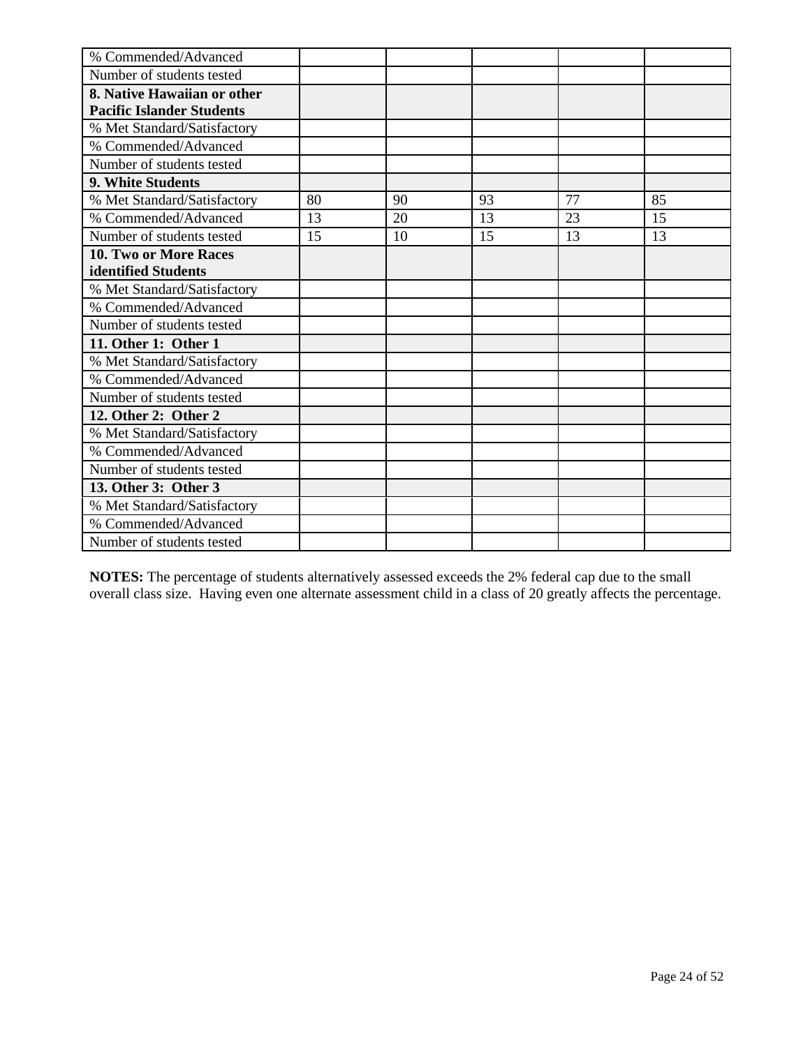| % Commended/Advanced | | | | | |
|---|---|---|---|---|---|
| Number of students tested | | | | | |
| **8. Native Hawaiian or other Pacific Islander Students** | | | | | |
| % Met Standard/Satisfactory | | | | | |
| % Commended/Advanced | | | | | |
| Number of students tested | | | | | |
| **9. White Students** | | | | | |
| % Met Standard/Satisfactory | 80 | 90 | 93 | 77 | 85 |
| % Commended/Advanced | 13 | 20 | 13 | 23 | 15 |
| Number of students tested | 15 | 10 | 15 | 13 | 13 |
| **10. Two or More Races identified Students** | | | | | |
| % Met Standard/Satisfactory | | | | | |
| % Commended/Advanced | | | | | |
| Number of students tested | | | | | |
| **11. Other 1: Other 1** | | | | | |
| % Met Standard/Satisfactory | | | | | |
| % Commended/Advanced | | | | | |
| Number of students tested | | | | | |
| **12. Other 2: Other 2** | | | | | |
| % Met Standard/Satisfactory | | | | | |
| % Commended/Advanced | | | | | |
| Number of students tested | | | | | |
| **13. Other 3: Other 3** | | | | | |
| % Met Standard/Satisfactory | | | | | |
| % Commended/Advanced | | | | | |
| Number of students tested | | | | | |

**NOTES:** The percentage of students alternatively assessed exceeds the 2% federal cap due to the small overall class size. Having even one alternate assessment child in a class of 20 greatly affects the percentage.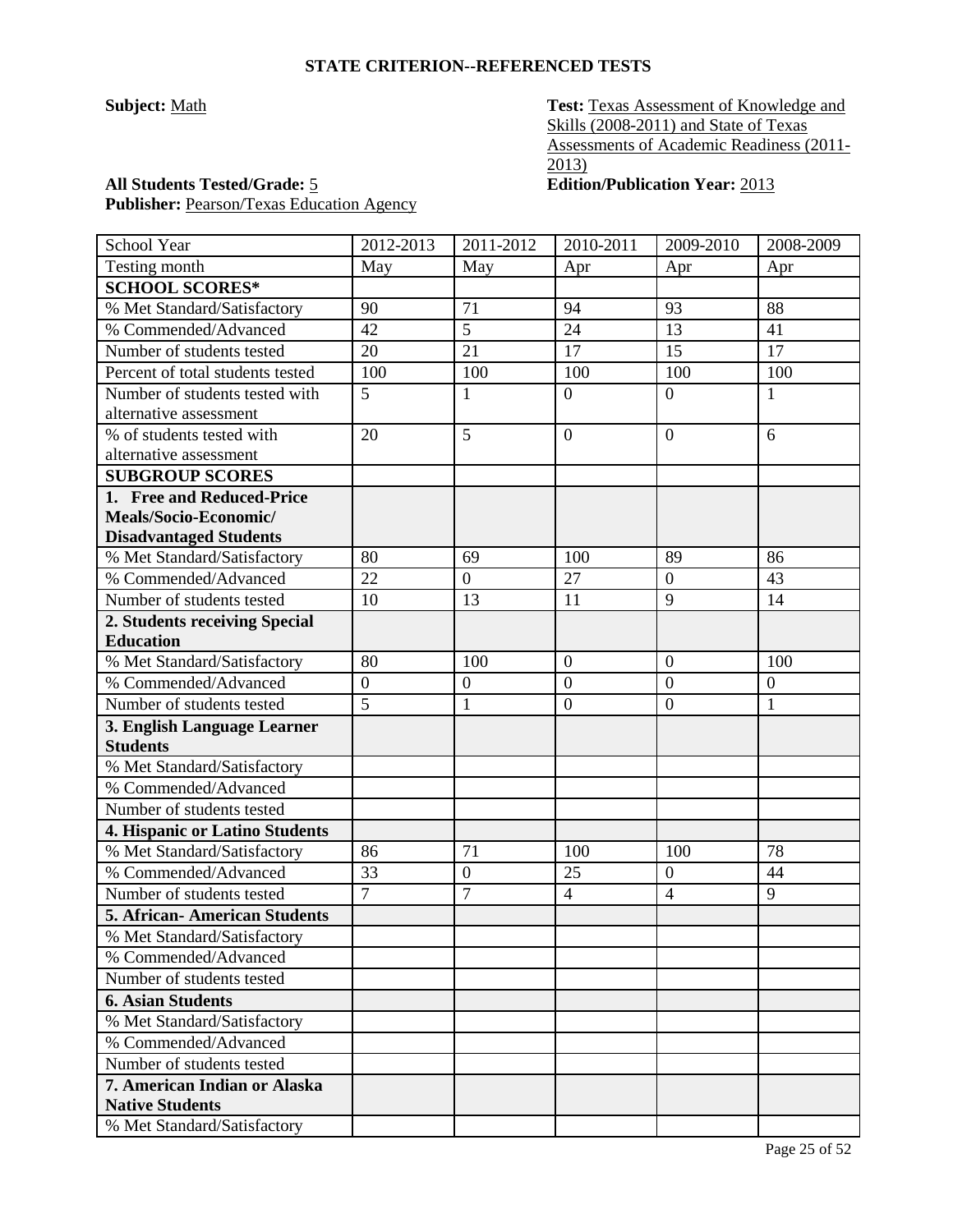## STATE CRITERION--REFERENCED TESTS

**Subject:** Math

**Test:** Texas Assessment of Knowledge and Skills (2008-2011) and State of Texas Assessments of Academic Readiness (2011-2013)

**All Students Tested/Grade:** 5

**Edition/Publication Year:** 2013

**Publisher:** Pearson/Texas Education Agency

| School Year | 2012-2013 | 2011-2012 | 2010-2011 | 2009-2010 | 2008-2009 |
|---|---|---|---|---|---|
| Testing month | May | May | Apr | Apr | Apr |
| **SCHOOL SCORES*** | | | | | |
| % Met Standard/Satisfactory | 90 | 71 | 94 | 93 | 88 |
| % Commended/Advanced | 42 | 5 | 24 | 13 | 41 |
| Number of students tested | 20 | 21 | 17 | 15 | 17 |
| Percent of total students tested | 100 | 100 | 100 | 100 | 100 |
| Number of students tested with alternative assessment | 5 | 1 | 0 | 0 | 1 |
| % of students tested with alternative assessment | 20 | 5 | 0 | 0 | 6 |
| **SUBGROUP SCORES** | | | | | |
| **1. Free and Reduced-Price Meals/Socio-Economic/ Disadvantaged Students** | | | | | |
| % Met Standard/Satisfactory | 80 | 69 | 100 | 89 | 86 |
| % Commended/Advanced | 22 | 0 | 27 | 0 | 43 |
| Number of students tested | 10 | 13 | 11 | 9 | 14 |
| **2. Students receiving Special Education** | | | | | |
| % Met Standard/Satisfactory | 80 | 100 | 0 | 0 | 100 |
| % Commended/Advanced | 0 | 0 | 0 | 0 | 0 |
| Number of students tested | 5 | 1 | 0 | 0 | 1 |
| **3. English Language Learner Students** | | | | | |
| % Met Standard/Satisfactory | | | | | |
| % Commended/Advanced | | | | | |
| Number of students tested | | | | | |
| **4. Hispanic or Latino Students** | | | | | |
| % Met Standard/Satisfactory | 86 | 71 | 100 | 100 | 78 |
| % Commended/Advanced | 33 | 0 | 25 | 0 | 44 |
| Number of students tested | 7 | 7 | 4 | 4 | 9 |
| **5. African- American Students** | | | | | |
| % Met Standard/Satisfactory | | | | | |
| % Commended/Advanced | | | | | |
| Number of students tested | | | | | |
| **6. Asian Students** | | | | | |
| % Met Standard/Satisfactory | | | | | |
| % Commended/Advanced | | | | | |
| Number of students tested | | | | | |
| **7. American Indian or Alaska Native Students** | | | | | |
| % Met Standard/Satisfactory | | | | | |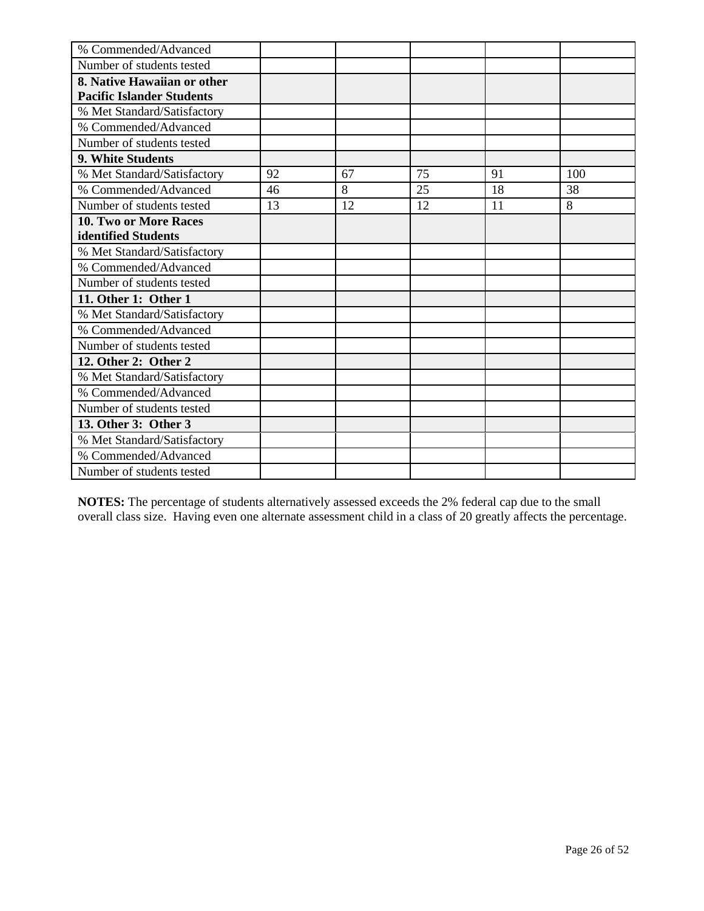| | | | | | |
|---|---|---|---|---|---|
| % Commended/Advanced | | | | | |
| Number of students tested | | | | | |
| **8. Native Hawaiian or other Pacific Islander Students** | | | | | |
| % Met Standard/Satisfactory | | | | | |
| % Commended/Advanced | | | | | |
| Number of students tested | | | | | |
| **9. White Students** | | | | | |
| % Met Standard/Satisfactory | 92 | 67 | 75 | 91 | 100 |
| % Commended/Advanced | 46 | 8 | 25 | 18 | 38 |
| Number of students tested | 13 | 12 | 12 | 11 | 8 |
| **10. Two or More Races identified Students** | | | | | |
| % Met Standard/Satisfactory | | | | | |
| % Commended/Advanced | | | | | |
| Number of students tested | | | | | |
| **11. Other 1: Other 1** | | | | | |
| % Met Standard/Satisfactory | | | | | |
| % Commended/Advanced | | | | | |
| Number of students tested | | | | | |
| **12. Other 2: Other 2** | | | | | |
| % Met Standard/Satisfactory | | | | | |
| % Commended/Advanced | | | | | |
| Number of students tested | | | | | |
| **13. Other 3: Other 3** | | | | | |
| % Met Standard/Satisfactory | | | | | |
| % Commended/Advanced | | | | | |
| Number of students tested | | | | | |

**NOTES:** The percentage of students alternatively assessed exceeds the 2% federal cap due to the small overall class size. Having even one alternate assessment child in a class of 20 greatly affects the percentage.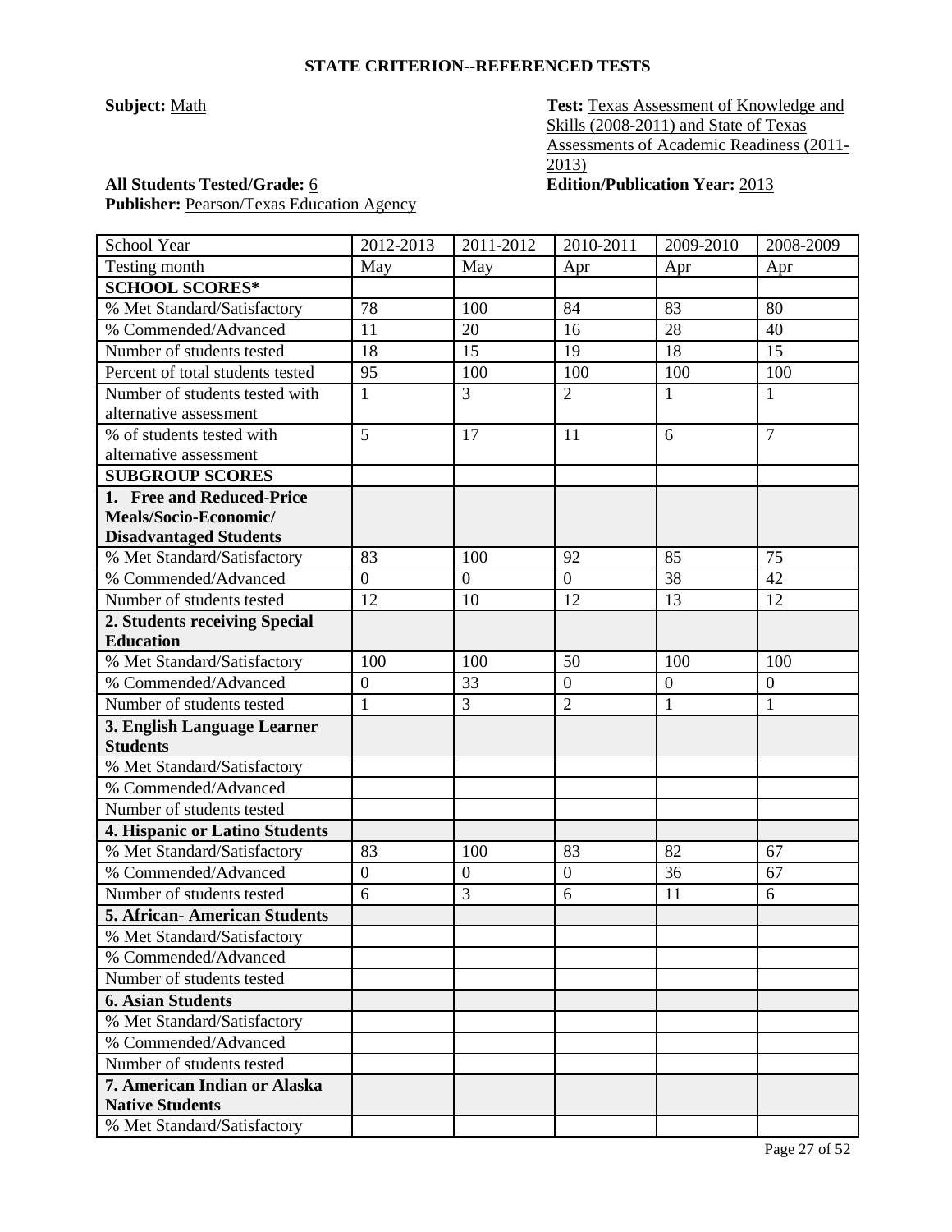## STATE CRITERION--REFERENCED TESTS

**Subject:** Math

**Test:** Texas Assessment of Knowledge and Skills (2008-2011) and State of Texas Assessments of Academic Readiness (2011-2013)

**All Students Tested/Grade:** 6

**Edition/Publication Year:** 2013

**Publisher:** Pearson/Texas Education Agency

| School Year | 2012-2013 | 2011-2012 | 2010-2011 | 2009-2010 | 2008-2009 |
|---|---|---|---|---|---|
| Testing month | May | May | Apr | Apr | Apr |
| **SCHOOL SCORES*** | | | | | |
| % Met Standard/Satisfactory | 78 | 100 | 84 | 83 | 80 |
| % Commended/Advanced | 11 | 20 | 16 | 28 | 40 |
| Number of students tested | 18 | 15 | 19 | 18 | 15 |
| Percent of total students tested | 95 | 100 | 100 | 100 | 100 |
| Number of students tested with alternative assessment | 1 | 3 | 2 | 1 | 1 |
| % of students tested with alternative assessment | 5 | 17 | 11 | 6 | 7 |
| **SUBGROUP SCORES** | | | | | |
| **1. Free and Reduced-Price Meals/Socio-Economic/ Disadvantaged Students** | | | | | |
| % Met Standard/Satisfactory | 83 | 100 | 92 | 85 | 75 |
| % Commended/Advanced | 0 | 0 | 0 | 38 | 42 |
| Number of students tested | 12 | 10 | 12 | 13 | 12 |
| **2. Students receiving Special Education** | | | | | |
| % Met Standard/Satisfactory | 100 | 100 | 50 | 100 | 100 |
| % Commended/Advanced | 0 | 33 | 0 | 0 | 0 |
| Number of students tested | 1 | 3 | 2 | 1 | 1 |
| **3. English Language Learner Students** | | | | | |
| % Met Standard/Satisfactory | | | | | |
| % Commended/Advanced | | | | | |
| Number of students tested | | | | | |
| **4. Hispanic or Latino Students** | | | | | |
| % Met Standard/Satisfactory | 83 | 100 | 83 | 82 | 67 |
| % Commended/Advanced | 0 | 0 | 0 | 36 | 67 |
| Number of students tested | 6 | 3 | 6 | 11 | 6 |
| **5. African- American Students** | | | | | |
| % Met Standard/Satisfactory | | | | | |
| % Commended/Advanced | | | | | |
| Number of students tested | | | | | |
| **6. Asian Students** | | | | | |
| % Met Standard/Satisfactory | | | | | |
| % Commended/Advanced | | | | | |
| Number of students tested | | | | | |
| **7. American Indian or Alaska Native Students** | | | | | |
| % Met Standard/Satisfactory | | | | | |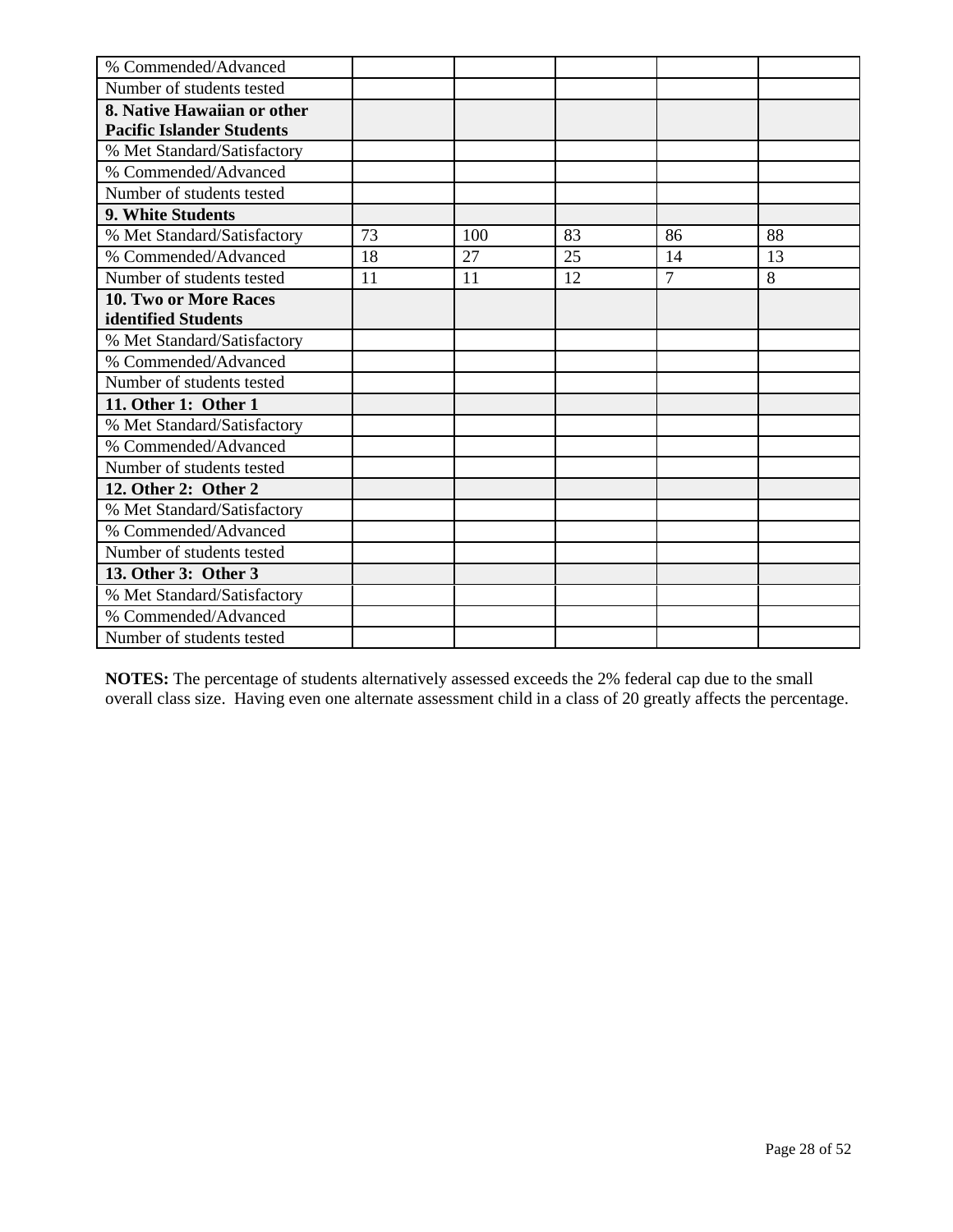| | | | | | |
|---|---|---|---|---|---|
| % Commended/Advanced | | | | | |
| Number of students tested | | | | | |
| **8. Native Hawaiian or other Pacific Islander Students** | | | | | |
| % Met Standard/Satisfactory | | | | | |
| % Commended/Advanced | | | | | |
| Number of students tested | | | | | |
| **9. White Students** | | | | | |
| % Met Standard/Satisfactory | 73 | 100 | 83 | 86 | 88 |
| % Commended/Advanced | 18 | 27 | 25 | 14 | 13 |
| Number of students tested | 11 | 11 | 12 | 7 | 8 |
| **10. Two or More Races identified Students** | | | | | |
| % Met Standard/Satisfactory | | | | | |
| % Commended/Advanced | | | | | |
| Number of students tested | | | | | |
| **11. Other 1: Other 1** | | | | | |
| % Met Standard/Satisfactory | | | | | |
| % Commended/Advanced | | | | | |
| Number of students tested | | | | | |
| **12. Other 2: Other 2** | | | | | |
| % Met Standard/Satisfactory | | | | | |
| % Commended/Advanced | | | | | |
| Number of students tested | | | | | |
| **13. Other 3: Other 3** | | | | | |
| % Met Standard/Satisfactory | | | | | |
| % Commended/Advanced | | | | | |
| Number of students tested | | | | | |

**NOTES:** The percentage of students alternatively assessed exceeds the 2% federal cap due to the small overall class size. Having even one alternate assessment child in a class of 20 greatly affects the percentage.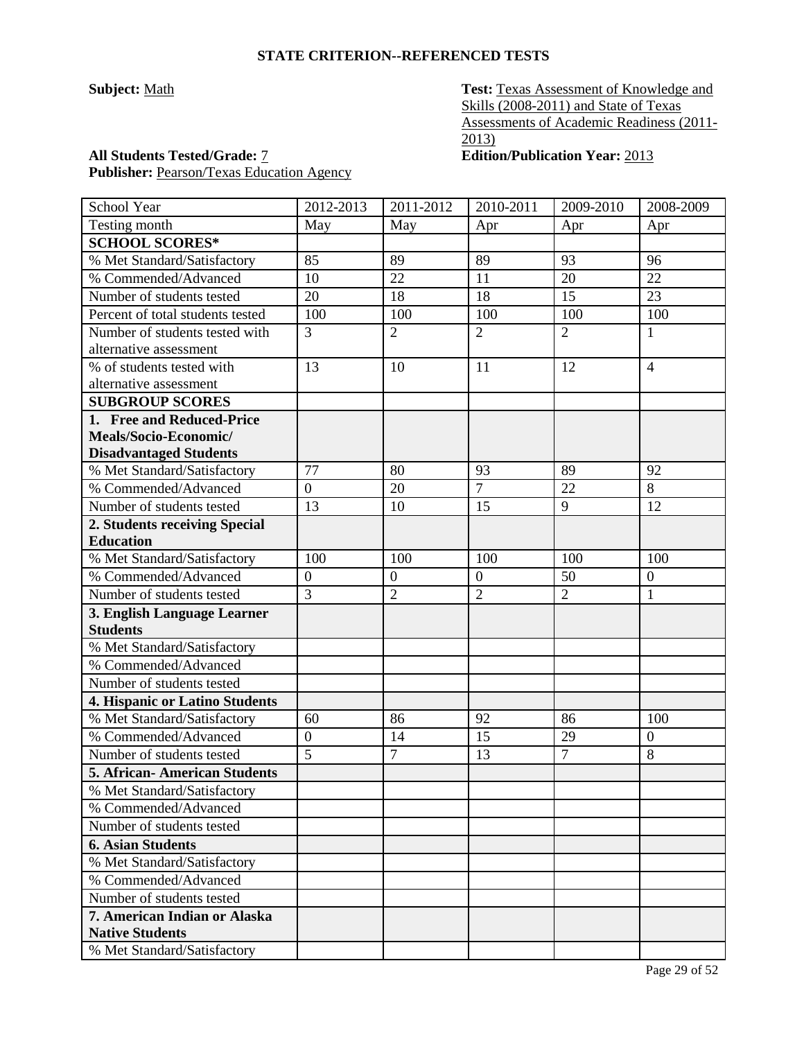## STATE CRITERION--REFERENCED TESTS

**Subject:** Math

**Test:** Texas Assessment of Knowledge and Skills (2008-2011) and State of Texas Assessments of Academic Readiness (2011-2013)

**All Students Tested/Grade:** 7

**Edition/Publication Year:** 2013

**Publisher:** Pearson/Texas Education Agency

| School Year | 2012-2013 | 2011-2012 | 2010-2011 | 2009-2010 | 2008-2009 |
|---|---|---|---|---|---|
| Testing month | May | May | Apr | Apr | Apr |
| **SCHOOL SCORES*** | | | | | |
| % Met Standard/Satisfactory | 85 | 89 | 89 | 93 | 96 |
| % Commended/Advanced | 10 | 22 | 11 | 20 | 22 |
| Number of students tested | 20 | 18 | 18 | 15 | 23 |
| Percent of total students tested | 100 | 100 | 100 | 100 | 100 |
| Number of students tested with alternative assessment | 3 | 2 | 2 | 2 | 1 |
| % of students tested with alternative assessment | 13 | 10 | 11 | 12 | 4 |
| **SUBGROUP SCORES** | | | | | |
| **1. Free and Reduced-Price Meals/Socio-Economic/ Disadvantaged Students** | | | | | |
| % Met Standard/Satisfactory | 77 | 80 | 93 | 89 | 92 |
| % Commended/Advanced | 0 | 20 | 7 | 22 | 8 |
| Number of students tested | 13 | 10 | 15 | 9 | 12 |
| **2. Students receiving Special Education** | | | | | |
| % Met Standard/Satisfactory | 100 | 100 | 100 | 100 | 100 |
| % Commended/Advanced | 0 | 0 | 0 | 50 | 0 |
| Number of students tested | 3 | 2 | 2 | 2 | 1 |
| **3. English Language Learner Students** | | | | | |
| % Met Standard/Satisfactory | | | | | |
| % Commended/Advanced | | | | | |
| Number of students tested | | | | | |
| **4. Hispanic or Latino Students** | | | | | |
| % Met Standard/Satisfactory | 60 | 86 | 92 | 86 | 100 |
| % Commended/Advanced | 0 | 14 | 15 | 29 | 0 |
| Number of students tested | 5 | 7 | 13 | 7 | 8 |
| **5. African- American Students** | | | | | |
| % Met Standard/Satisfactory | | | | | |
| % Commended/Advanced | | | | | |
| Number of students tested | | | | | |
| **6. Asian Students** | | | | | |
| % Met Standard/Satisfactory | | | | | |
| % Commended/Advanced | | | | | |
| Number of students tested | | | | | |
| **7. American Indian or Alaska Native Students** | | | | | |
| % Met Standard/Satisfactory | | | | | |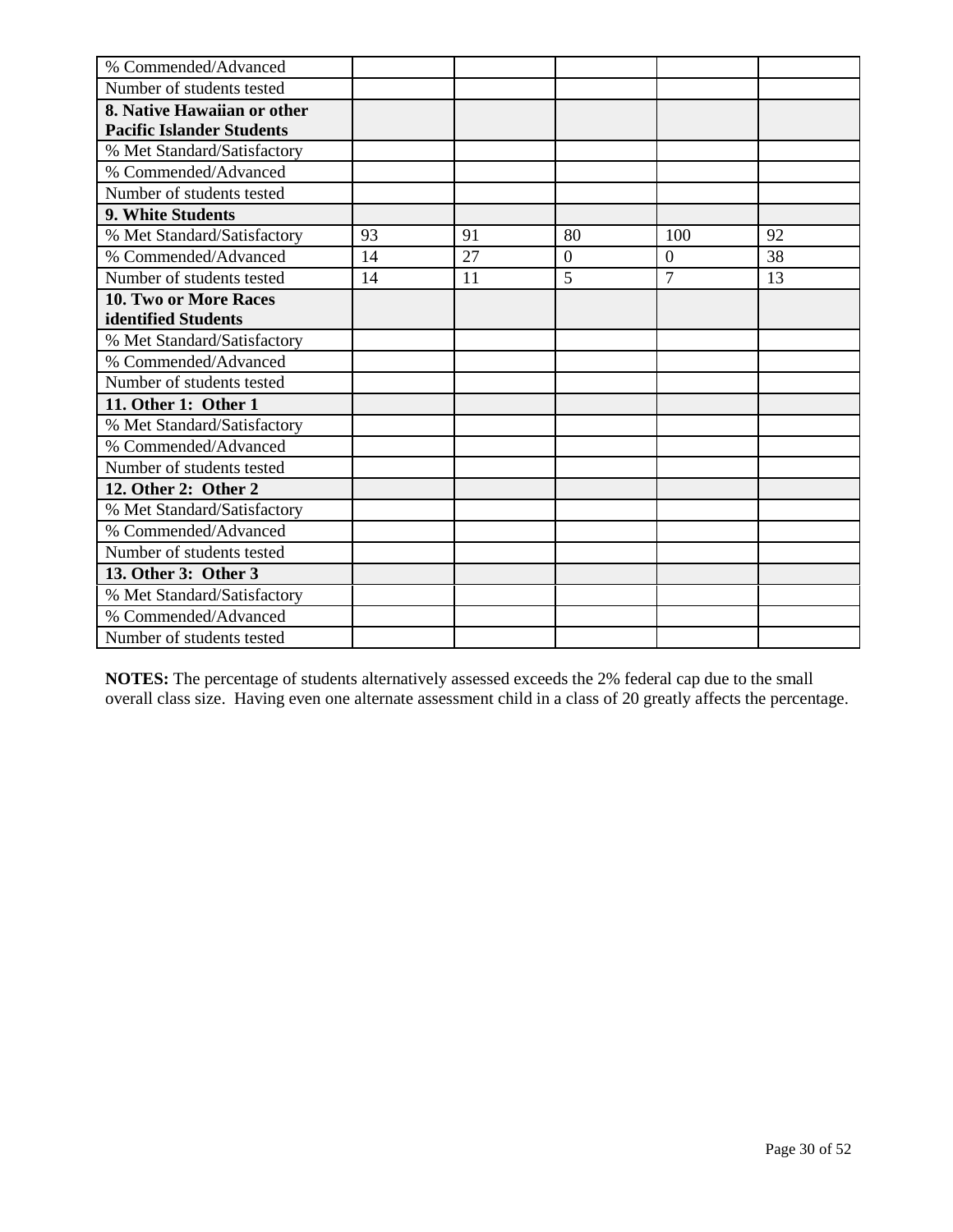| % Commended/Advanced | | | | | |
|---|---|---|---|---|---|
| Number of students tested | | | | | |
| **8. Native Hawaiian or other Pacific Islander Students** | | | | | |
| % Met Standard/Satisfactory | | | | | |
| % Commended/Advanced | | | | | |
| Number of students tested | | | | | |
| **9. White Students** | | | | | |
| % Met Standard/Satisfactory | 93 | 91 | 80 | 100 | 92 |
| % Commended/Advanced | 14 | 27 | 0 | 0 | 38 |
| Number of students tested | 14 | 11 | 5 | 7 | 13 |
| **10. Two or More Races identified Students** | | | | | |
| % Met Standard/Satisfactory | | | | | |
| % Commended/Advanced | | | | | |
| Number of students tested | | | | | |
| **11. Other 1: Other 1** | | | | | |
| % Met Standard/Satisfactory | | | | | |
| % Commended/Advanced | | | | | |
| Number of students tested | | | | | |
| **12. Other 2: Other 2** | | | | | |
| % Met Standard/Satisfactory | | | | | |
| % Commended/Advanced | | | | | |
| Number of students tested | | | | | |
| **13. Other 3: Other 3** | | | | | |
| % Met Standard/Satisfactory | | | | | |
| % Commended/Advanced | | | | | |
| Number of students tested | | | | | |

**NOTES:** The percentage of students alternatively assessed exceeds the 2% federal cap due to the small overall class size. Having even one alternate assessment child in a class of 20 greatly affects the percentage.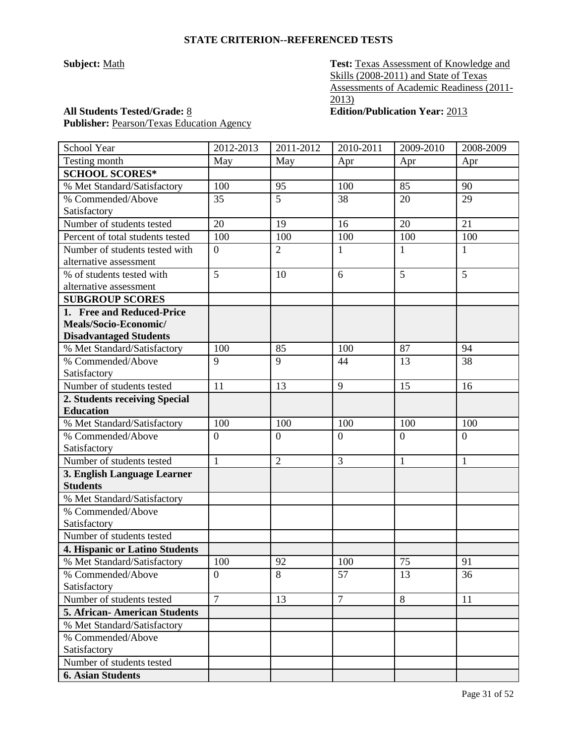**STATE CRITERION--REFERENCED TESTS**

**Subject:** Math

**Test:** Texas Assessment of Knowledge and Skills (2008-2011) and State of Texas Assessments of Academic Readiness (2011-2013)

**All Students Tested/Grade:** 8

**Edition/Publication Year:** 2013

**Publisher:** Pearson/Texas Education Agency

| School Year | 2012-2013 | 2011-2012 | 2010-2011 | 2009-2010 | 2008-2009 |
|---|---|---|---|---|---|
| Testing month | May | May | Apr | Apr | Apr |
| **SCHOOL SCORES*** | | | | | |
| % Met Standard/Satisfactory | 100 | 95 | 100 | 85 | 90 |
| % Commended/Above Satisfactory | 35 | 5 | 38 | 20 | 29 |
| Number of students tested | 20 | 19 | 16 | 20 | 21 |
| Percent of total students tested | 100 | 100 | 100 | 100 | 100 |
| Number of students tested with alternative assessment | 0 | 2 | 1 | 1 | 1 |
| % of students tested with alternative assessment | 5 | 10 | 6 | 5 | 5 |
| **SUBGROUP SCORES** | | | | | |
| **1. Free and Reduced-Price Meals/Socio-Economic/ Disadvantaged Students** | | | | | |
| % Met Standard/Satisfactory | 100 | 85 | 100 | 87 | 94 |
| % Commended/Above Satisfactory | 9 | 9 | 44 | 13 | 38 |
| Number of students tested | 11 | 13 | 9 | 15 | 16 |
| **2. Students receiving Special Education** | | | | | |
| % Met Standard/Satisfactory | 100 | 100 | 100 | 100 | 100 |
| % Commended/Above Satisfactory | 0 | 0 | 0 | 0 | 0 |
| Number of students tested | 1 | 2 | 3 | 1 | 1 |
| **3. English Language Learner Students** | | | | | |
| % Met Standard/Satisfactory | | | | | |
| % Commended/Above Satisfactory | | | | | |
| Number of students tested | | | | | |
| **4. Hispanic or Latino Students** | | | | | |
| % Met Standard/Satisfactory | 100 | 92 | 100 | 75 | 91 |
| % Commended/Above Satisfactory | 0 | 8 | 57 | 13 | 36 |
| Number of students tested | 7 | 13 | 7 | 8 | 11 |
| **5. African- American Students** | | | | | |
| % Met Standard/Satisfactory | | | | | |
| % Commended/Above Satisfactory | | | | | |
| Number of students tested | | | | | |
| **6. Asian Students** | | | | | |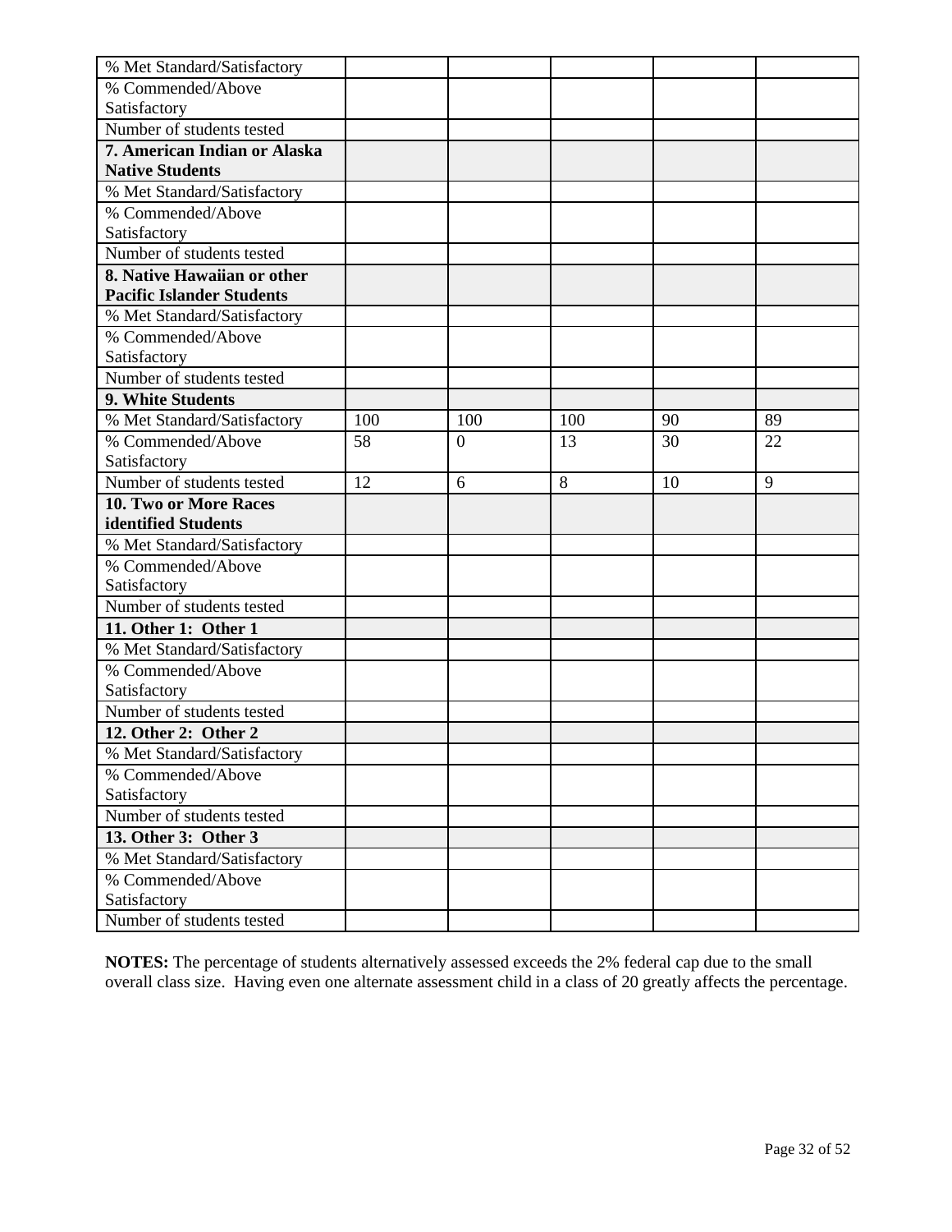| | | | | | |
|---|---|---|---|---|---|
| % Met Standard/Satisfactory | | | | | |
| % Commended/Above Satisfactory | | | | | |
| Number of students tested | | | | | |
| **7. American Indian or Alaska Native Students** | | | | | |
| % Met Standard/Satisfactory | | | | | |
| % Commended/Above Satisfactory | | | | | |
| Number of students tested | | | | | |
| **8. Native Hawaiian or other Pacific Islander Students** | | | | | |
| % Met Standard/Satisfactory | | | | | |
| % Commended/Above Satisfactory | | | | | |
| Number of students tested | | | | | |
| **9. White Students** | | | | | |
| % Met Standard/Satisfactory | 100 | 100 | 100 | 90 | 89 |
| % Commended/Above Satisfactory | 58 | 0 | 13 | 30 | 22 |
| Number of students tested | 12 | 6 | 8 | 10 | 9 |
| **10. Two or More Races identified Students** | | | | | |
| % Met Standard/Satisfactory | | | | | |
| % Commended/Above Satisfactory | | | | | |
| Number of students tested | | | | | |
| **11. Other 1: Other 1** | | | | | |
| % Met Standard/Satisfactory | | | | | |
| % Commended/Above Satisfactory | | | | | |
| Number of students tested | | | | | |
| **12. Other 2: Other 2** | | | | | |
| % Met Standard/Satisfactory | | | | | |
| % Commended/Above Satisfactory | | | | | |
| Number of students tested | | | | | |
| **13. Other 3: Other 3** | | | | | |
| % Met Standard/Satisfactory | | | | | |
| % Commended/Above Satisfactory | | | | | |
| Number of students tested | | | | | |

**NOTES:** The percentage of students alternatively assessed exceeds the 2% federal cap due to the small overall class size. Having even one alternate assessment child in a class of 20 greatly affects the percentage.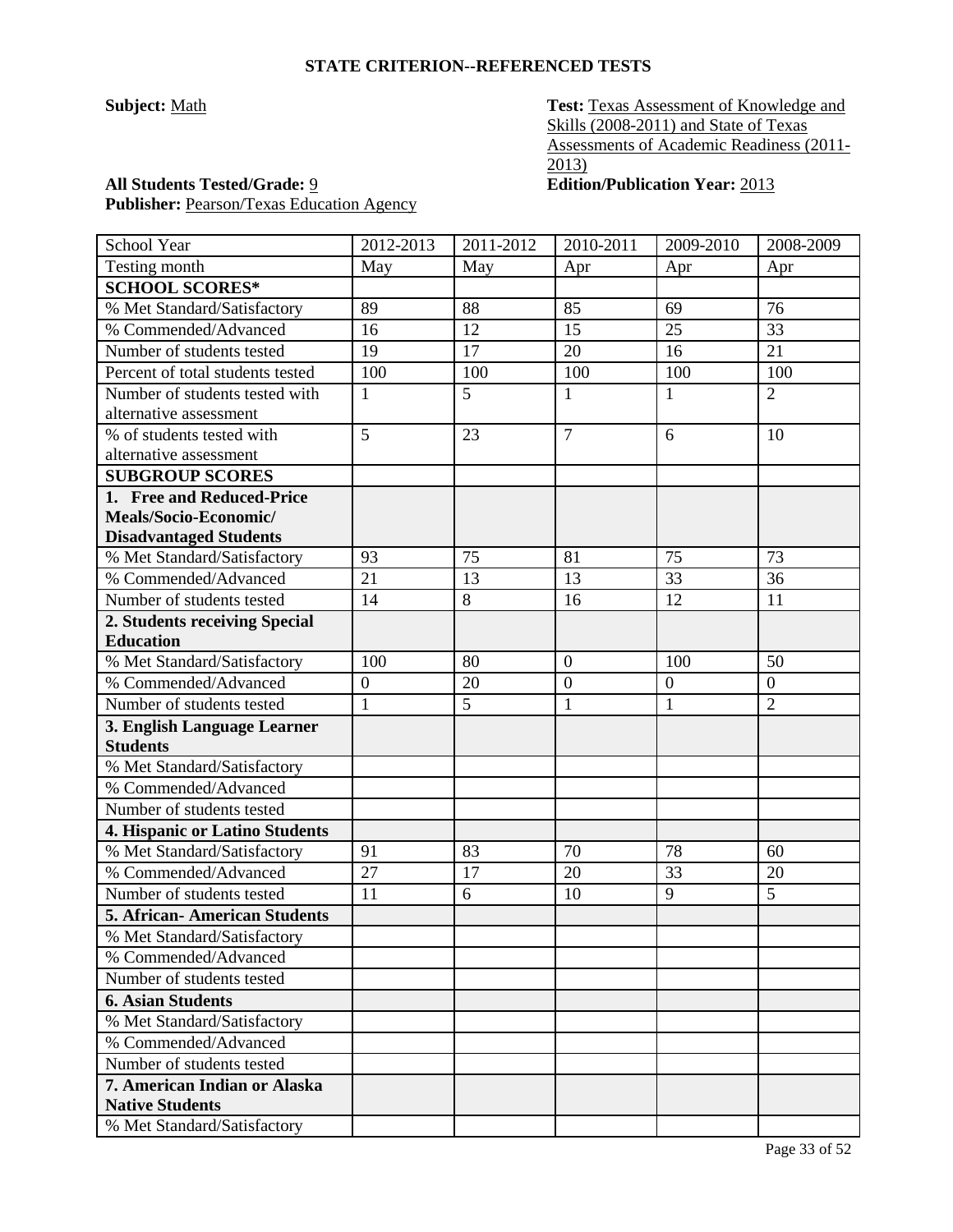## STATE CRITERION--REFERENCED TESTS

**Subject:** Math

**Test:** Texas Assessment of Knowledge and Skills (2008-2011) and State of Texas Assessments of Academic Readiness (2011-2013)

**All Students Tested/Grade:** 9

**Edition/Publication Year:** 2013

**Publisher:** Pearson/Texas Education Agency

| School Year | 2012-2013 | 2011-2012 | 2010-2011 | 2009-2010 | 2008-2009 |
|---|---|---|---|---|---|
| Testing month | May | May | Apr | Apr | Apr |
| **SCHOOL SCORES*** | | | | | |
| % Met Standard/Satisfactory | 89 | 88 | 85 | 69 | 76 |
| % Commended/Advanced | 16 | 12 | 15 | 25 | 33 |
| Number of students tested | 19 | 17 | 20 | 16 | 21 |
| Percent of total students tested | 100 | 100 | 100 | 100 | 100 |
| Number of students tested with alternative assessment | 1 | 5 | 1 | 1 | 2 |
| % of students tested with alternative assessment | 5 | 23 | 7 | 6 | 10 |
| **SUBGROUP SCORES** | | | | | |
| **1. Free and Reduced-Price Meals/Socio-Economic/ Disadvantaged Students** | | | | | |
| % Met Standard/Satisfactory | 93 | 75 | 81 | 75 | 73 |
| % Commended/Advanced | 21 | 13 | 13 | 33 | 36 |
| Number of students tested | 14 | 8 | 16 | 12 | 11 |
| **2. Students receiving Special Education** | | | | | |
| % Met Standard/Satisfactory | 100 | 80 | 0 | 100 | 50 |
| % Commended/Advanced | 0 | 20 | 0 | 0 | 0 |
| Number of students tested | 1 | 5 | 1 | 1 | 2 |
| **3. English Language Learner Students** | | | | | |
| % Met Standard/Satisfactory | | | | | |
| % Commended/Advanced | | | | | |
| Number of students tested | | | | | |
| **4. Hispanic or Latino Students** | | | | | |
| % Met Standard/Satisfactory | 91 | 83 | 70 | 78 | 60 |
| % Commended/Advanced | 27 | 17 | 20 | 33 | 20 |
| Number of students tested | 11 | 6 | 10 | 9 | 5 |
| **5. African- American Students** | | | | | |
| % Met Standard/Satisfactory | | | | | |
| % Commended/Advanced | | | | | |
| Number of students tested | | | | | |
| **6. Asian Students** | | | | | |
| % Met Standard/Satisfactory | | | | | |
| % Commended/Advanced | | | | | |
| Number of students tested | | | | | |
| **7. American Indian or Alaska Native Students** | | | | | |
| % Met Standard/Satisfactory | | | | | |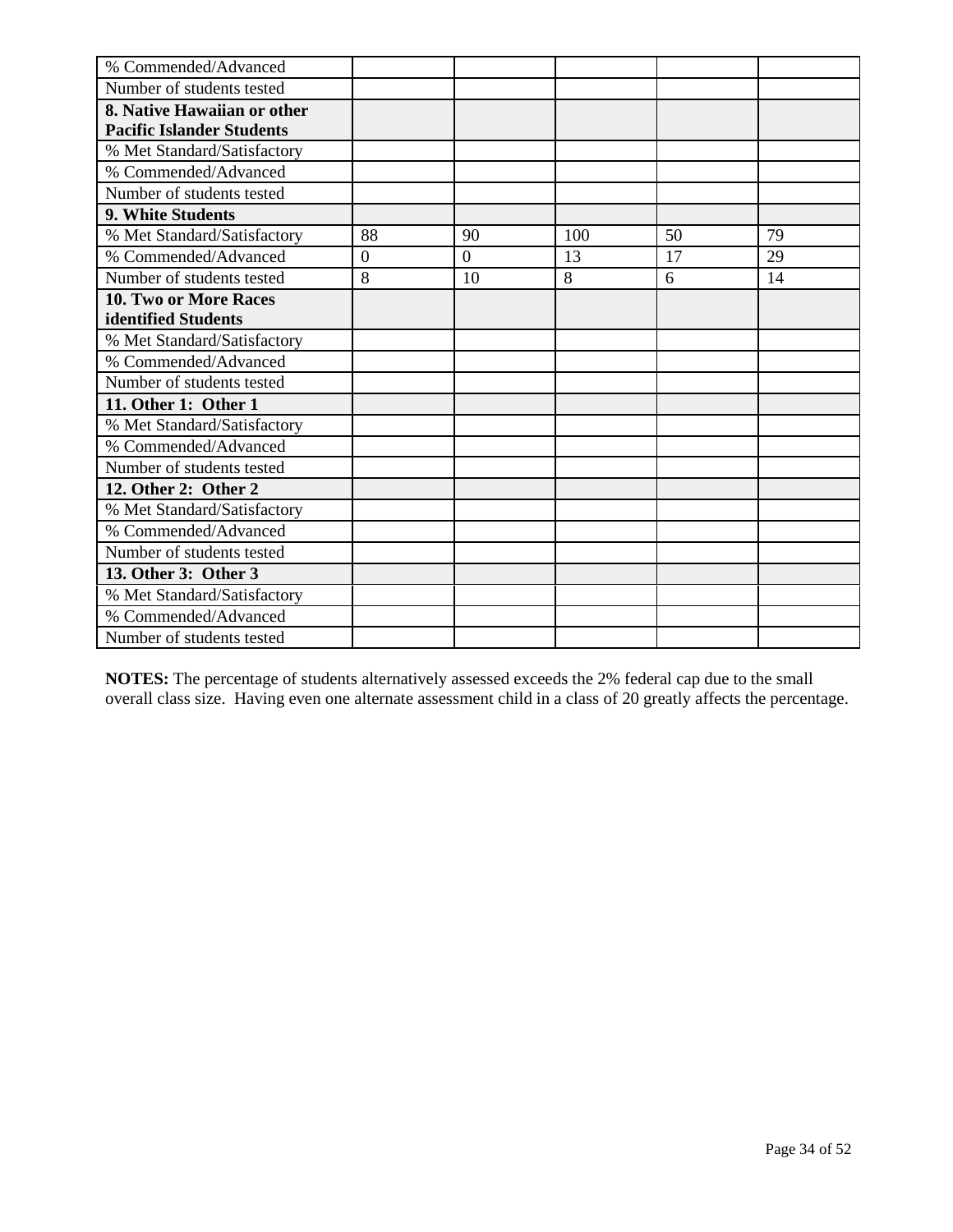| % Commended/Advanced | | | | | |
|---|---|---|---|---|---|
| Number of students tested | | | | | |
| **8. Native Hawaiian or other Pacific Islander Students** | | | | | |
| % Met Standard/Satisfactory | | | | | |
| % Commended/Advanced | | | | | |
| Number of students tested | | | | | |
| **9. White Students** | | | | | |
| % Met Standard/Satisfactory | 88 | 90 | 100 | 50 | 79 |
| % Commended/Advanced | 0 | 0 | 13 | 17 | 29 |
| Number of students tested | 8 | 10 | 8 | 6 | 14 |
| **10. Two or More Races identified Students** | | | | | |
| % Met Standard/Satisfactory | | | | | |
| % Commended/Advanced | | | | | |
| Number of students tested | | | | | |
| **11. Other 1: Other 1** | | | | | |
| % Met Standard/Satisfactory | | | | | |
| % Commended/Advanced | | | | | |
| Number of students tested | | | | | |
| **12. Other 2: Other 2** | | | | | |
| % Met Standard/Satisfactory | | | | | |
| % Commended/Advanced | | | | | |
| Number of students tested | | | | | |
| **13. Other 3: Other 3** | | | | | |
| % Met Standard/Satisfactory | | | | | |
| % Commended/Advanced | | | | | |
| Number of students tested | | | | | |

**NOTES:** The percentage of students alternatively assessed exceeds the 2% federal cap due to the small overall class size. Having even one alternate assessment child in a class of 20 greatly affects the percentage.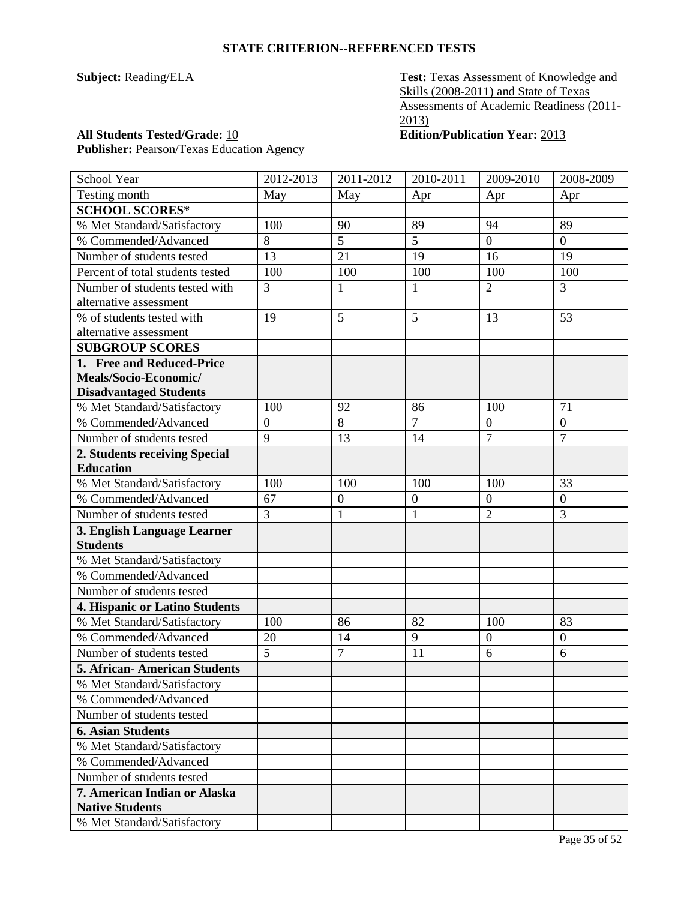**STATE CRITERION--REFERENCED TESTS**

**Subject:** Reading/ELA

**Test:** Texas Assessment of Knowledge and Skills (2008-2011) and State of Texas Assessments of Academic Readiness (2011-2013)

**All Students Tested/Grade:** 10

**Edition/Publication Year:** 2013

**Publisher:** Pearson/Texas Education Agency

| School Year | 2012-2013 | 2011-2012 | 2010-2011 | 2009-2010 | 2008-2009 |
|---|---|---|---|---|---|
| Testing month | May | May | Apr | Apr | Apr |
| **SCHOOL SCORES*** | | | | | |
| % Met Standard/Satisfactory | 100 | 90 | 89 | 94 | 89 |
| % Commended/Advanced | 8 | 5 | 5 | 0 | 0 |
| Number of students tested | 13 | 21 | 19 | 16 | 19 |
| Percent of total students tested | 100 | 100 | 100 | 100 | 100 |
| Number of students tested with alternative assessment | 3 | 1 | 1 | 2 | 3 |
| % of students tested with alternative assessment | 19 | 5 | 5 | 13 | 53 |
| **SUBGROUP SCORES** | | | | | |
| **1. Free and Reduced-Price Meals/Socio-Economic/ Disadvantaged Students** | | | | | |
| % Met Standard/Satisfactory | 100 | 92 | 86 | 100 | 71 |
| % Commended/Advanced | 0 | 8 | 7 | 0 | 0 |
| Number of students tested | 9 | 13 | 14 | 7 | 7 |
| **2. Students receiving Special Education** | | | | | |
| % Met Standard/Satisfactory | 100 | 100 | 100 | 100 | 33 |
| % Commended/Advanced | 67 | 0 | 0 | 0 | 0 |
| Number of students tested | 3 | 1 | 1 | 2 | 3 |
| **3. English Language Learner Students** | | | | | |
| % Met Standard/Satisfactory | | | | | |
| % Commended/Advanced | | | | | |
| Number of students tested | | | | | |
| **4. Hispanic or Latino Students** | | | | | |
| % Met Standard/Satisfactory | 100 | 86 | 82 | 100 | 83 |
| % Commended/Advanced | 20 | 14 | 9 | 0 | 0 |
| Number of students tested | 5 | 7 | 11 | 6 | 6 |
| **5. African- American Students** | | | | | |
| % Met Standard/Satisfactory | | | | | |
| % Commended/Advanced | | | | | |
| Number of students tested | | | | | |
| **6. Asian Students** | | | | | |
| % Met Standard/Satisfactory | | | | | |
| % Commended/Advanced | | | | | |
| Number of students tested | | | | | |
| **7. American Indian or Alaska Native Students** | | | | | |
| % Met Standard/Satisfactory | | | | | |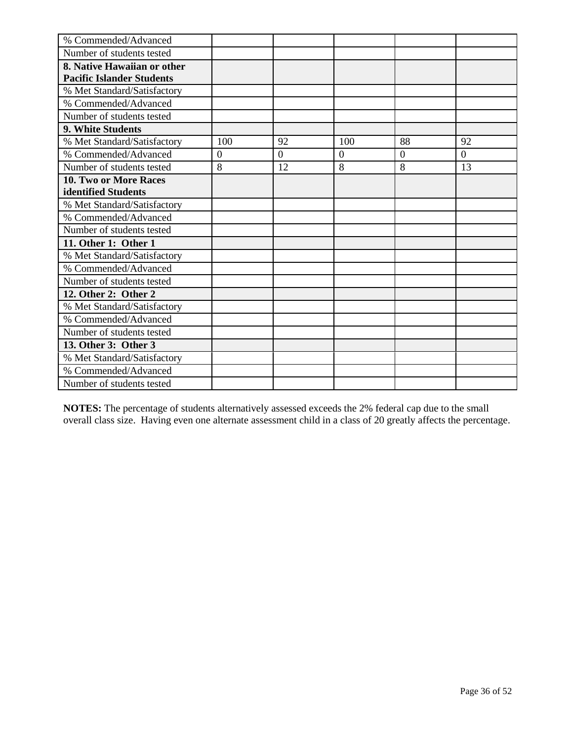| | | | | | |
|---|---|---|---|---|---|
| % Commended/Advanced | | | | | |
| Number of students tested | | | | | |
| **8. Native Hawaiian or other Pacific Islander Students** | | | | | |
| % Met Standard/Satisfactory | | | | | |
| % Commended/Advanced | | | | | |
| Number of students tested | | | | | |
| **9. White Students** | | | | | |
| % Met Standard/Satisfactory | 100 | 92 | 100 | 88 | 92 |
| % Commended/Advanced | 0 | 0 | 0 | 0 | 0 |
| Number of students tested | 8 | 12 | 8 | 8 | 13 |
| **10. Two or More Races identified Students** | | | | | |
| % Met Standard/Satisfactory | | | | | |
| % Commended/Advanced | | | | | |
| Number of students tested | | | | | |
| **11. Other 1: Other 1** | | | | | |
| % Met Standard/Satisfactory | | | | | |
| % Commended/Advanced | | | | | |
| Number of students tested | | | | | |
| **12. Other 2: Other 2** | | | | | |
| % Met Standard/Satisfactory | | | | | |
| % Commended/Advanced | | | | | |
| Number of students tested | | | | | |
| **13. Other 3: Other 3** | | | | | |
| % Met Standard/Satisfactory | | | | | |
| % Commended/Advanced | | | | | |
| Number of students tested | | | | | |

**NOTES:** The percentage of students alternatively assessed exceeds the 2% federal cap due to the small overall class size. Having even one alternate assessment child in a class of 20 greatly affects the percentage.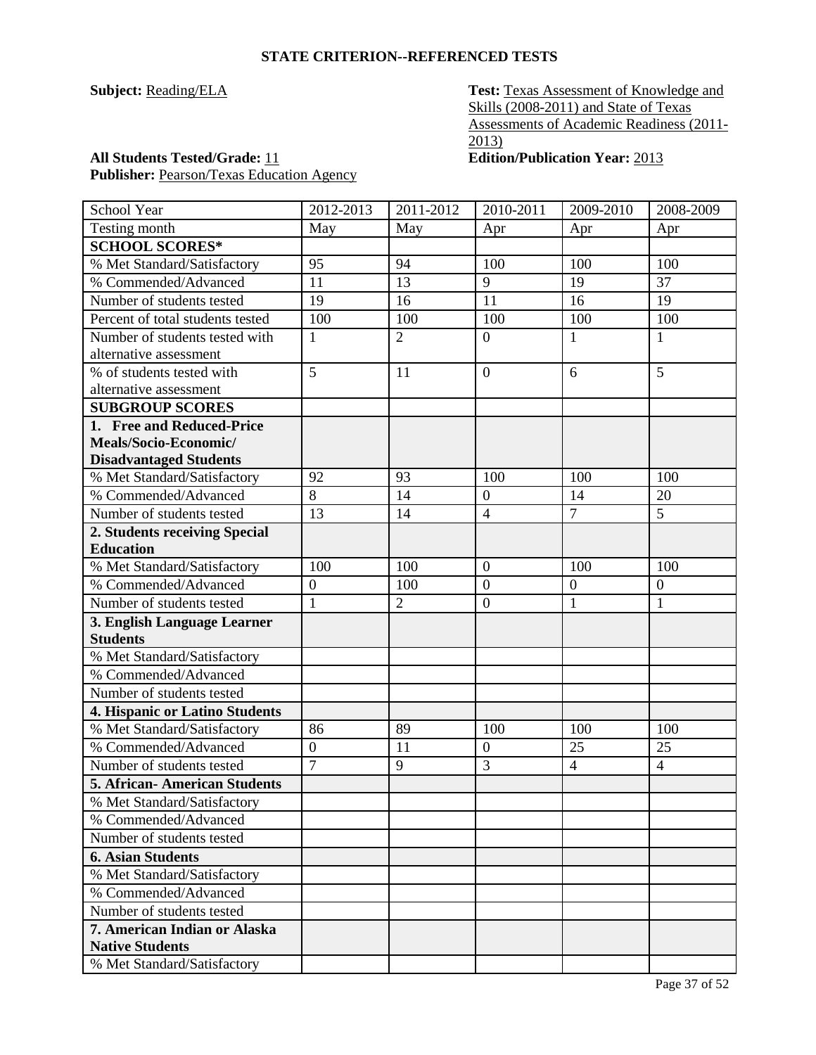**STATE CRITERION--REFERENCED TESTS**

**Subject:** Reading/ELA

**Test:** Texas Assessment of Knowledge and Skills (2008-2011) and State of Texas Assessments of Academic Readiness (2011-2013)

**All Students Tested/Grade:** 11

**Edition/Publication Year:** 2013

**Publisher:** Pearson/Texas Education Agency

| School Year | 2012-2013 | 2011-2012 | 2010-2011 | 2009-2010 | 2008-2009 |
|---|---|---|---|---|---|
| Testing month | May | May | Apr | Apr | Apr |
| **SCHOOL SCORES*** | | | | | |
| % Met Standard/Satisfactory | 95 | 94 | 100 | 100 | 100 |
| % Commended/Advanced | 11 | 13 | 9 | 19 | 37 |
| Number of students tested | 19 | 16 | 11 | 16 | 19 |
| Percent of total students tested | 100 | 100 | 100 | 100 | 100 |
| Number of students tested with alternative assessment | 1 | 2 | 0 | 1 | 1 |
| % of students tested with alternative assessment | 5 | 11 | 0 | 6 | 5 |
| **SUBGROUP SCORES** | | | | | |
| **1. Free and Reduced-Price Meals/Socio-Economic/ Disadvantaged Students** | | | | | |
| % Met Standard/Satisfactory | 92 | 93 | 100 | 100 | 100 |
| % Commended/Advanced | 8 | 14 | 0 | 14 | 20 |
| Number of students tested | 13 | 14 | 4 | 7 | 5 |
| **2. Students receiving Special Education** | | | | | |
| % Met Standard/Satisfactory | 100 | 100 | 0 | 100 | 100 |
| % Commended/Advanced | 0 | 100 | 0 | 0 | 0 |
| Number of students tested | 1 | 2 | 0 | 1 | 1 |
| **3. English Language Learner Students** | | | | | |
| % Met Standard/Satisfactory | | | | | |
| % Commended/Advanced | | | | | |
| Number of students tested | | | | | |
| **4. Hispanic or Latino Students** | | | | | |
| % Met Standard/Satisfactory | 86 | 89 | 100 | 100 | 100 |
| % Commended/Advanced | 0 | 11 | 0 | 25 | 25 |
| Number of students tested | 7 | 9 | 3 | 4 | 4 |
| **5. African- American Students** | | | | | |
| % Met Standard/Satisfactory | | | | | |
| % Commended/Advanced | | | | | |
| Number of students tested | | | | | |
| **6. Asian Students** | | | | | |
| % Met Standard/Satisfactory | | | | | |
| % Commended/Advanced | | | | | |
| Number of students tested | | | | | |
| **7. American Indian or Alaska Native Students** | | | | | |
| % Met Standard/Satisfactory | | | | | |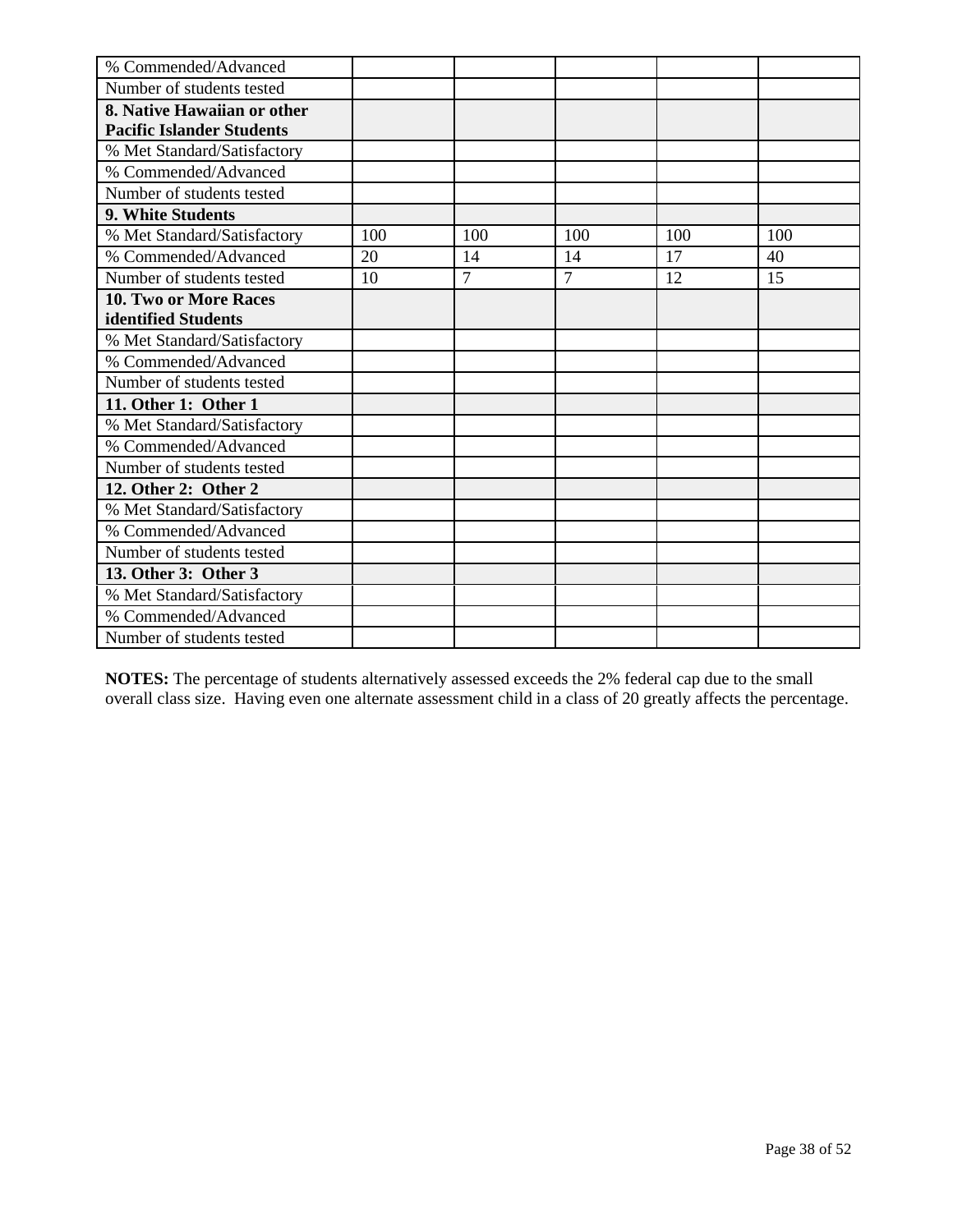| | | | | | |
|---|---|---|---|---|---|
| % Commended/Advanced | | | | | |
| Number of students tested | | | | | |
| **8. Native Hawaiian or other Pacific Islander Students** | | | | | |
| % Met Standard/Satisfactory | | | | | |
| % Commended/Advanced | | | | | |
| Number of students tested | | | | | |
| **9. White Students** | | | | | |
| % Met Standard/Satisfactory | 100 | 100 | 100 | 100 | 100 |
| % Commended/Advanced | 20 | 14 | 14 | 17 | 40 |
| Number of students tested | 10 | 7 | 7 | 12 | 15 |
| **10. Two or More Races identified Students** | | | | | |
| % Met Standard/Satisfactory | | | | | |
| % Commended/Advanced | | | | | |
| Number of students tested | | | | | |
| **11. Other 1: Other 1** | | | | | |
| % Met Standard/Satisfactory | | | | | |
| % Commended/Advanced | | | | | |
| Number of students tested | | | | | |
| **12. Other 2: Other 2** | | | | | |
| % Met Standard/Satisfactory | | | | | |
| % Commended/Advanced | | | | | |
| Number of students tested | | | | | |
| **13. Other 3: Other 3** | | | | | |
| % Met Standard/Satisfactory | | | | | |
| % Commended/Advanced | | | | | |
| Number of students tested | | | | | |

**NOTES:** The percentage of students alternatively assessed exceeds the 2% federal cap due to the small overall class size. Having even one alternate assessment child in a class of 20 greatly affects the percentage.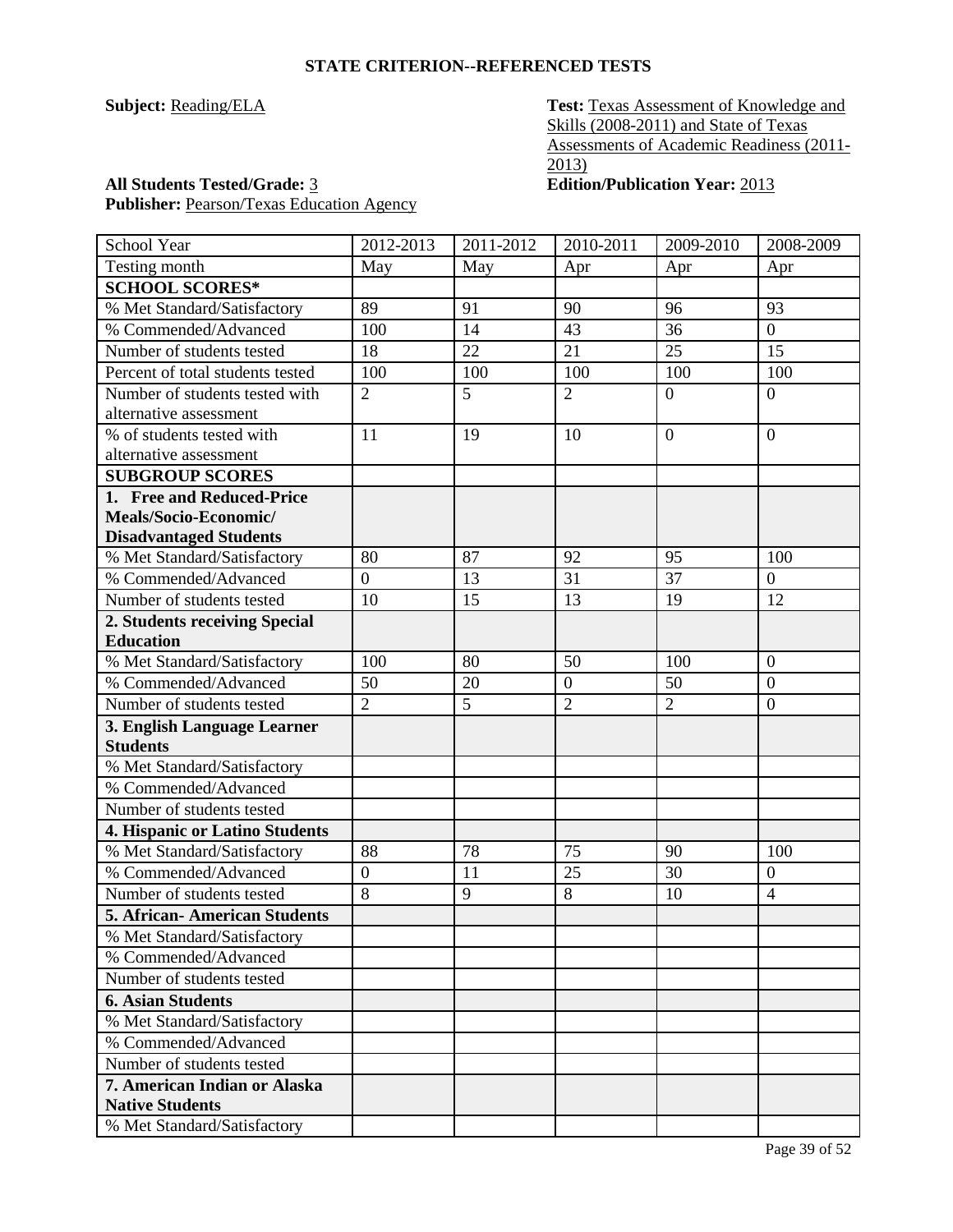**STATE CRITERION--REFERENCED TESTS**

**Subject:** Reading/ELA

**Test:** Texas Assessment of Knowledge and Skills (2008-2011) and State of Texas Assessments of Academic Readiness (2011-2013)

**All Students Tested/Grade:** 3

**Edition/Publication Year:** 2013

**Publisher:** Pearson/Texas Education Agency

| School Year | 2012-2013 | 2011-2012 | 2010-2011 | 2009-2010 | 2008-2009 |
|---|---|---|---|---|---|
| Testing month | May | May | Apr | Apr | Apr |
| **SCHOOL SCORES*** | | | | | |
| % Met Standard/Satisfactory | 89 | 91 | 90 | 96 | 93 |
| % Commended/Advanced | 100 | 14 | 43 | 36 | 0 |
| Number of students tested | 18 | 22 | 21 | 25 | 15 |
| Percent of total students tested | 100 | 100 | 100 | 100 | 100 |
| Number of students tested with alternative assessment | 2 | 5 | 2 | 0 | 0 |
| % of students tested with alternative assessment | 11 | 19 | 10 | 0 | 0 |
| **SUBGROUP SCORES** | | | | | |
| **1. Free and Reduced-Price Meals/Socio-Economic/ Disadvantaged Students** | | | | | |
| % Met Standard/Satisfactory | 80 | 87 | 92 | 95 | 100 |
| % Commended/Advanced | 0 | 13 | 31 | 37 | 0 |
| Number of students tested | 10 | 15 | 13 | 19 | 12 |
| **2. Students receiving Special Education** | | | | | |
| % Met Standard/Satisfactory | 100 | 80 | 50 | 100 | 0 |
| % Commended/Advanced | 50 | 20 | 0 | 50 | 0 |
| Number of students tested | 2 | 5 | 2 | 2 | 0 |
| **3. English Language Learner Students** | | | | | |
| % Met Standard/Satisfactory | | | | | |
| % Commended/Advanced | | | | | |
| Number of students tested | | | | | |
| **4. Hispanic or Latino Students** | | | | | |
| % Met Standard/Satisfactory | 88 | 78 | 75 | 90 | 100 |
| % Commended/Advanced | 0 | 11 | 25 | 30 | 0 |
| Number of students tested | 8 | 9 | 8 | 10 | 4 |
| **5. African- American Students** | | | | | |
| % Met Standard/Satisfactory | | | | | |
| % Commended/Advanced | | | | | |
| Number of students tested | | | | | |
| **6. Asian Students** | | | | | |
| % Met Standard/Satisfactory | | | | | |
| % Commended/Advanced | | | | | |
| Number of students tested | | | | | |
| **7. American Indian or Alaska Native Students** | | | | | |
| % Met Standard/Satisfactory | | | | | |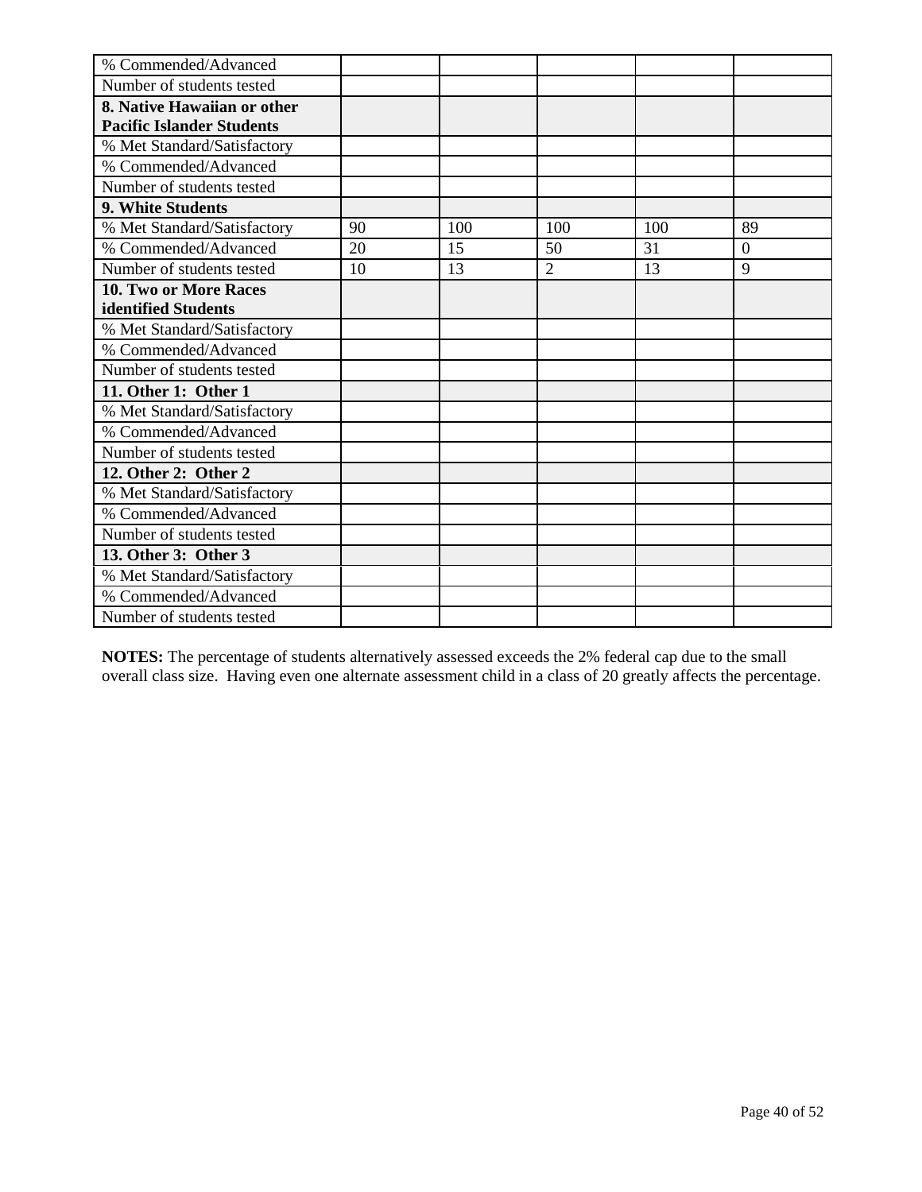| % Commended/Advanced | | | | | |
| --- | --- | --- | --- | --- | --- |
| Number of students tested | | | | | |
| **8. Native Hawaiian or other Pacific Islander Students** | | | | | |
| % Met Standard/Satisfactory | | | | | |
| % Commended/Advanced | | | | | |
| Number of students tested | | | | | |
| **9. White Students** | | | | | |
| % Met Standard/Satisfactory | 90 | 100 | 100 | 100 | 89 |
| % Commended/Advanced | 20 | 15 | 50 | 31 | 0 |
| Number of students tested | 10 | 13 | 2 | 13 | 9 |
| **10. Two or More Races identified Students** | | | | | |
| % Met Standard/Satisfactory | | | | | |
| % Commended/Advanced | | | | | |
| Number of students tested | | | | | |
| **11. Other 1: Other 1** | | | | | |
| % Met Standard/Satisfactory | | | | | |
| % Commended/Advanced | | | | | |
| Number of students tested | | | | | |
| **12. Other 2: Other 2** | | | | | |
| % Met Standard/Satisfactory | | | | | |
| % Commended/Advanced | | | | | |
| Number of students tested | | | | | |
| **13. Other 3: Other 3** | | | | | |
| % Met Standard/Satisfactory | | | | | |
| % Commended/Advanced | | | | | |
| Number of students tested | | | | | |

**NOTES:** The percentage of students alternatively assessed exceeds the 2% federal cap due to the small overall class size. Having even one alternate assessment child in a class of 20 greatly affects the percentage.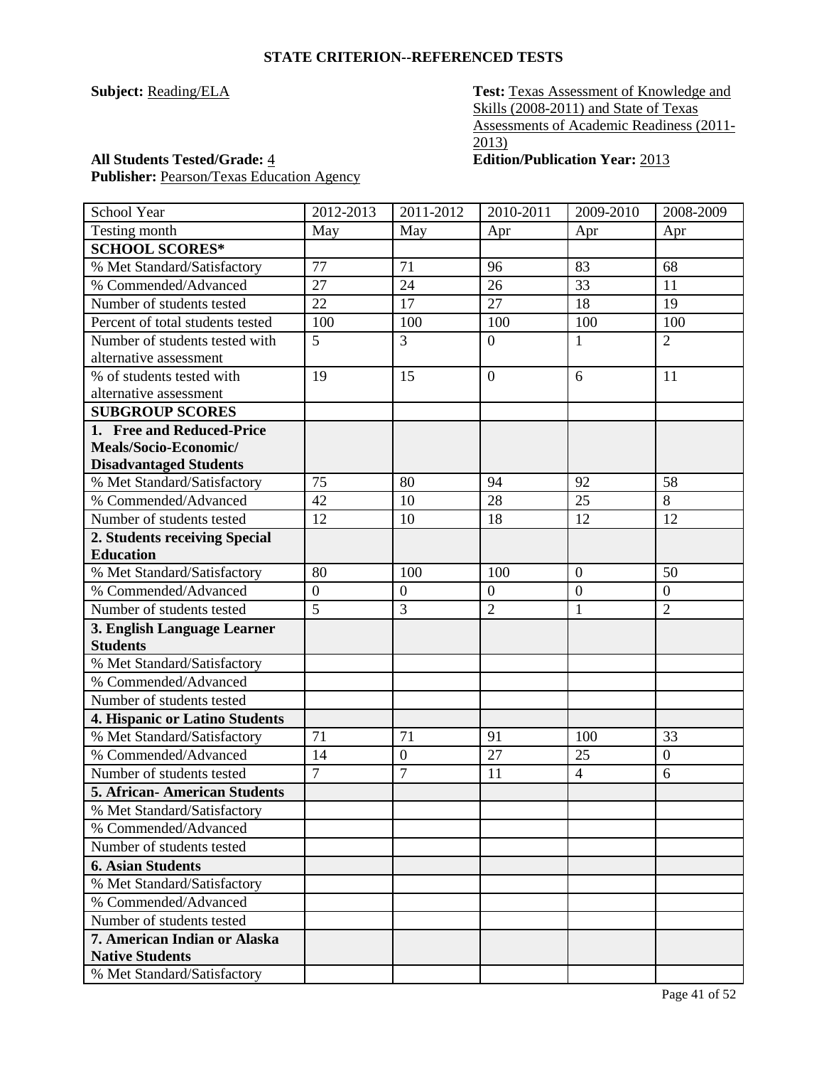**STATE CRITERION--REFERENCED TESTS**

**Subject:** Reading/ELA

**Test:** Texas Assessment of Knowledge and Skills (2008-2011) and State of Texas Assessments of Academic Readiness (2011-2013)

**All Students Tested/Grade:** 4

**Edition/Publication Year:** 2013

**Publisher:** Pearson/Texas Education Agency

| School Year | 2012-2013 | 2011-2012 | 2010-2011 | 2009-2010 | 2008-2009 |
|---|---|---|---|---|---|
| Testing month | May | May | Apr | Apr | Apr |
| **SCHOOL SCORES*** | | | | | |
| % Met Standard/Satisfactory | 77 | 71 | 96 | 83 | 68 |
| % Commended/Advanced | 27 | 24 | 26 | 33 | 11 |
| Number of students tested | 22 | 17 | 27 | 18 | 19 |
| Percent of total students tested | 100 | 100 | 100 | 100 | 100 |
| Number of students tested with alternative assessment | 5 | 3 | 0 | 1 | 2 |
| % of students tested with alternative assessment | 19 | 15 | 0 | 6 | 11 |
| **SUBGROUP SCORES** | | | | | |
| **1. Free and Reduced-Price Meals/Socio-Economic/ Disadvantaged Students** | | | | | |
| % Met Standard/Satisfactory | 75 | 80 | 94 | 92 | 58 |
| % Commended/Advanced | 42 | 10 | 28 | 25 | 8 |
| Number of students tested | 12 | 10 | 18 | 12 | 12 |
| **2. Students receiving Special Education** | | | | | |
| % Met Standard/Satisfactory | 80 | 100 | 100 | 0 | 50 |
| % Commended/Advanced | 0 | 0 | 0 | 0 | 0 |
| Number of students tested | 5 | 3 | 2 | 1 | 2 |
| **3. English Language Learner Students** | | | | | |
| % Met Standard/Satisfactory | | | | | |
| % Commended/Advanced | | | | | |
| Number of students tested | | | | | |
| **4. Hispanic or Latino Students** | | | | | |
| % Met Standard/Satisfactory | 71 | 71 | 91 | 100 | 33 |
| % Commended/Advanced | 14 | 0 | 27 | 25 | 0 |
| Number of students tested | 7 | 7 | 11 | 4 | 6 |
| **5. African- American Students** | | | | | |
| % Met Standard/Satisfactory | | | | | |
| % Commended/Advanced | | | | | |
| Number of students tested | | | | | |
| **6. Asian Students** | | | | | |
| % Met Standard/Satisfactory | | | | | |
| % Commended/Advanced | | | | | |
| Number of students tested | | | | | |
| **7. American Indian or Alaska Native Students** | | | | | |
| % Met Standard/Satisfactory | | | | | |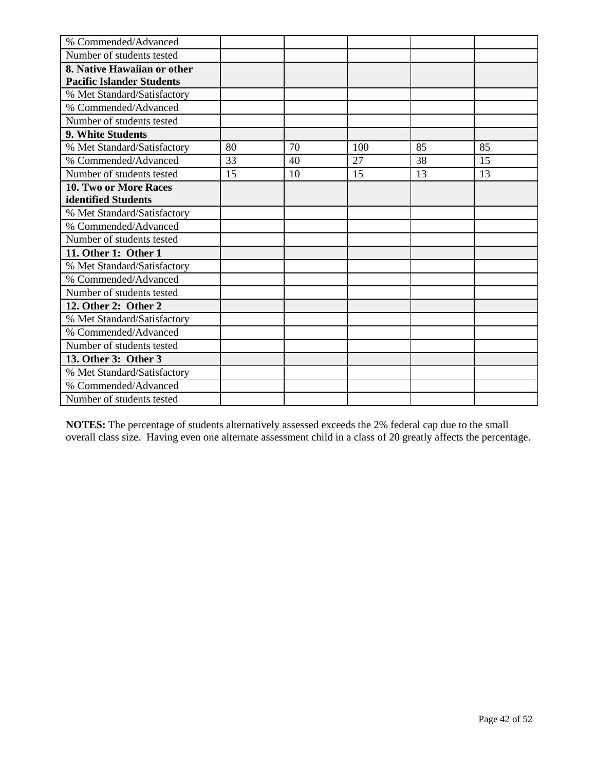| % Commended/Advanced | | | | | |
|---|---|---|---|---|---|
| Number of students tested | | | | | |
| **8. Native Hawaiian or other Pacific Islander Students** | | | | | |
| % Met Standard/Satisfactory | | | | | |
| % Commended/Advanced | | | | | |
| Number of students tested | | | | | |
| **9. White Students** | | | | | |
| % Met Standard/Satisfactory | 80 | 70 | 100 | 85 | 85 |
| % Commended/Advanced | 33 | 40 | 27 | 38 | 15 |
| Number of students tested | 15 | 10 | 15 | 13 | 13 |
| **10. Two or More Races identified Students** | | | | | |
| % Met Standard/Satisfactory | | | | | |
| % Commended/Advanced | | | | | |
| Number of students tested | | | | | |
| **11. Other 1: Other 1** | | | | | |
| % Met Standard/Satisfactory | | | | | |
| % Commended/Advanced | | | | | |
| Number of students tested | | | | | |
| **12. Other 2: Other 2** | | | | | |
| % Met Standard/Satisfactory | | | | | |
| % Commended/Advanced | | | | | |
| Number of students tested | | | | | |
| **13. Other 3: Other 3** | | | | | |
| % Met Standard/Satisfactory | | | | | |
| % Commended/Advanced | | | | | |
| Number of students tested | | | | | |

**NOTES:** The percentage of students alternatively assessed exceeds the 2% federal cap due to the small overall class size. Having even one alternate assessment child in a class of 20 greatly affects the percentage.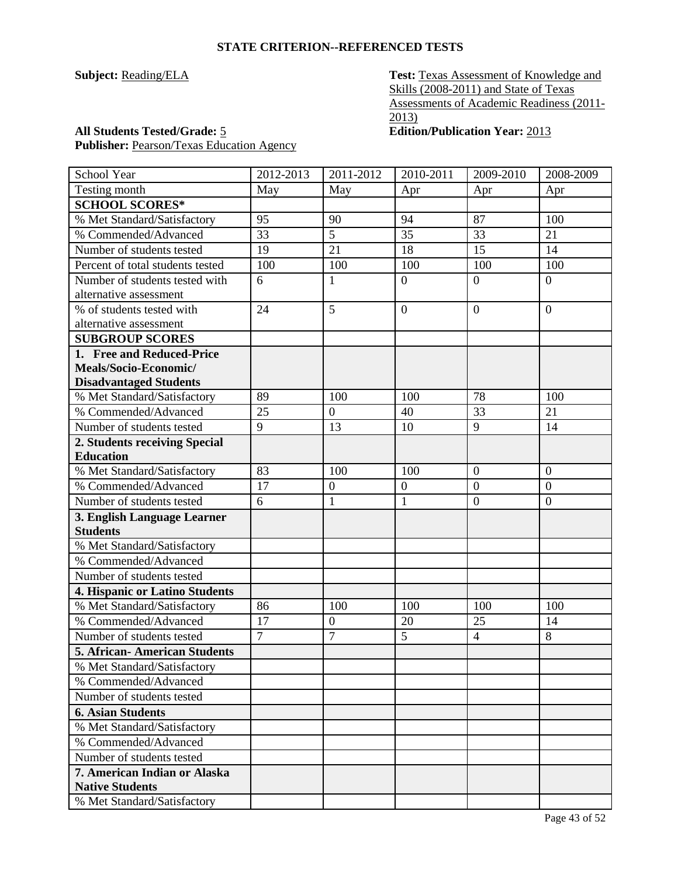## STATE CRITERION--REFERENCED TESTS

**Subject:** Reading/ELA

**Test:** Texas Assessment of Knowledge and Skills (2008-2011) and State of Texas Assessments of Academic Readiness (2011-2013)

**All Students Tested/Grade:** 5

**Edition/Publication Year:** 2013

**Publisher:** Pearson/Texas Education Agency

| School Year | 2012-2013 | 2011-2012 | 2010-2011 | 2009-2010 | 2008-2009 |
|---|---|---|---|---|---|
| Testing month | May | May | Apr | Apr | Apr |
| **SCHOOL SCORES*** | | | | | |
| % Met Standard/Satisfactory | 95 | 90 | 94 | 87 | 100 |
| % Commended/Advanced | 33 | 5 | 35 | 33 | 21 |
| Number of students tested | 19 | 21 | 18 | 15 | 14 |
| Percent of total students tested | 100 | 100 | 100 | 100 | 100 |
| Number of students tested with alternative assessment | 6 | 1 | 0 | 0 | 0 |
| % of students tested with alternative assessment | 24 | 5 | 0 | 0 | 0 |
| **SUBGROUP SCORES** | | | | | |
| **1. Free and Reduced-Price Meals/Socio-Economic/ Disadvantaged Students** | | | | | |
| % Met Standard/Satisfactory | 89 | 100 | 100 | 78 | 100 |
| % Commended/Advanced | 25 | 0 | 40 | 33 | 21 |
| Number of students tested | 9 | 13 | 10 | 9 | 14 |
| **2. Students receiving Special Education** | | | | | |
| % Met Standard/Satisfactory | 83 | 100 | 100 | 0 | 0 |
| % Commended/Advanced | 17 | 0 | 0 | 0 | 0 |
| Number of students tested | 6 | 1 | 1 | 0 | 0 |
| **3. English Language Learner Students** | | | | | |
| % Met Standard/Satisfactory | | | | | |
| % Commended/Advanced | | | | | |
| Number of students tested | | | | | |
| **4. Hispanic or Latino Students** | | | | | |
| % Met Standard/Satisfactory | 86 | 100 | 100 | 100 | 100 |
| % Commended/Advanced | 17 | 0 | 20 | 25 | 14 |
| Number of students tested | 7 | 7 | 5 | 4 | 8 |
| **5. African- American Students** | | | | | |
| % Met Standard/Satisfactory | | | | | |
| % Commended/Advanced | | | | | |
| Number of students tested | | | | | |
| **6. Asian Students** | | | | | |
| % Met Standard/Satisfactory | | | | | |
| % Commended/Advanced | | | | | |
| Number of students tested | | | | | |
| **7. American Indian or Alaska Native Students** | | | | | |
| % Met Standard/Satisfactory | | | | | |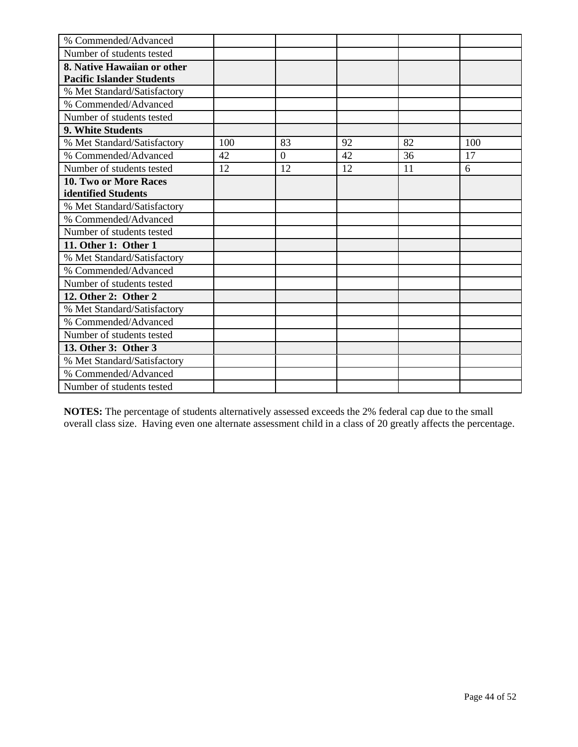| % Commended/Advanced | | | | | |
|---|---|---|---|---|---|
| Number of students tested | | | | | |
| **8. Native Hawaiian or other Pacific Islander Students** | | | | | |
| % Met Standard/Satisfactory | | | | | |
| % Commended/Advanced | | | | | |
| Number of students tested | | | | | |
| **9. White Students** | | | | | |
| % Met Standard/Satisfactory | 100 | 83 | 92 | 82 | 100 |
| % Commended/Advanced | 42 | 0 | 42 | 36 | 17 |
| Number of students tested | 12 | 12 | 12 | 11 | 6 |
| **10. Two or More Races identified Students** | | | | | |
| % Met Standard/Satisfactory | | | | | |
| % Commended/Advanced | | | | | |
| Number of students tested | | | | | |
| **11. Other 1: Other 1** | | | | | |
| % Met Standard/Satisfactory | | | | | |
| % Commended/Advanced | | | | | |
| Number of students tested | | | | | |
| **12. Other 2: Other 2** | | | | | |
| % Met Standard/Satisfactory | | | | | |
| % Commended/Advanced | | | | | |
| Number of students tested | | | | | |
| **13. Other 3: Other 3** | | | | | |
| % Met Standard/Satisfactory | | | | | |
| % Commended/Advanced | | | | | |
| Number of students tested | | | | | |

**NOTES:** The percentage of students alternatively assessed exceeds the 2% federal cap due to the small overall class size. Having even one alternate assessment child in a class of 20 greatly affects the percentage.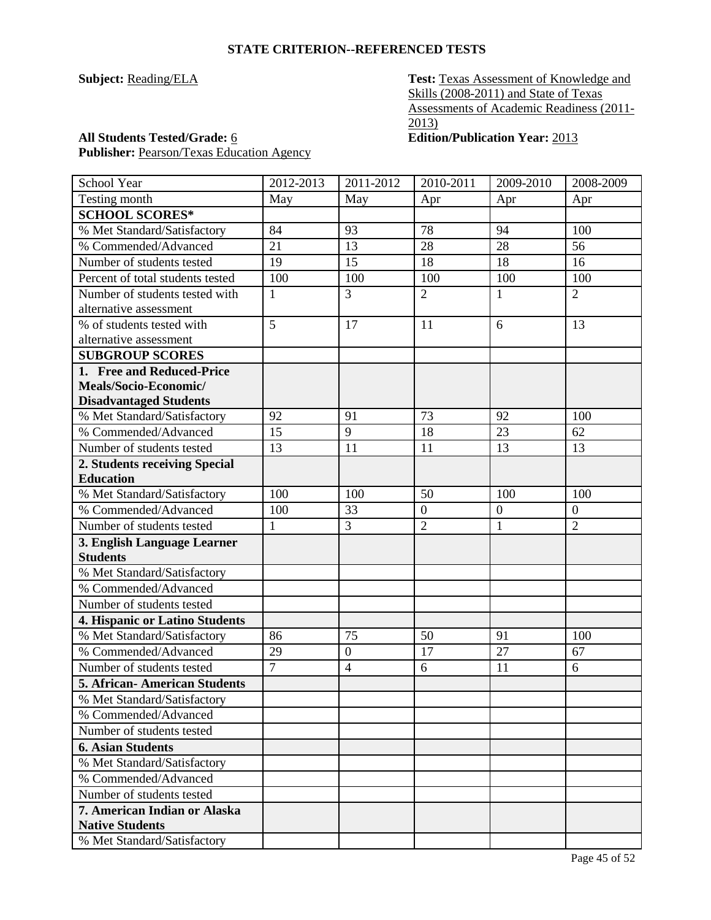## STATE CRITERION--REFERENCED TESTS

**Subject:** Reading/ELA

**Test:** Texas Assessment of Knowledge and Skills (2008-2011) and State of Texas Assessments of Academic Readiness (2011-2013)

**All Students Tested/Grade:** 6

**Edition/Publication Year:** 2013

**Publisher:** Pearson/Texas Education Agency

| School Year | 2012-2013 | 2011-2012 | 2010-2011 | 2009-2010 | 2008-2009 |
|---|---|---|---|---|---|
| Testing month | May | May | Apr | Apr | Apr |
| **SCHOOL SCORES*** | | | | | |
| % Met Standard/Satisfactory | 84 | 93 | 78 | 94 | 100 |
| % Commended/Advanced | 21 | 13 | 28 | 28 | 56 |
| Number of students tested | 19 | 15 | 18 | 18 | 16 |
| Percent of total students tested | 100 | 100 | 100 | 100 | 100 |
| Number of students tested with alternative assessment | 1 | 3 | 2 | 1 | 2 |
| % of students tested with alternative assessment | 5 | 17 | 11 | 6 | 13 |
| **SUBGROUP SCORES** | | | | | |
| **1. Free and Reduced-Price Meals/Socio-Economic/ Disadvantaged Students** | | | | | |
| % Met Standard/Satisfactory | 92 | 91 | 73 | 92 | 100 |
| % Commended/Advanced | 15 | 9 | 18 | 23 | 62 |
| Number of students tested | 13 | 11 | 11 | 13 | 13 |
| **2. Students receiving Special Education** | | | | | |
| % Met Standard/Satisfactory | 100 | 100 | 50 | 100 | 100 |
| % Commended/Advanced | 100 | 33 | 0 | 0 | 0 |
| Number of students tested | 1 | 3 | 2 | 1 | 2 |
| **3. English Language Learner Students** | | | | | |
| % Met Standard/Satisfactory | | | | | |
| % Commended/Advanced | | | | | |
| Number of students tested | | | | | |
| **4. Hispanic or Latino Students** | | | | | |
| % Met Standard/Satisfactory | 86 | 75 | 50 | 91 | 100 |
| % Commended/Advanced | 29 | 0 | 17 | 27 | 67 |
| Number of students tested | 7 | 4 | 6 | 11 | 6 |
| **5. African- American Students** | | | | | |
| % Met Standard/Satisfactory | | | | | |
| % Commended/Advanced | | | | | |
| Number of students tested | | | | | |
| **6. Asian Students** | | | | | |
| % Met Standard/Satisfactory | | | | | |
| % Commended/Advanced | | | | | |
| Number of students tested | | | | | |
| **7. American Indian or Alaska Native Students** | | | | | |
| % Met Standard/Satisfactory | | | | | |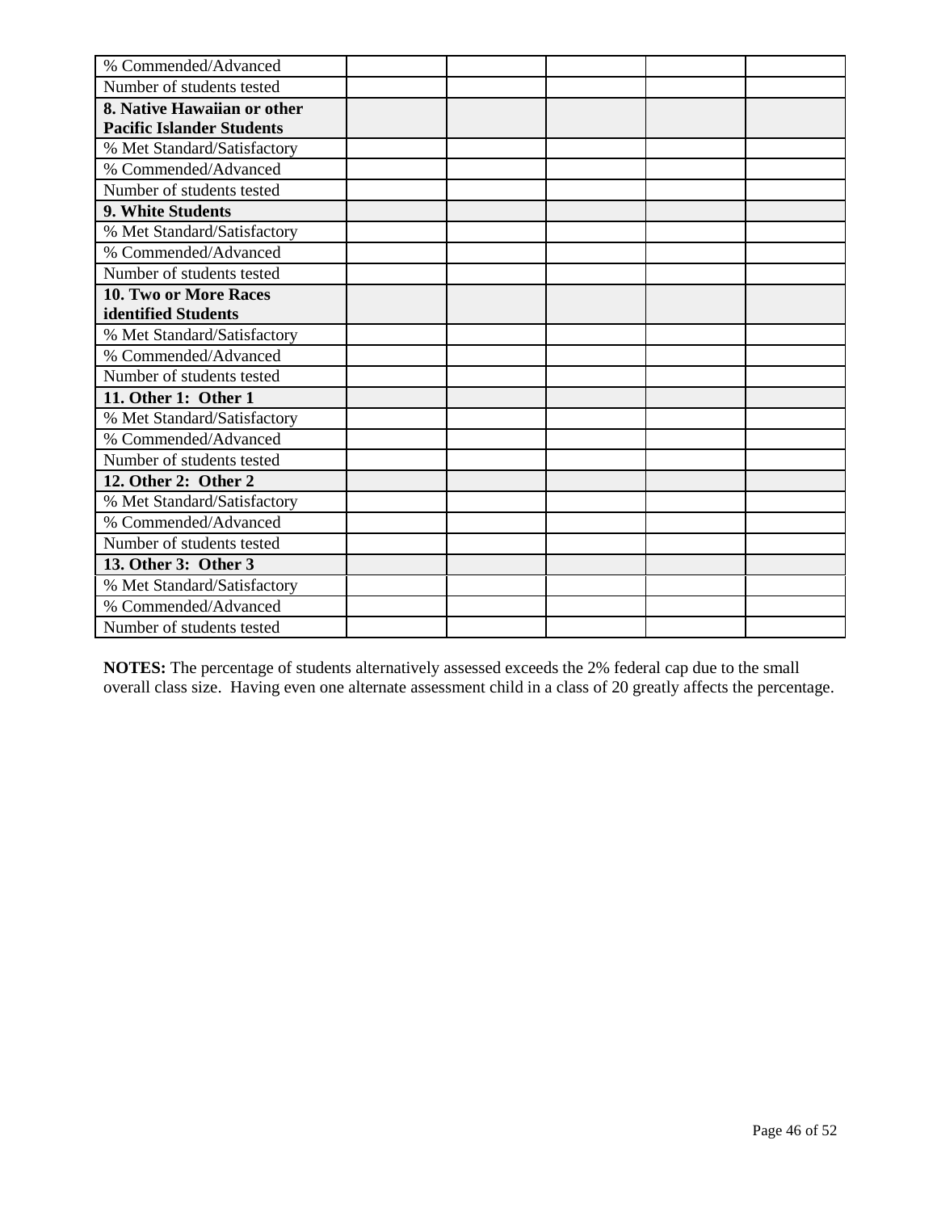| % Commended/Advanced | | | | | |
|---|---|---|---|---|---|
| Number of students tested | | | | | |
| **8. Native Hawaiian or other Pacific Islander Students** | | | | | |
| % Met Standard/Satisfactory | | | | | |
| % Commended/Advanced | | | | | |
| Number of students tested | | | | | |
| **9. White Students** | | | | | |
| % Met Standard/Satisfactory | | | | | |
| % Commended/Advanced | | | | | |
| Number of students tested | | | | | |
| **10. Two or More Races identified Students** | | | | | |
| % Met Standard/Satisfactory | | | | | |
| % Commended/Advanced | | | | | |
| Number of students tested | | | | | |
| **11. Other 1: Other 1** | | | | | |
| % Met Standard/Satisfactory | | | | | |
| % Commended/Advanced | | | | | |
| Number of students tested | | | | | |
| **12. Other 2: Other 2** | | | | | |
| % Met Standard/Satisfactory | | | | | |
| % Commended/Advanced | | | | | |
| Number of students tested | | | | | |
| **13. Other 3: Other 3** | | | | | |
| % Met Standard/Satisfactory | | | | | |
| % Commended/Advanced | | | | | |
| Number of students tested | | | | | |

**NOTES:** The percentage of students alternatively assessed exceeds the 2% federal cap due to the small overall class size. Having even one alternate assessment child in a class of 20 greatly affects the percentage.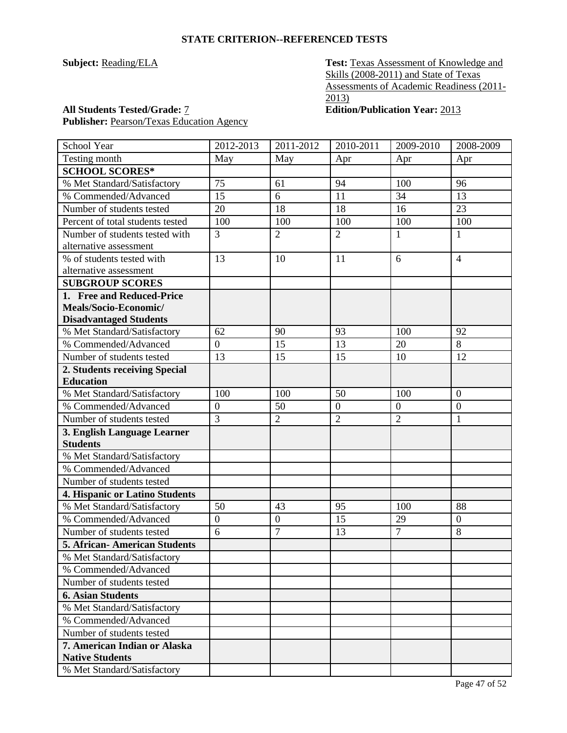## STATE CRITERION--REFERENCED TESTS

**Subject:** Reading/ELA

**Test:** Texas Assessment of Knowledge and Skills (2008-2011) and State of Texas Assessments of Academic Readiness (2011-2013)

**All Students Tested/Grade:** 7

**Edition/Publication Year:** 2013

**Publisher:** Pearson/Texas Education Agency

| School Year | 2012-2013 | 2011-2012 | 2010-2011 | 2009-2010 | 2008-2009 |
|---|---|---|---|---|---|
| Testing month | May | May | Apr | Apr | Apr |
| **SCHOOL SCORES*** | | | | | |
| % Met Standard/Satisfactory | 75 | 61 | 94 | 100 | 96 |
| % Commended/Advanced | 15 | 6 | 11 | 34 | 13 |
| Number of students tested | 20 | 18 | 18 | 16 | 23 |
| Percent of total students tested | 100 | 100 | 100 | 100 | 100 |
| Number of students tested with alternative assessment | 3 | 2 | 2 | 1 | 1 |
| % of students tested with alternative assessment | 13 | 10 | 11 | 6 | 4 |
| **SUBGROUP SCORES** | | | | | |
| **1. Free and Reduced-Price Meals/Socio-Economic/ Disadvantaged Students** | | | | | |
| % Met Standard/Satisfactory | 62 | 90 | 93 | 100 | 92 |
| % Commended/Advanced | 0 | 15 | 13 | 20 | 8 |
| Number of students tested | 13 | 15 | 15 | 10 | 12 |
| **2. Students receiving Special Education** | | | | | |
| % Met Standard/Satisfactory | 100 | 100 | 50 | 100 | 0 |
| % Commended/Advanced | 0 | 50 | 0 | 0 | 0 |
| Number of students tested | 3 | 2 | 2 | 2 | 1 |
| **3. English Language Learner Students** | | | | | |
| % Met Standard/Satisfactory | | | | | |
| % Commended/Advanced | | | | | |
| Number of students tested | | | | | |
| **4. Hispanic or Latino Students** | | | | | |
| % Met Standard/Satisfactory | 50 | 43 | 95 | 100 | 88 |
| % Commended/Advanced | 0 | 0 | 15 | 29 | 0 |
| Number of students tested | 6 | 7 | 13 | 7 | 8 |
| **5. African- American Students** | | | | | |
| % Met Standard/Satisfactory | | | | | |
| % Commended/Advanced | | | | | |
| Number of students tested | | | | | |
| **6. Asian Students** | | | | | |
| % Met Standard/Satisfactory | | | | | |
| % Commended/Advanced | | | | | |
| Number of students tested | | | | | |
| **7. American Indian or Alaska Native Students** | | | | | |
| % Met Standard/Satisfactory | | | | | |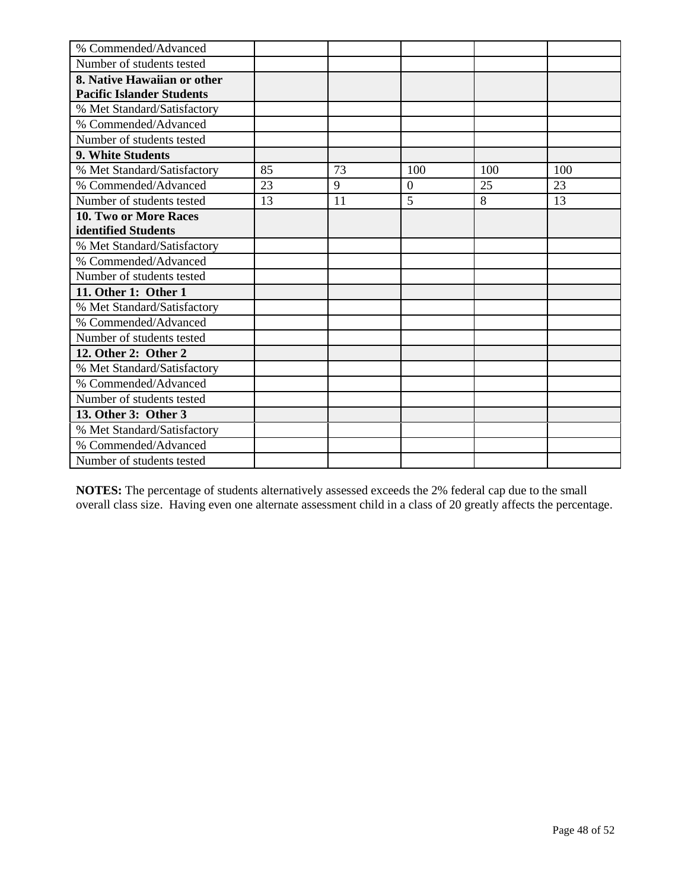| % Commended/Advanced | | | | | |
|---|---|---|---|---|---|
| Number of students tested | | | | | |
| **8. Native Hawaiian or other Pacific Islander Students** | | | | | |
| % Met Standard/Satisfactory | | | | | |
| % Commended/Advanced | | | | | |
| Number of students tested | | | | | |
| **9. White Students** | | | | | |
| % Met Standard/Satisfactory | 85 | 73 | 100 | 100 | 100 |
| % Commended/Advanced | 23 | 9 | 0 | 25 | 23 |
| Number of students tested | 13 | 11 | 5 | 8 | 13 |
| **10. Two or More Races identified Students** | | | | | |
| % Met Standard/Satisfactory | | | | | |
| % Commended/Advanced | | | | | |
| Number of students tested | | | | | |
| **11. Other 1: Other 1** | | | | | |
| % Met Standard/Satisfactory | | | | | |
| % Commended/Advanced | | | | | |
| Number of students tested | | | | | |
| **12. Other 2: Other 2** | | | | | |
| % Met Standard/Satisfactory | | | | | |
| % Commended/Advanced | | | | | |
| Number of students tested | | | | | |
| **13. Other 3: Other 3** | | | | | |
| % Met Standard/Satisfactory | | | | | |
| % Commended/Advanced | | | | | |
| Number of students tested | | | | | |

**NOTES:** The percentage of students alternatively assessed exceeds the 2% federal cap due to the small overall class size. Having even one alternate assessment child in a class of 20 greatly affects the percentage.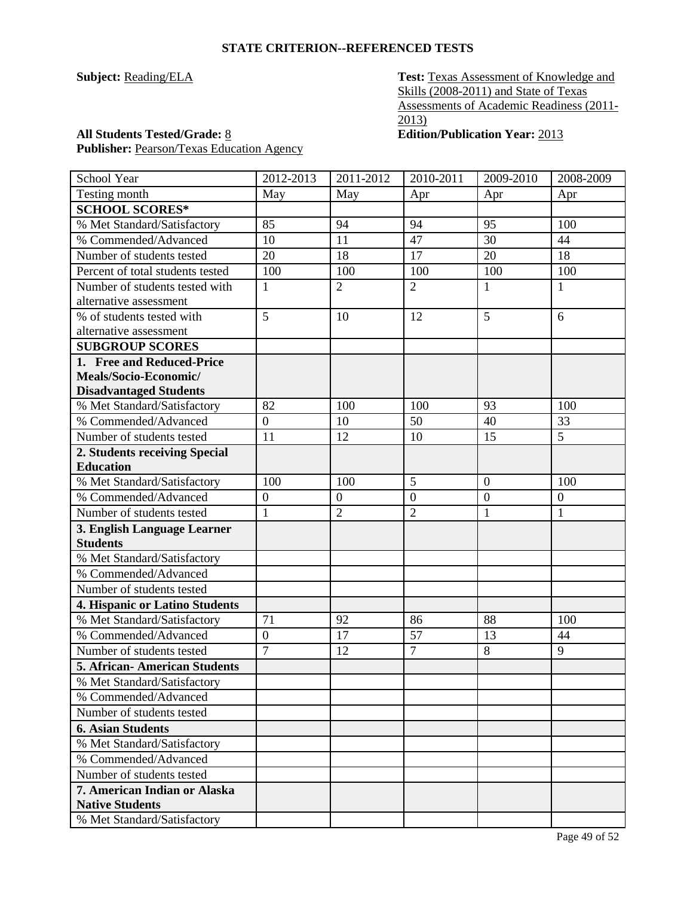**STATE CRITERION--REFERENCED TESTS**

**Subject:** Reading/ELA

**Test:** Texas Assessment of Knowledge and Skills (2008-2011) and State of Texas Assessments of Academic Readiness (2011-2013)

**All Students Tested/Grade:** 8

**Edition/Publication Year:** 2013

**Publisher:** Pearson/Texas Education Agency

| School Year | 2012-2013 | 2011-2012 | 2010-2011 | 2009-2010 | 2008-2009 |
|---|---|---|---|---|---|
| Testing month | May | May | Apr | Apr | Apr |
| **SCHOOL SCORES*** | | | | | |
| % Met Standard/Satisfactory | 85 | 94 | 94 | 95 | 100 |
| % Commended/Advanced | 10 | 11 | 47 | 30 | 44 |
| Number of students tested | 20 | 18 | 17 | 20 | 18 |
| Percent of total students tested | 100 | 100 | 100 | 100 | 100 |
| Number of students tested with alternative assessment | 1 | 2 | 2 | 1 | 1 |
| % of students tested with alternative assessment | 5 | 10 | 12 | 5 | 6 |
| **SUBGROUP SCORES** | | | | | |
| **1. Free and Reduced-Price Meals/Socio-Economic/ Disadvantaged Students** | | | | | |
| % Met Standard/Satisfactory | 82 | 100 | 100 | 93 | 100 |
| % Commended/Advanced | 0 | 10 | 50 | 40 | 33 |
| Number of students tested | 11 | 12 | 10 | 15 | 5 |
| **2. Students receiving Special Education** | | | | | |
| % Met Standard/Satisfactory | 100 | 100 | 5 | 0 | 100 |
| % Commended/Advanced | 0 | 0 | 0 | 0 | 0 |
| Number of students tested | 1 | 2 | 2 | 1 | 1 |
| **3. English Language Learner Students** | | | | | |
| % Met Standard/Satisfactory | | | | | |
| % Commended/Advanced | | | | | |
| Number of students tested | | | | | |
| **4. Hispanic or Latino Students** | | | | | |
| % Met Standard/Satisfactory | 71 | 92 | 86 | 88 | 100 |
| % Commended/Advanced | 0 | 17 | 57 | 13 | 44 |
| Number of students tested | 7 | 12 | 7 | 8 | 9 |
| **5. African- American Students** | | | | | |
| % Met Standard/Satisfactory | | | | | |
| % Commended/Advanced | | | | | |
| Number of students tested | | | | | |
| **6. Asian Students** | | | | | |
| % Met Standard/Satisfactory | | | | | |
| % Commended/Advanced | | | | | |
| Number of students tested | | | | | |
| **7. American Indian or Alaska Native Students** | | | | | |
| % Met Standard/Satisfactory | | | | | |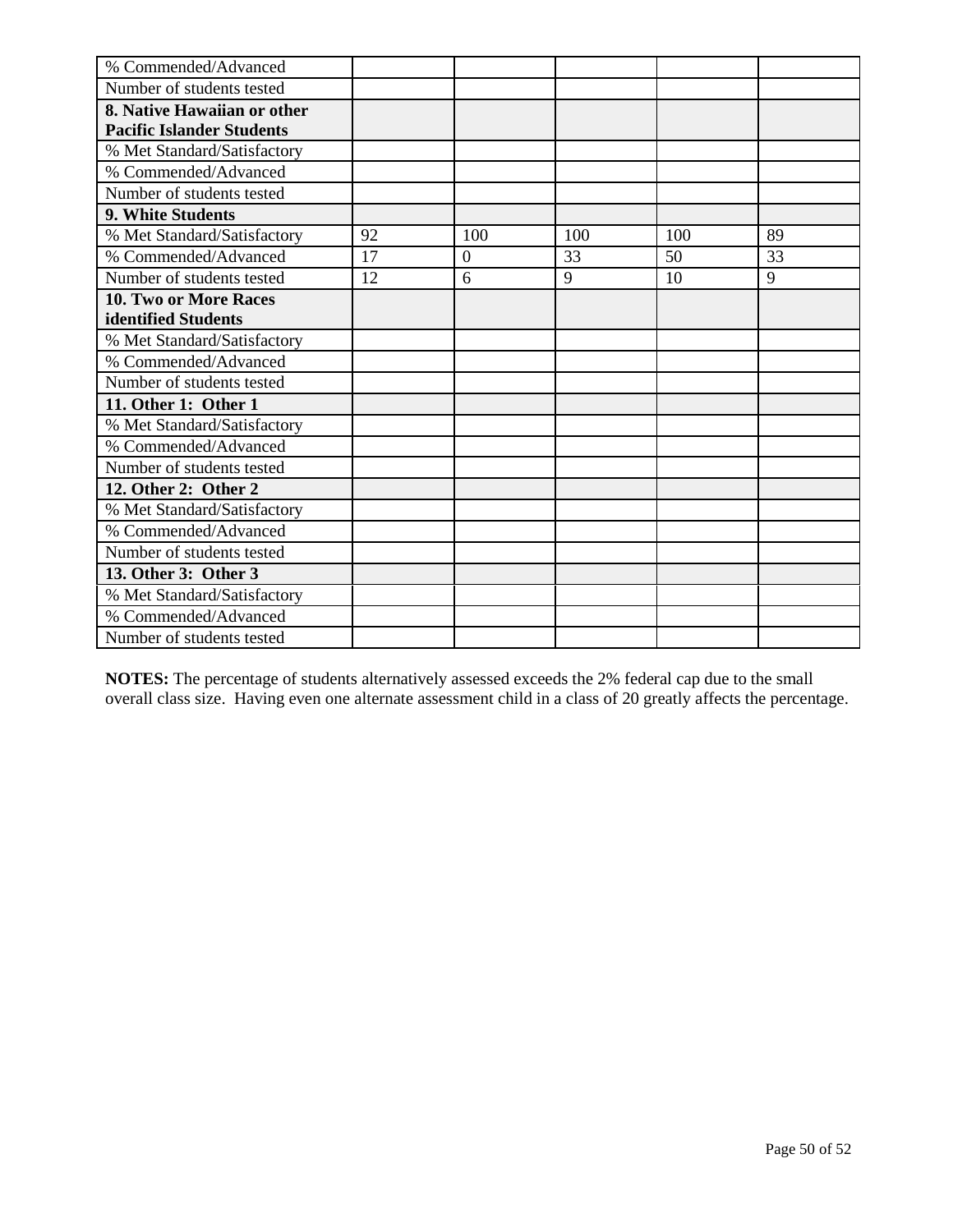| | | | | | |
|---|---|---|---|---|---|
| % Commended/Advanced | | | | | |
| Number of students tested | | | | | |
| **8. Native Hawaiian or other Pacific Islander Students** | | | | | |
| % Met Standard/Satisfactory | | | | | |
| % Commended/Advanced | | | | | |
| Number of students tested | | | | | |
| **9. White Students** | | | | | |
| % Met Standard/Satisfactory | 92 | 100 | 100 | 100 | 89 |
| % Commended/Advanced | 17 | 0 | 33 | 50 | 33 |
| Number of students tested | 12 | 6 | 9 | 10 | 9 |
| **10. Two or More Races identified Students** | | | | | |
| % Met Standard/Satisfactory | | | | | |
| % Commended/Advanced | | | | | |
| Number of students tested | | | | | |
| **11. Other 1: Other 1** | | | | | |
| % Met Standard/Satisfactory | | | | | |
| % Commended/Advanced | | | | | |
| Number of students tested | | | | | |
| **12. Other 2: Other 2** | | | | | |
| % Met Standard/Satisfactory | | | | | |
| % Commended/Advanced | | | | | |
| Number of students tested | | | | | |
| **13. Other 3: Other 3** | | | | | |
| % Met Standard/Satisfactory | | | | | |
| % Commended/Advanced | | | | | |
| Number of students tested | | | | | |

**NOTES:** The percentage of students alternatively assessed exceeds the 2% federal cap due to the small overall class size. Having even one alternate assessment child in a class of 20 greatly affects the percentage.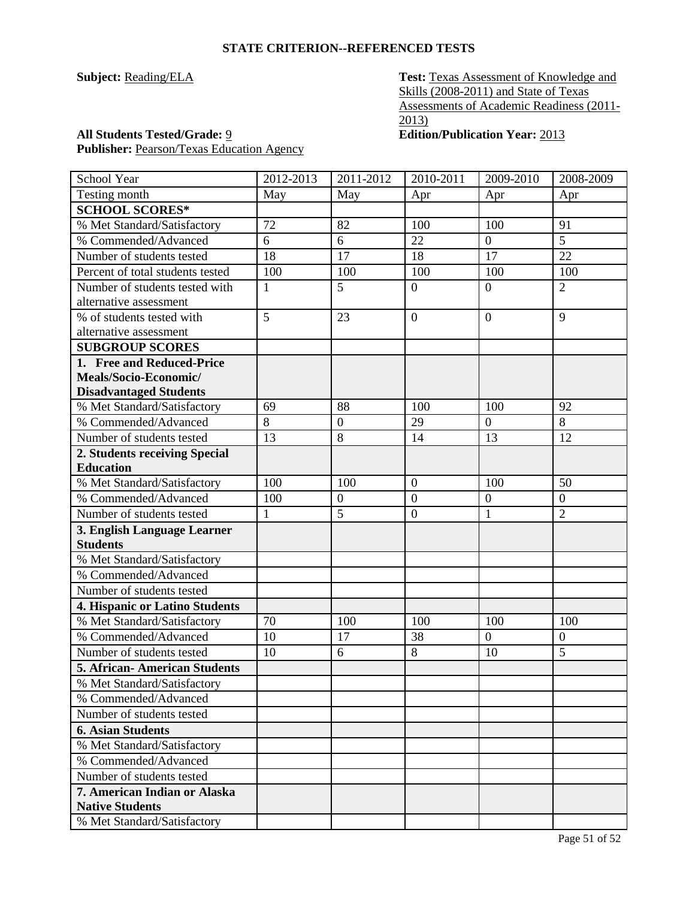**STATE CRITERION--REFERENCED TESTS**

**Subject:** Reading/ELA

**Test:** Texas Assessment of Knowledge and Skills (2008-2011) and State of Texas Assessments of Academic Readiness (2011-2013)

**All Students Tested/Grade:** 9

**Edition/Publication Year:** 2013

**Publisher:** Pearson/Texas Education Agency

| School Year | 2012-2013 | 2011-2012 | 2010-2011 | 2009-2010 | 2008-2009 |
|---|---|---|---|---|---|
| Testing month | May | May | Apr | Apr | Apr |
| **SCHOOL SCORES*** | | | | | |
| % Met Standard/Satisfactory | 72 | 82 | 100 | 100 | 91 |
| % Commended/Advanced | 6 | 6 | 22 | 0 | 5 |
| Number of students tested | 18 | 17 | 18 | 17 | 22 |
| Percent of total students tested | 100 | 100 | 100 | 100 | 100 |
| Number of students tested with alternative assessment | 1 | 5 | 0 | 0 | 2 |
| % of students tested with alternative assessment | 5 | 23 | 0 | 0 | 9 |
| **SUBGROUP SCORES** | | | | | |
| **1. Free and Reduced-Price Meals/Socio-Economic/ Disadvantaged Students** | | | | | |
| % Met Standard/Satisfactory | 69 | 88 | 100 | 100 | 92 |
| % Commended/Advanced | 8 | 0 | 29 | 0 | 8 |
| Number of students tested | 13 | 8 | 14 | 13 | 12 |
| **2. Students receiving Special Education** | | | | | |
| % Met Standard/Satisfactory | 100 | 100 | 0 | 100 | 50 |
| % Commended/Advanced | 100 | 0 | 0 | 0 | 0 |
| Number of students tested | 1 | 5 | 0 | 1 | 2 |
| **3. English Language Learner Students** | | | | | |
| % Met Standard/Satisfactory | | | | | |
| % Commended/Advanced | | | | | |
| Number of students tested | | | | | |
| **4. Hispanic or Latino Students** | | | | | |
| % Met Standard/Satisfactory | 70 | 100 | 100 | 100 | 100 |
| % Commended/Advanced | 10 | 17 | 38 | 0 | 0 |
| Number of students tested | 10 | 6 | 8 | 10 | 5 |
| **5. African- American Students** | | | | | |
| % Met Standard/Satisfactory | | | | | |
| % Commended/Advanced | | | | | |
| Number of students tested | | | | | |
| **6. Asian Students** | | | | | |
| % Met Standard/Satisfactory | | | | | |
| % Commended/Advanced | | | | | |
| Number of students tested | | | | | |
| **7. American Indian or Alaska Native Students** | | | | | |
| % Met Standard/Satisfactory | | | | | |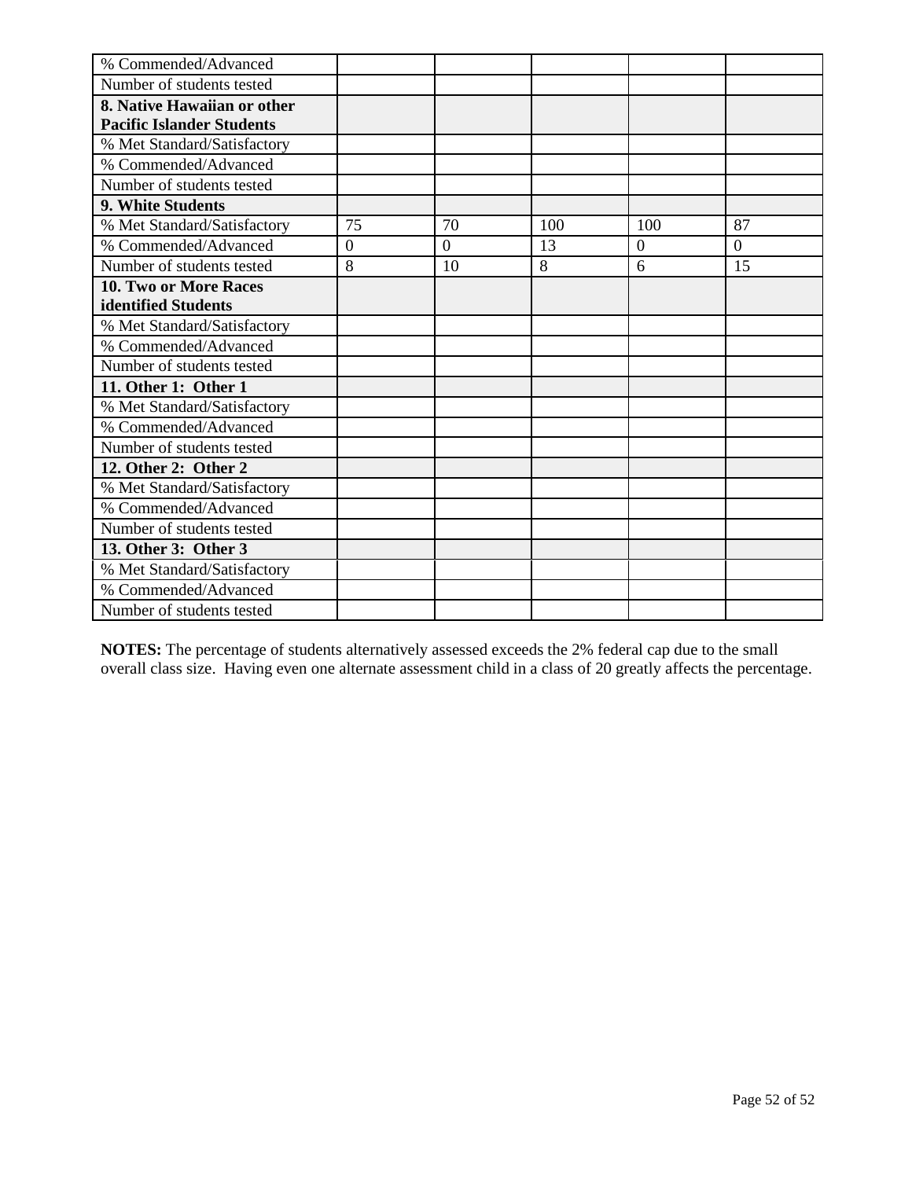| | | | | | |
|---|---|---|---|---|---|
| % Commended/Advanced | | | | | |
| Number of students tested | | | | | |
| **8. Native Hawaiian or other Pacific Islander Students** | | | | | |
| % Met Standard/Satisfactory | | | | | |
| % Commended/Advanced | | | | | |
| Number of students tested | | | | | |
| **9. White Students** | | | | | |
| % Met Standard/Satisfactory | 75 | 70 | 100 | 100 | 87 |
| % Commended/Advanced | 0 | 0 | 13 | 0 | 0 |
| Number of students tested | 8 | 10 | 8 | 6 | 15 |
| **10. Two or More Races identified Students** | | | | | |
| % Met Standard/Satisfactory | | | | | |
| % Commended/Advanced | | | | | |
| Number of students tested | | | | | |
| **11. Other 1: Other 1** | | | | | |
| % Met Standard/Satisfactory | | | | | |
| % Commended/Advanced | | | | | |
| Number of students tested | | | | | |
| **12. Other 2: Other 2** | | | | | |
| % Met Standard/Satisfactory | | | | | |
| % Commended/Advanced | | | | | |
| Number of students tested | | | | | |
| **13. Other 3: Other 3** | | | | | |
| % Met Standard/Satisfactory | | | | | |
| % Commended/Advanced | | | | | |
| Number of students tested | | | | | |

**NOTES:** The percentage of students alternatively assessed exceeds the 2% federal cap due to the small overall class size. Having even one alternate assessment child in a class of 20 greatly affects the percentage.